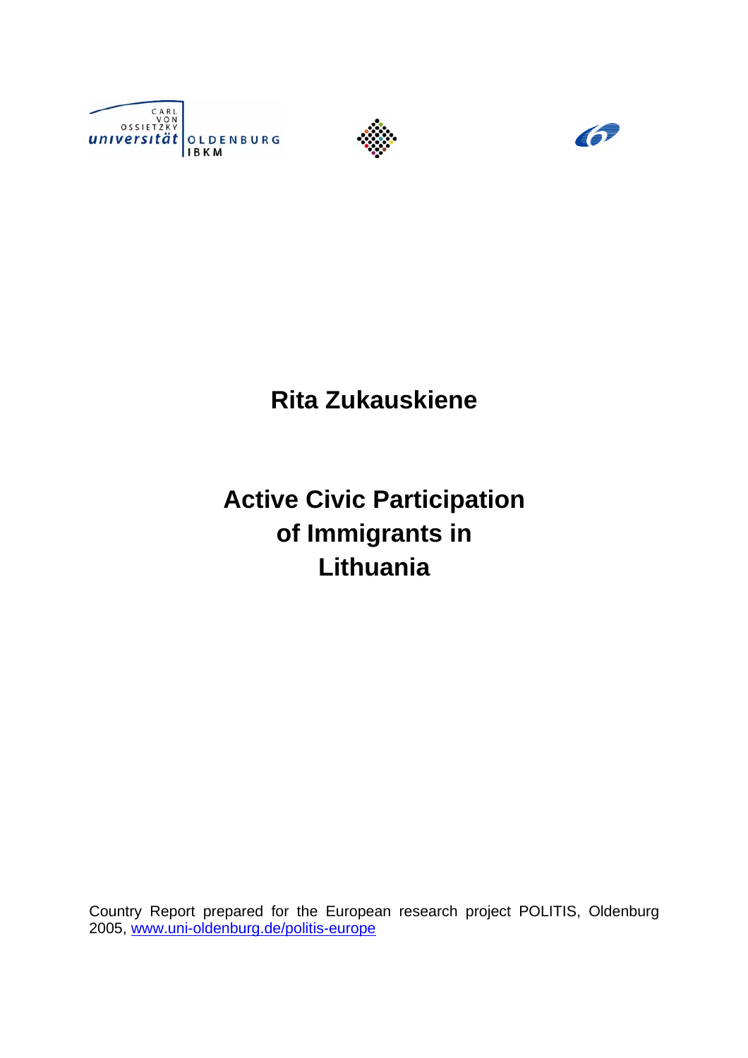**Rita Zukauskiene**

# Active Civic Participation of Immigrants in Lithuania

Country Report prepared for the European research project POLITIS, Oldenburg 2005, www.uni-oldenburg.de/politis-europe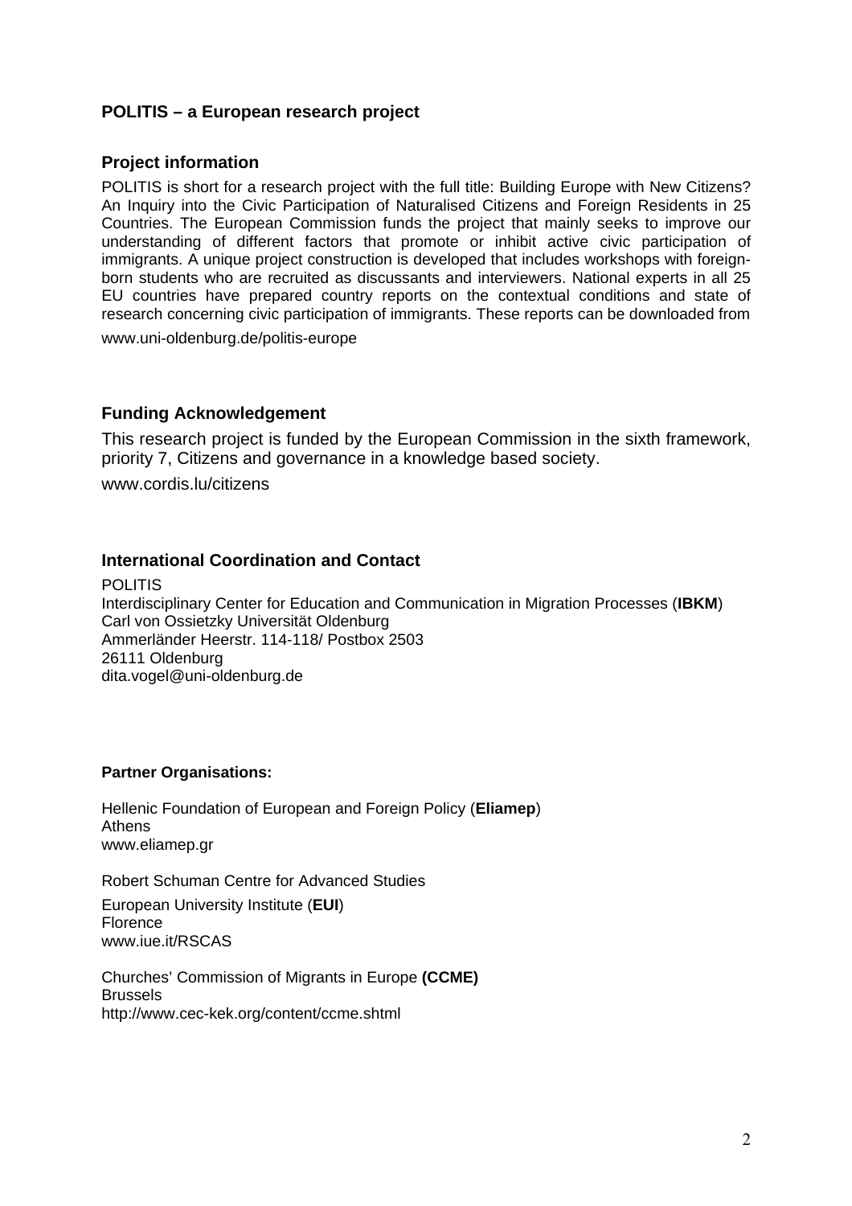## POLITIS – a European research project

### Project information

POLITIS is short for a research project with the full title: Building Europe with New Citizens? An Inquiry into the Civic Participation of Naturalised Citizens and Foreign Residents in 25 Countries. The European Commission funds the project that mainly seeks to improve our understanding of different factors that promote or inhibit active civic participation of immigrants. A unique project construction is developed that includes workshops with foreign-born students who are recruited as discussants and interviewers. National experts in all 25 EU countries have prepared country reports on the contextual conditions and state of research concerning civic participation of immigrants. These reports can be downloaded from

www.uni-oldenburg.de/politis-europe

### Funding Acknowledgement

This research project is funded by the European Commission in the sixth framework, priority 7, Citizens and governance in a knowledge based society.

www.cordis.lu/citizens

### International Coordination and Contact

POLITIS
Interdisciplinary Center for Education and Communication in Migration Processes (**IBKM**)
Carl von Ossietzky Universität Oldenburg
Ammerländer Heerstr. 114-118/ Postbox 2503
26111 Oldenburg
dita.vogel@uni-oldenburg.de

**Partner Organisations:**

Hellenic Foundation of European and Foreign Policy (**Eliamep**)
Athens
www.eliamep.gr

Robert Schuman Centre for Advanced Studies

European University Institute (**EUI**)
Florence
www.iue.it/RSCAS

Churches' Commission of Migrants in Europe **(CCME)**
Brussels
http://www.cec-kek.org/content/ccme.shtml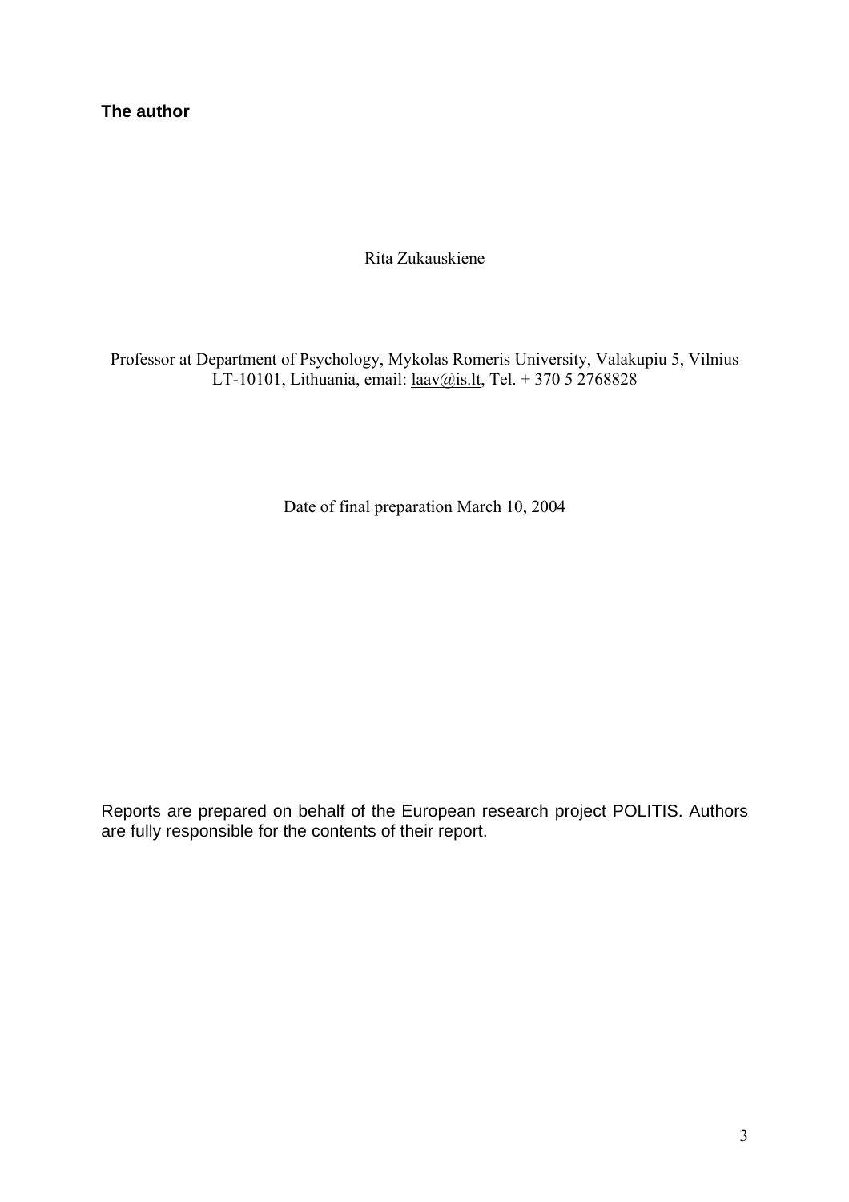**The author**

Rita Zukauskiene

Professor at Department of Psychology, Mykolas Romeris University, Valakupiu 5, Vilnius LT-10101, Lithuania, email: laav@is.lt, Tel. + 370 5 2768828

Date of final preparation March 10, 2004

Reports are prepared on behalf of the European research project POLITIS. Authors are fully responsible for the contents of their report.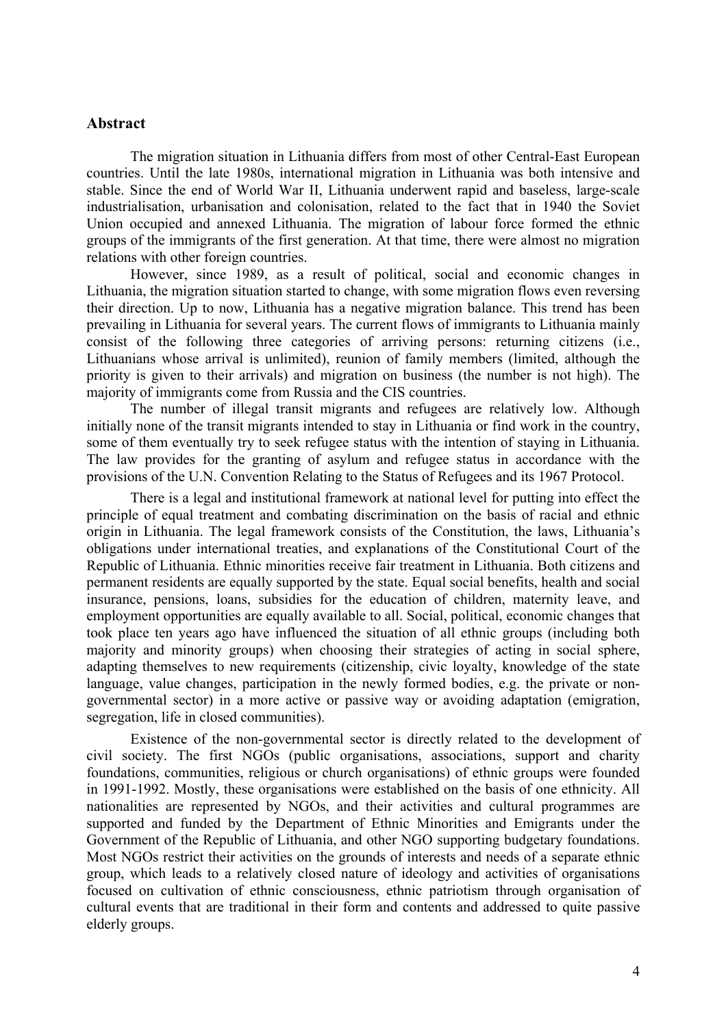## Abstract

The migration situation in Lithuania differs from most of other Central-East European countries. Until the late 1980s, international migration in Lithuania was both intensive and stable. Since the end of World War II, Lithuania underwent rapid and baseless, large-scale industrialisation, urbanisation and colonisation, related to the fact that in 1940 the Soviet Union occupied and annexed Lithuania. The migration of labour force formed the ethnic groups of the immigrants of the first generation. At that time, there were almost no migration relations with other foreign countries.

However, since 1989, as a result of political, social and economic changes in Lithuania, the migration situation started to change, with some migration flows even reversing their direction. Up to now, Lithuania has a negative migration balance. This trend has been prevailing in Lithuania for several years. The current flows of immigrants to Lithuania mainly consist of the following three categories of arriving persons: returning citizens (i.e., Lithuanians whose arrival is unlimited), reunion of family members (limited, although the priority is given to their arrivals) and migration on business (the number is not high). The majority of immigrants come from Russia and the CIS countries.

The number of illegal transit migrants and refugees are relatively low. Although initially none of the transit migrants intended to stay in Lithuania or find work in the country, some of them eventually try to seek refugee status with the intention of staying in Lithuania. The law provides for the granting of asylum and refugee status in accordance with the provisions of the U.N. Convention Relating to the Status of Refugees and its 1967 Protocol.

There is a legal and institutional framework at national level for putting into effect the principle of equal treatment and combating discrimination on the basis of racial and ethnic origin in Lithuania. The legal framework consists of the Constitution, the laws, Lithuania's obligations under international treaties, and explanations of the Constitutional Court of the Republic of Lithuania. Ethnic minorities receive fair treatment in Lithuania. Both citizens and permanent residents are equally supported by the state. Equal social benefits, health and social insurance, pensions, loans, subsidies for the education of children, maternity leave, and employment opportunities are equally available to all. Social, political, economic changes that took place ten years ago have influenced the situation of all ethnic groups (including both majority and minority groups) when choosing their strategies of acting in social sphere, adapting themselves to new requirements (citizenship, civic loyalty, knowledge of the state language, value changes, participation in the newly formed bodies, e.g. the private or non-governmental sector) in a more active or passive way or avoiding adaptation (emigration, segregation, life in closed communities).

Existence of the non-governmental sector is directly related to the development of civil society. The first NGOs (public organisations, associations, support and charity foundations, communities, religious or church organisations) of ethnic groups were founded in 1991-1992. Mostly, these organisations were established on the basis of one ethnicity. All nationalities are represented by NGOs, and their activities and cultural programmes are supported and funded by the Department of Ethnic Minorities and Emigrants under the Government of the Republic of Lithuania, and other NGO supporting budgetary foundations. Most NGOs restrict their activities on the grounds of interests and needs of a separate ethnic group, which leads to a relatively closed nature of ideology and activities of organisations focused on cultivation of ethnic consciousness, ethnic patriotism through organisation of cultural events that are traditional in their form and contents and addressed to quite passive elderly groups.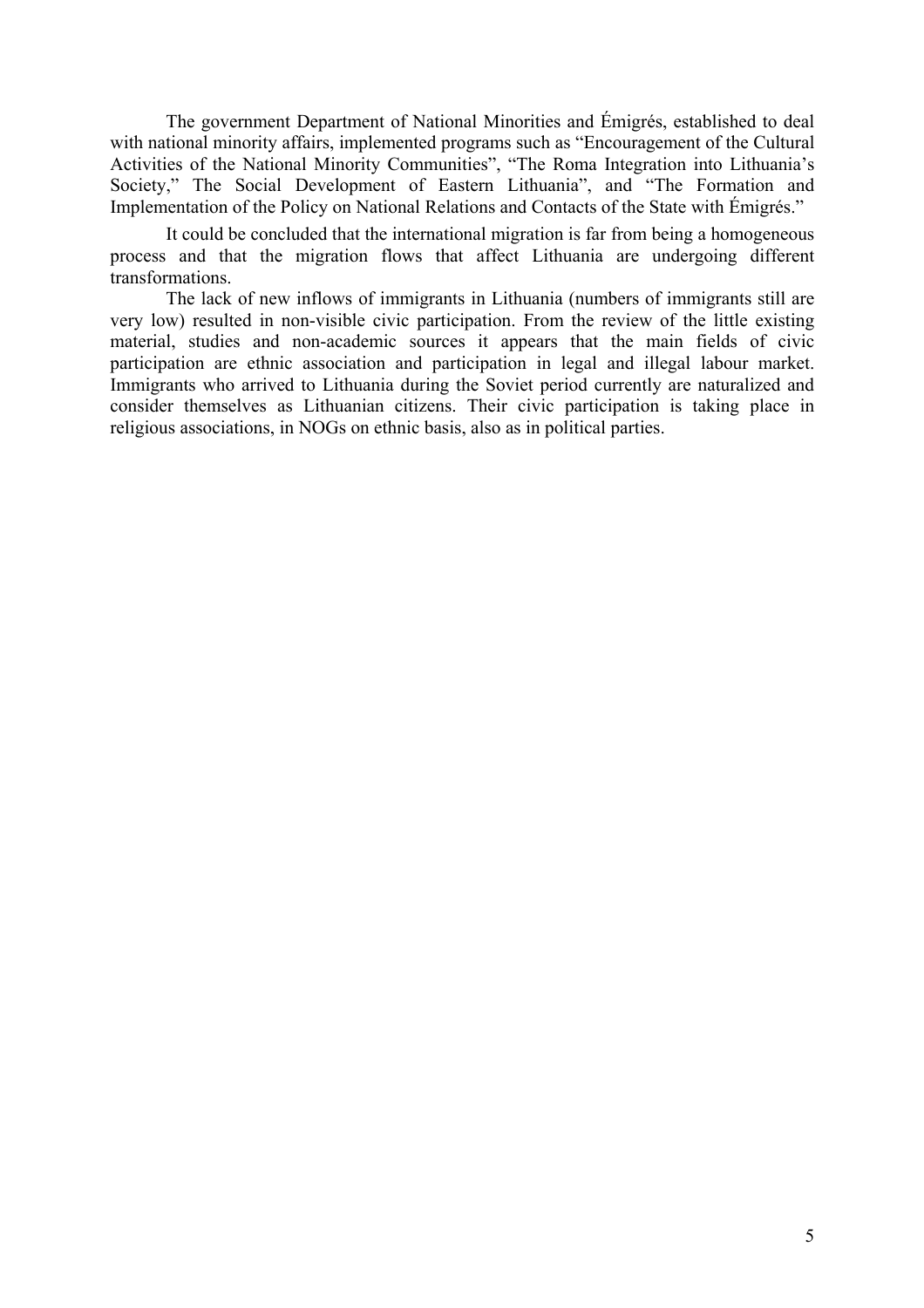The government Department of National Minorities and Émigrés, established to deal with national minority affairs, implemented programs such as "Encouragement of the Cultural Activities of the National Minority Communities", "The Roma Integration into Lithuania's Society," The Social Development of Eastern Lithuania", and "The Formation and Implementation of the Policy on National Relations and Contacts of the State with Émigrés."

It could be concluded that the international migration is far from being a homogeneous process and that the migration flows that affect Lithuania are undergoing different transformations.

The lack of new inflows of immigrants in Lithuania (numbers of immigrants still are very low) resulted in non-visible civic participation. From the review of the little existing material, studies and non-academic sources it appears that the main fields of civic participation are ethnic association and participation in legal and illegal labour market. Immigrants who arrived to Lithuania during the Soviet period currently are naturalized and consider themselves as Lithuanian citizens. Their civic participation is taking place in religious associations, in NOGs on ethnic basis, also as in political parties.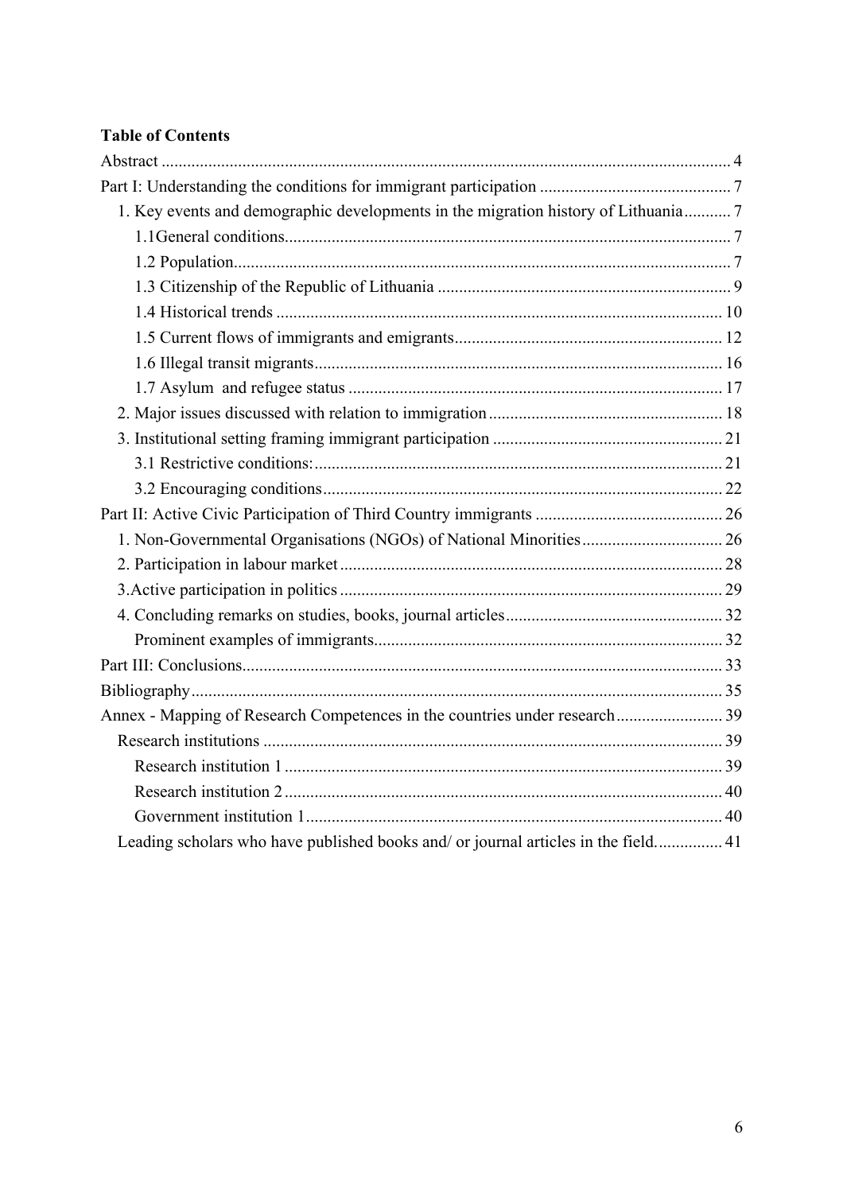**Table of Contents**

Abstract ..................................................................................................................... 4

Part I: Understanding the conditions for immigrant participation ............................................ 7

- 1. Key events and demographic developments in the migration history of Lithuania ........... 7
  - 1.1General conditions........................................................................................... 7
  - 1.2 Population..................................................................................................... 7
  - 1.3 Citizenship of the Republic of Lithuania ..................................................................... 9
  - 1.4 Historical trends ........................................................................................... 10
  - 1.5 Current flows of immigrants and emigrants.............................................................. 12
  - 1.6 Illegal transit migrants............................................................................... 16
  - 1.7 Asylum and refugee status ........................................................................ 17
- 2. Major issues discussed with relation to immigration....................................................... 18
- 3. Institutional setting framing immigrant participation ...................................................... 21
  - 3.1 Restrictive conditions:............................................................................... 21
  - 3.2 Encouraging conditions............................................................................. 22

Part II: Active Civic Participation of Third Country immigrants ............................................ 26

- 1. Non-Governmental Organisations (NGOs) of National Minorities................................. 26
- 2. Participation in labour market......................................................................... 28
- 3.Active participation in politics ......................................................................... 29
- 4. Concluding remarks on studies, books, journal articles................................................... 32
  - Prominent examples of immigrants.................................................................. 32

Part III: Conclusions.............................................................................................. 33

Bibliography........................................................................................................... 35

Annex - Mapping of Research Competences in the countries under research......................... 39

- Research institutions .......................................................................................... 39
  - Research institution 1 ...................................................................................... 39
  - Research institution 2 ...................................................................................... 40
  - Government institution 1................................................................................. 40
- Leading scholars who have published books and/ or journal articles in the field................ 41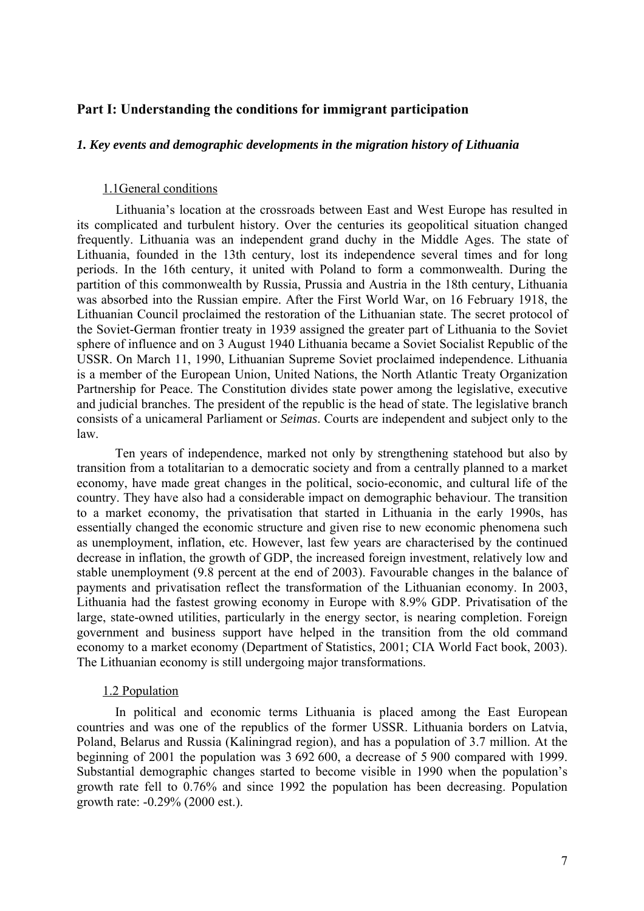## Part I: Understanding the conditions for immigrant participation

### *1. Key events and demographic developments in the migration history of Lithuania*

#### 1.1General conditions

Lithuania's location at the crossroads between East and West Europe has resulted in its complicated and turbulent history. Over the centuries its geopolitical situation changed frequently. Lithuania was an independent grand duchy in the Middle Ages. The state of Lithuania, founded in the 13th century, lost its independence several times and for long periods. In the 16th century, it united with Poland to form a commonwealth. During the partition of this commonwealth by Russia, Prussia and Austria in the 18th century, Lithuania was absorbed into the Russian empire. After the First World War, on 16 February 1918, the Lithuanian Council proclaimed the restoration of the Lithuanian state. The secret protocol of the Soviet-German frontier treaty in 1939 assigned the greater part of Lithuania to the Soviet sphere of influence and on 3 August 1940 Lithuania became a Soviet Socialist Republic of the USSR. On March 11, 1990, Lithuanian Supreme Soviet proclaimed independence. Lithuania is a member of the European Union, United Nations, the North Atlantic Treaty Organization Partnership for Peace. The Constitution divides state power among the legislative, executive and judicial branches. The president of the republic is the head of state. The legislative branch consists of a unicameral Parliament or *Seimas*. Courts are independent and subject only to the law.

Ten years of independence, marked not only by strengthening statehood but also by transition from a totalitarian to a democratic society and from a centrally planned to a market economy, have made great changes in the political, socio-economic, and cultural life of the country. They have also had a considerable impact on demographic behaviour. The transition to a market economy, the privatisation that started in Lithuania in the early 1990s, has essentially changed the economic structure and given rise to new economic phenomena such as unemployment, inflation, etc. However, last few years are characterised by the continued decrease in inflation, the growth of GDP, the increased foreign investment, relatively low and stable unemployment (9.8 percent at the end of 2003). Favourable changes in the balance of payments and privatisation reflect the transformation of the Lithuanian economy. In 2003, Lithuania had the fastest growing economy in Europe with 8.9% GDP. Privatisation of the large, state-owned utilities, particularly in the energy sector, is nearing completion. Foreign government and business support have helped in the transition from the old command economy to a market economy (Department of Statistics, 2001; CIA World Fact book, 2003). The Lithuanian economy is still undergoing major transformations.

#### 1.2 Population

In political and economic terms Lithuania is placed among the East European countries and was one of the republics of the former USSR. Lithuania borders on Latvia, Poland, Belarus and Russia (Kaliningrad region), and has a population of 3.7 million. At the beginning of 2001 the population was 3 692 600, a decrease of 5 900 compared with 1999. Substantial demographic changes started to become visible in 1990 when the population's growth rate fell to 0.76% and since 1992 the population has been decreasing. Population growth rate: -0.29% (2000 est.).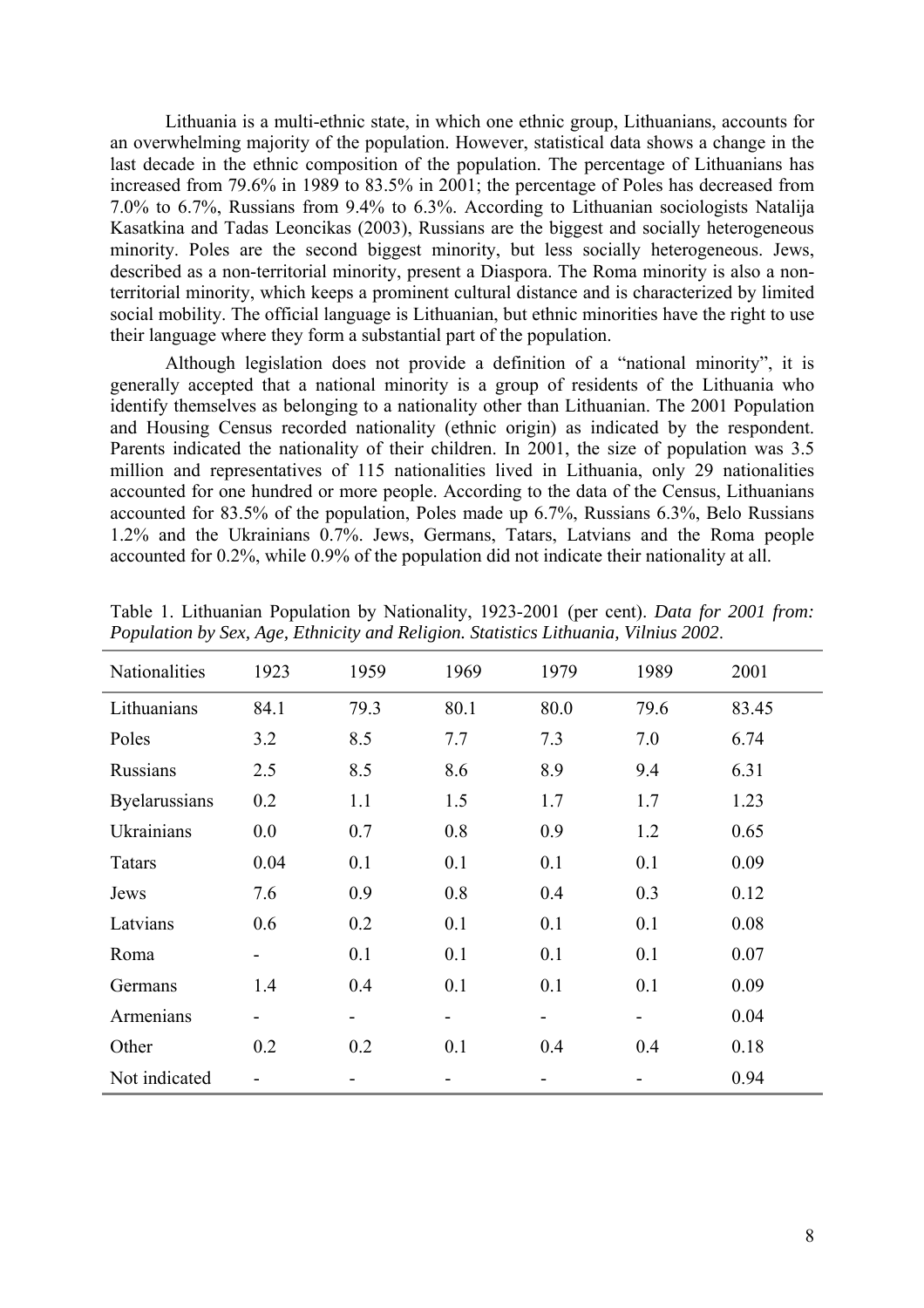Lithuania is a multi-ethnic state, in which one ethnic group, Lithuanians, accounts for an overwhelming majority of the population. However, statistical data shows a change in the last decade in the ethnic composition of the population. The percentage of Lithuanians has increased from 79.6% in 1989 to 83.5% in 2001; the percentage of Poles has decreased from 7.0% to 6.7%, Russians from 9.4% to 6.3%. According to Lithuanian sociologists Natalija Kasatkina and Tadas Leoncikas (2003), Russians are the biggest and socially heterogeneous minority. Poles are the second biggest minority, but less socially heterogeneous. Jews, described as a non-territorial minority, present a Diaspora. The Roma minority is also a non-territorial minority, which keeps a prominent cultural distance and is characterized by limited social mobility. The official language is Lithuanian, but ethnic minorities have the right to use their language where they form a substantial part of the population.

Although legislation does not provide a definition of a "national minority", it is generally accepted that a national minority is a group of residents of the Lithuania who identify themselves as belonging to a nationality other than Lithuanian. The 2001 Population and Housing Census recorded nationality (ethnic origin) as indicated by the respondent. Parents indicated the nationality of their children. In 2001, the size of population was 3.5 million and representatives of 115 nationalities lived in Lithuania, only 29 nationalities accounted for one hundred or more people. According to the data of the Census, Lithuanians accounted for 83.5% of the population, Poles made up 6.7%, Russians 6.3%, Belo Russians 1.2% and the Ukrainians 0.7%. Jews, Germans, Tatars, Latvians and the Roma people accounted for 0.2%, while 0.9% of the population did not indicate their nationality at all.

Table 1. Lithuanian Population by Nationality, 1923-2001 (per cent). *Data for 2001 from: Population by Sex, Age, Ethnicity and Religion. Statistics Lithuania, Vilnius 2002*.

| Nationalities | 1923 | 1959 | 1969 | 1979 | 1989 | 2001 |
|---|---|---|---|---|---|---|
| Lithuanians | 84.1 | 79.3 | 80.1 | 80.0 | 79.6 | 83.45 |
| Poles | 3.2 | 8.5 | 7.7 | 7.3 | 7.0 | 6.74 |
| Russians | 2.5 | 8.5 | 8.6 | 8.9 | 9.4 | 6.31 |
| Byelarussians | 0.2 | 1.1 | 1.5 | 1.7 | 1.7 | 1.23 |
| Ukrainians | 0.0 | 0.7 | 0.8 | 0.9 | 1.2 | 0.65 |
| Tatars | 0.04 | 0.1 | 0.1 | 0.1 | 0.1 | 0.09 |
| Jews | 7.6 | 0.9 | 0.8 | 0.4 | 0.3 | 0.12 |
| Latvians | 0.6 | 0.2 | 0.1 | 0.1 | 0.1 | 0.08 |
| Roma | - | 0.1 | 0.1 | 0.1 | 0.1 | 0.07 |
| Germans | 1.4 | 0.4 | 0.1 | 0.1 | 0.1 | 0.09 |
| Armenians | - | - | - | - | - | 0.04 |
| Other | 0.2 | 0.2 | 0.1 | 0.4 | 0.4 | 0.18 |
| Not indicated | - | - | - | - | - | 0.94 |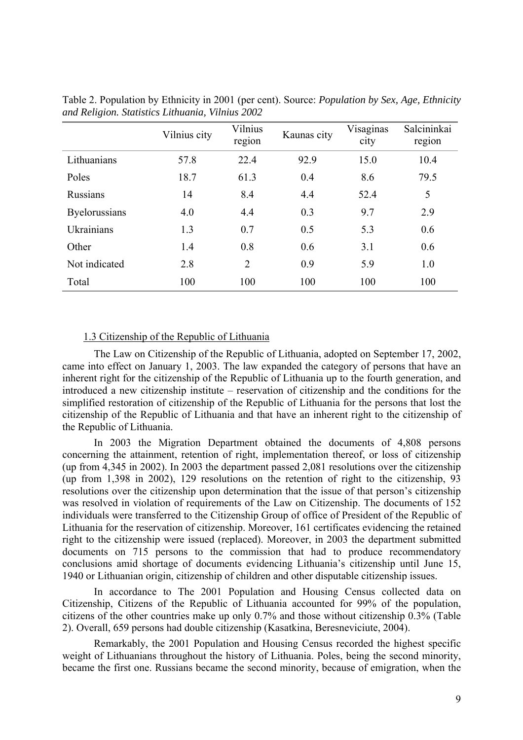Table 2. Population by Ethnicity in 2001 (per cent). Source: *Population by Sex, Age, Ethnicity and Religion. Statistics Lithuania, Vilnius 2002*

| | Vilnius city | Vilnius region | Kaunas city | Visaginas city | Salcininkai region |
|---|---|---|---|---|---|
| Lithuanians | 57.8 | 22.4 | 92.9 | 15.0 | 10.4 |
| Poles | 18.7 | 61.3 | 0.4 | 8.6 | 79.5 |
| Russians | 14 | 8.4 | 4.4 | 52.4 | 5 |
| Byelorussians | 4.0 | 4.4 | 0.3 | 9.7 | 2.9 |
| Ukrainians | 1.3 | 0.7 | 0.5 | 5.3 | 0.6 |
| Other | 1.4 | 0.8 | 0.6 | 3.1 | 0.6 |
| Not indicated | 2.8 | 2 | 0.9 | 5.9 | 1.0 |
| Total | 100 | 100 | 100 | 100 | 100 |

### 1.3 Citizenship of the Republic of Lithuania

The Law on Citizenship of the Republic of Lithuania, adopted on September 17, 2002, came into effect on January 1, 2003. The law expanded the category of persons that have an inherent right for the citizenship of the Republic of Lithuania up to the fourth generation, and introduced a new citizenship institute – reservation of citizenship and the conditions for the simplified restoration of citizenship of the Republic of Lithuania for the persons that lost the citizenship of the Republic of Lithuania and that have an inherent right to the citizenship of the Republic of Lithuania.

In 2003 the Migration Department obtained the documents of 4,808 persons concerning the attainment, retention of right, implementation thereof, or loss of citizenship (up from 4,345 in 2002). In 2003 the department passed 2,081 resolutions over the citizenship (up from 1,398 in 2002), 129 resolutions on the retention of right to the citizenship, 93 resolutions over the citizenship upon determination that the issue of that person's citizenship was resolved in violation of requirements of the Law on Citizenship. The documents of 152 individuals were transferred to the Citizenship Group of office of President of the Republic of Lithuania for the reservation of citizenship. Moreover, 161 certificates evidencing the retained right to the citizenship were issued (replaced). Moreover, in 2003 the department submitted documents on 715 persons to the commission that had to produce recommendatory conclusions amid shortage of documents evidencing Lithuania's citizenship until June 15, 1940 or Lithuanian origin, citizenship of children and other disputable citizenship issues.

In accordance to The 2001 Population and Housing Census collected data on Citizenship, Citizens of the Republic of Lithuania accounted for 99% of the population, citizens of the other countries make up only 0.7% and those without citizenship 0.3% (Table 2). Overall, 659 persons had double citizenship (Kasatkina, Beresneviciute, 2004).

Remarkably, the 2001 Population and Housing Census recorded the highest specific weight of Lithuanians throughout the history of Lithuania. Poles, being the second minority, became the first one. Russians became the second minority, because of emigration, when the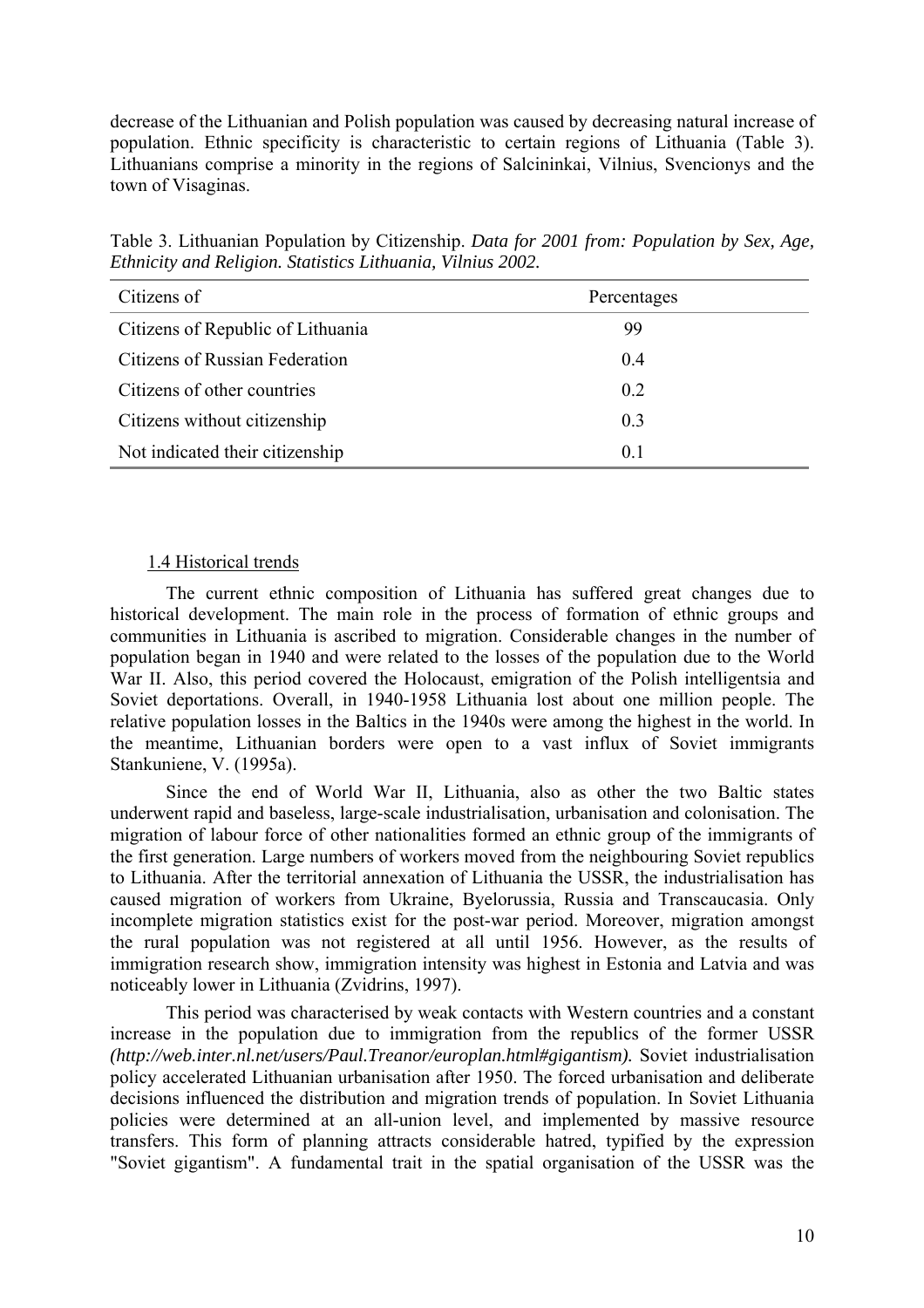decrease of the Lithuanian and Polish population was caused by decreasing natural increase of population. Ethnic specificity is characteristic to certain regions of Lithuania (Table 3). Lithuanians comprise a minority in the regions of Salcininkai, Vilnius, Svencionys and the town of Visaginas.

Table 3. Lithuanian Population by Citizenship. *Data for 2001 from: Population by Sex, Age, Ethnicity and Religion. Statistics Lithuania, Vilnius 2002.*

| Citizens of | Percentages |
|---|---|
| Citizens of Republic of Lithuania | 99 |
| Citizens of Russian Federation | 0.4 |
| Citizens of other countries | 0.2 |
| Citizens without citizenship | 0.3 |
| Not indicated their citizenship | 0.1 |

### 1.4 Historical trends

The current ethnic composition of Lithuania has suffered great changes due to historical development. The main role in the process of formation of ethnic groups and communities in Lithuania is ascribed to migration. Considerable changes in the number of population began in 1940 and were related to the losses of the population due to the World War II. Also, this period covered the Holocaust, emigration of the Polish intelligentsia and Soviet deportations. Overall, in 1940-1958 Lithuania lost about one million people. The relative population losses in the Baltics in the 1940s were among the highest in the world. In the meantime, Lithuanian borders were open to a vast influx of Soviet immigrants Stankuniene, V. (1995a).

Since the end of World War II, Lithuania, also as other the two Baltic states underwent rapid and baseless, large-scale industrialisation, urbanisation and colonisation. The migration of labour force of other nationalities formed an ethnic group of the immigrants of the first generation. Large numbers of workers moved from the neighbouring Soviet republics to Lithuania. After the territorial annexation of Lithuania the USSR, the industrialisation has caused migration of workers from Ukraine, Byelorussia, Russia and Transcaucasia. Only incomplete migration statistics exist for the post-war period. Moreover, migration amongst the rural population was not registered at all until 1956. However, as the results of immigration research show, immigration intensity was highest in Estonia and Latvia and was noticeably lower in Lithuania (Zvidrins, 1997).

This period was characterised by weak contacts with Western countries and a constant increase in the population due to immigration from the republics of the former USSR *(http://web.inter.nl.net/users/Paul.Treanor/europlan.html#gigantism).* Soviet industrialisation policy accelerated Lithuanian urbanisation after 1950. The forced urbanisation and deliberate decisions influenced the distribution and migration trends of population. In Soviet Lithuania policies were determined at an all-union level, and implemented by massive resource transfers. This form of planning attracts considerable hatred, typified by the expression "Soviet gigantism". A fundamental trait in the spatial organisation of the USSR was the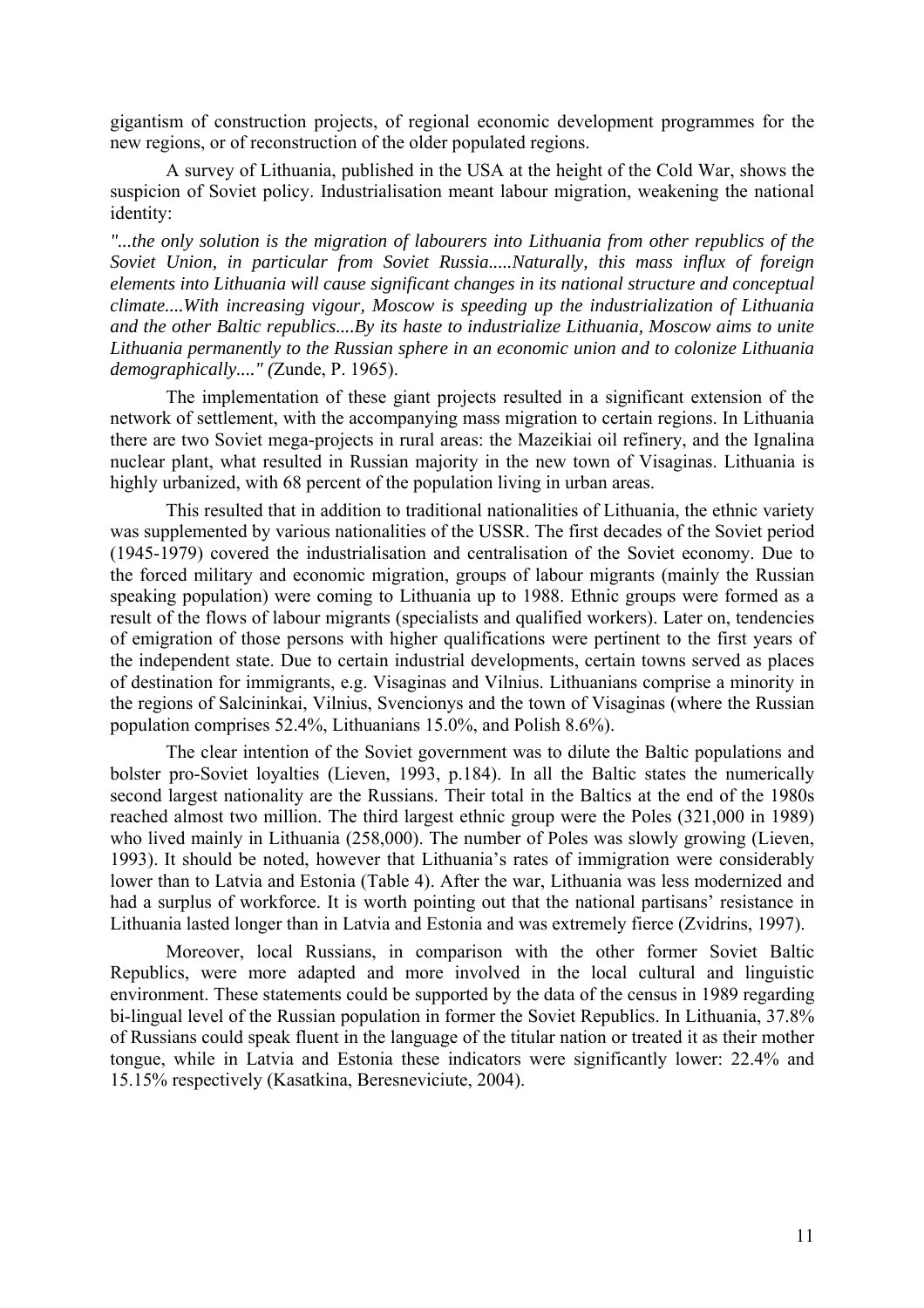gigantism of construction projects, of regional economic development programmes for the new regions, or of reconstruction of the older populated regions.

A survey of Lithuania, published in the USA at the height of the Cold War, shows the suspicion of Soviet policy. Industrialisation meant labour migration, weakening the national identity:

*"...the only solution is the migration of labourers into Lithuania from other republics of the Soviet Union, in particular from Soviet Russia.....Naturally, this mass influx of foreign elements into Lithuania will cause significant changes in its national structure and conceptual climate....With increasing vigour, Moscow is speeding up the industrialization of Lithuania and the other Baltic republics....By its haste to industrialize Lithuania, Moscow aims to unite Lithuania permanently to the Russian sphere in an economic union and to colonize Lithuania demographically...." (*Zunde, P. 1965).

The implementation of these giant projects resulted in a significant extension of the network of settlement, with the accompanying mass migration to certain regions. In Lithuania there are two Soviet mega-projects in rural areas: the Mazeikiai oil refinery, and the Ignalina nuclear plant, what resulted in Russian majority in the new town of Visaginas. Lithuania is highly urbanized, with 68 percent of the population living in urban areas.

This resulted that in addition to traditional nationalities of Lithuania, the ethnic variety was supplemented by various nationalities of the USSR. The first decades of the Soviet period (1945-1979) covered the industrialisation and centralisation of the Soviet economy. Due to the forced military and economic migration, groups of labour migrants (mainly the Russian speaking population) were coming to Lithuania up to 1988. Ethnic groups were formed as a result of the flows of labour migrants (specialists and qualified workers). Later on, tendencies of emigration of those persons with higher qualifications were pertinent to the first years of the independent state. Due to certain industrial developments, certain towns served as places of destination for immigrants, e.g. Visaginas and Vilnius. Lithuanians comprise a minority in the regions of Salcininkai, Vilnius, Svencionys and the town of Visaginas (where the Russian population comprises 52.4%, Lithuanians 15.0%, and Polish 8.6%).

The clear intention of the Soviet government was to dilute the Baltic populations and bolster pro-Soviet loyalties (Lieven, 1993, p.184). In all the Baltic states the numerically second largest nationality are the Russians. Their total in the Baltics at the end of the 1980s reached almost two million. The third largest ethnic group were the Poles (321,000 in 1989) who lived mainly in Lithuania (258,000). The number of Poles was slowly growing (Lieven, 1993). It should be noted, however that Lithuania's rates of immigration were considerably lower than to Latvia and Estonia (Table 4). After the war, Lithuania was less modernized and had a surplus of workforce. It is worth pointing out that the national partisans' resistance in Lithuania lasted longer than in Latvia and Estonia and was extremely fierce (Zvidrins, 1997).

Moreover, local Russians, in comparison with the other former Soviet Baltic Republics, were more adapted and more involved in the local cultural and linguistic environment. These statements could be supported by the data of the census in 1989 regarding bi-lingual level of the Russian population in former the Soviet Republics. In Lithuania, 37.8% of Russians could speak fluent in the language of the titular nation or treated it as their mother tongue, while in Latvia and Estonia these indicators were significantly lower: 22.4% and 15.15% respectively (Kasatkina, Beresneviciute, 2004).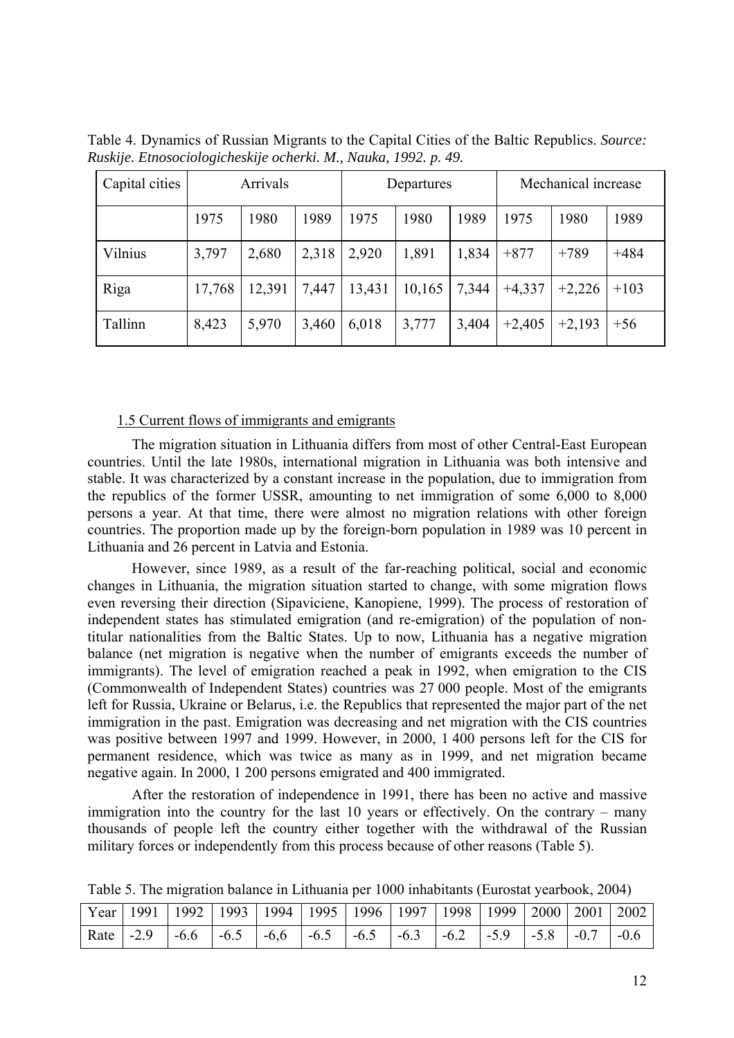Table 4. Dynamics of Russian Migrants to the Capital Cities of the Baltic Republics. *Source: Ruskije. Etnosociologicheskije ocherki. M., Nauka, 1992. p. 49.*

| Capital cities | Arrivals | | | Departures | | | Mechanical increase | | |
|---|---|---|---|---|---|---|---|---|---|
| | 1975 | 1980 | 1989 | 1975 | 1980 | 1989 | 1975 | 1980 | 1989 |
| Vilnius | 3,797 | 2,680 | 2,318 | 2,920 | 1,891 | 1,834 | +877 | +789 | +484 |
| Riga | 17,768 | 12,391 | 7,447 | 13,431 | 10,165 | 7,344 | +4,337 | +2,226 | +103 |
| Tallinn | 8,423 | 5,970 | 3,460 | 6,018 | 3,777 | 3,404 | +2,405 | +2,193 | +56 |

### 1.5 Current flows of immigrants and emigrants

The migration situation in Lithuania differs from most of other Central-East European countries. Until the late 1980s, international migration in Lithuania was both intensive and stable. It was characterized by a constant increase in the population, due to immigration from the republics of the former USSR, amounting to net immigration of some 6,000 to 8,000 persons a year. At that time, there were almost no migration relations with other foreign countries. The proportion made up by the foreign-born population in 1989 was 10 percent in Lithuania and 26 percent in Latvia and Estonia.

However, since 1989, as a result of the far-reaching political, social and economic changes in Lithuania, the migration situation started to change, with some migration flows even reversing their direction (Sipaviciene, Kanopiene, 1999). The process of restoration of independent states has stimulated emigration (and re-emigration) of the population of non-titular nationalities from the Baltic States. Up to now, Lithuania has a negative migration balance (net migration is negative when the number of emigrants exceeds the number of immigrants). The level of emigration reached a peak in 1992, when emigration to the CIS (Commonwealth of Independent States) countries was 27 000 people. Most of the emigrants left for Russia, Ukraine or Belarus, i.e. the Republics that represented the major part of the net immigration in the past. Emigration was decreasing and net migration with the CIS countries was positive between 1997 and 1999. However, in 2000, 1 400 persons left for the CIS for permanent residence, which was twice as many as in 1999, and net migration became negative again. In 2000, 1 200 persons emigrated and 400 immigrated.

After the restoration of independence in 1991, there has been no active and massive immigration into the country for the last 10 years or effectively. On the contrary – many thousands of people left the country either together with the withdrawal of the Russian military forces or independently from this process because of other reasons (Table 5).

Table 5. The migration balance in Lithuania per 1000 inhabitants (Eurostat yearbook, 2004)

| Year | 1991 | 1992 | 1993 | 1994 | 1995 | 1996 | 1997 | 1998 | 1999 | 2000 | 2001 | 2002 |
|---|---|---|---|---|---|---|---|---|---|---|---|---|
| Rate | -2.9 | -6.6 | -6.5 | -6,6 | -6.5 | -6.5 | -6.3 | -6.2 | -5.9 | -5.8 | -0.7 | -0.6 |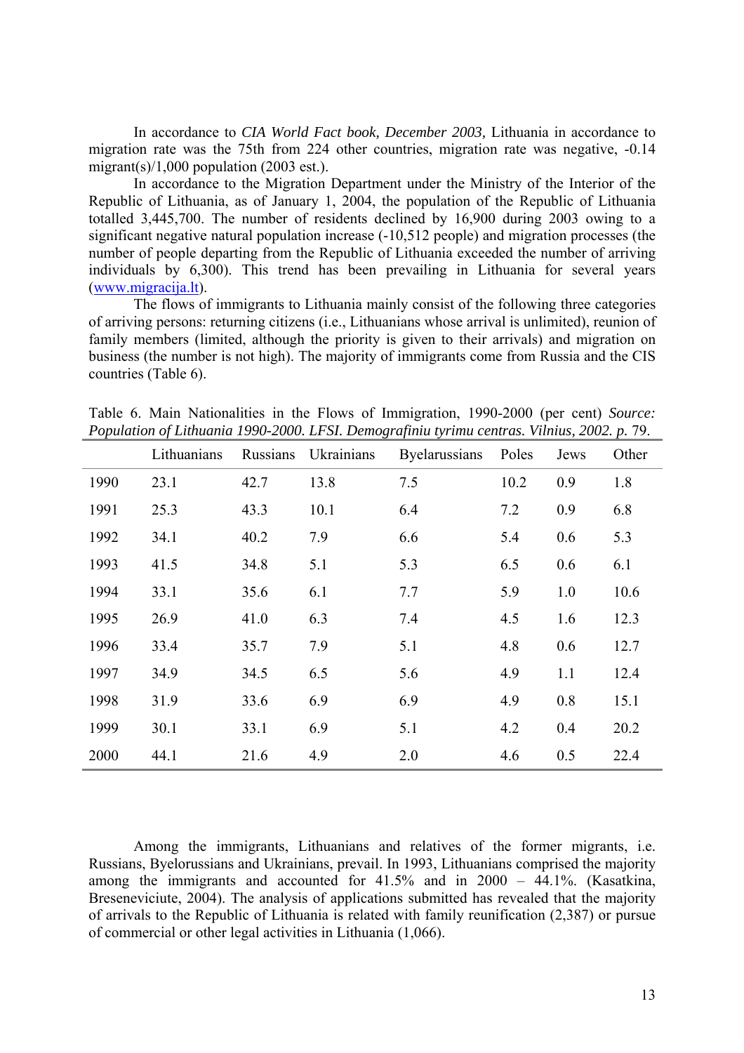In accordance to *CIA World Fact book, December 2003,* Lithuania in accordance to migration rate was the 75th from 224 other countries, migration rate was negative, -0.14 migrant(s)/1,000 population (2003 est.).

In accordance to the Migration Department under the Ministry of the Interior of the Republic of Lithuania, as of January 1, 2004, the population of the Republic of Lithuania totalled 3,445,700. The number of residents declined by 16,900 during 2003 owing to a significant negative natural population increase (-10,512 people) and migration processes (the number of people departing from the Republic of Lithuania exceeded the number of arriving individuals by 6,300). This trend has been prevailing in Lithuania for several years (www.migracija.lt).

The flows of immigrants to Lithuania mainly consist of the following three categories of arriving persons: returning citizens (i.e., Lithuanians whose arrival is unlimited), reunion of family members (limited, although the priority is given to their arrivals) and migration on business (the number is not high). The majority of immigrants come from Russia and the CIS countries (Table 6).

Table 6. Main Nationalities in the Flows of Immigration, 1990-2000 (per cent) *Source: Population of Lithuania 1990-2000. LFSI. Demografiniu tyrimu centras. Vilnius, 2002. p.* 79.

| | Lithuanians | Russians | Ukrainians | Byelarussians | Poles | Jews | Other |
|---|---|---|---|---|---|---|---|
| 1990 | 23.1 | 42.7 | 13.8 | 7.5 | 10.2 | 0.9 | 1.8 |
| 1991 | 25.3 | 43.3 | 10.1 | 6.4 | 7.2 | 0.9 | 6.8 |
| 1992 | 34.1 | 40.2 | 7.9 | 6.6 | 5.4 | 0.6 | 5.3 |
| 1993 | 41.5 | 34.8 | 5.1 | 5.3 | 6.5 | 0.6 | 6.1 |
| 1994 | 33.1 | 35.6 | 6.1 | 7.7 | 5.9 | 1.0 | 10.6 |
| 1995 | 26.9 | 41.0 | 6.3 | 7.4 | 4.5 | 1.6 | 12.3 |
| 1996 | 33.4 | 35.7 | 7.9 | 5.1 | 4.8 | 0.6 | 12.7 |
| 1997 | 34.9 | 34.5 | 6.5 | 5.6 | 4.9 | 1.1 | 12.4 |
| 1998 | 31.9 | 33.6 | 6.9 | 6.9 | 4.9 | 0.8 | 15.1 |
| 1999 | 30.1 | 33.1 | 6.9 | 5.1 | 4.2 | 0.4 | 20.2 |
| 2000 | 44.1 | 21.6 | 4.9 | 2.0 | 4.6 | 0.5 | 22.4 |

Among the immigrants, Lithuanians and relatives of the former migrants, i.e. Russians, Byelorussians and Ukrainians, prevail. In 1993, Lithuanians comprised the majority among the immigrants and accounted for 41.5% and in 2000 – 44.1%. (Kasatkina, Breseneviciute, 2004). The analysis of applications submitted has revealed that the majority of arrivals to the Republic of Lithuania is related with family reunification (2,387) or pursue of commercial or other legal activities in Lithuania (1,066).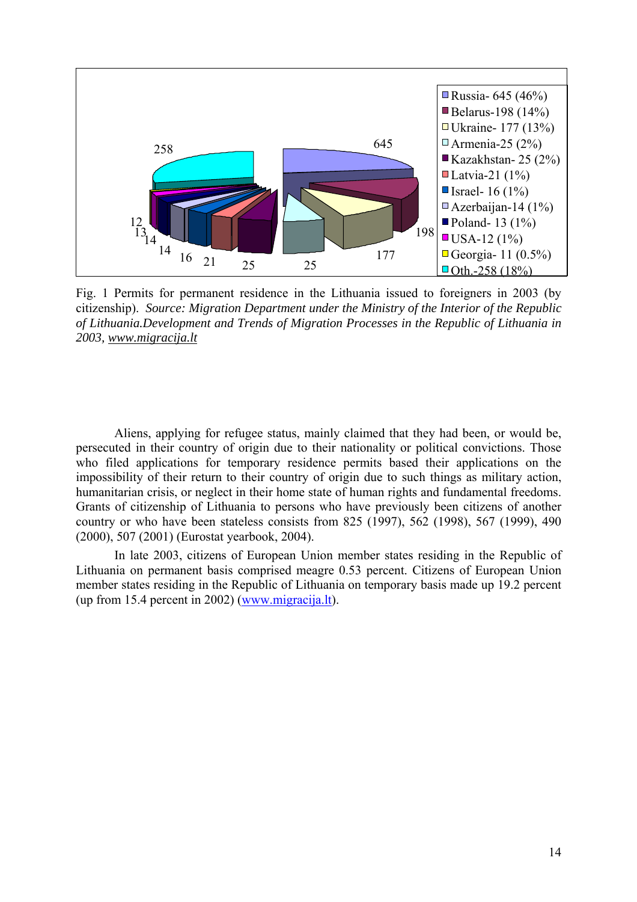Fig. 1 Permits for permanent residence in the Lithuania issued to foreigners in 2003 (by citizenship). *Source: Migration Department under the Ministry of the Interior of the Republic of Lithuania.Development and Trends of Migration Processes in the Republic of Lithuania in 2003, www.migracija.lt*

Aliens, applying for refugee status, mainly claimed that they had been, or would be, persecuted in their country of origin due to their nationality or political convictions. Those who filed applications for temporary residence permits based their applications on the impossibility of their return to their country of origin due to such things as military action, humanitarian crisis, or neglect in their home state of human rights and fundamental freedoms. Grants of citizenship of Lithuania to persons who have previously been citizens of another country or who have been stateless consists from 825 (1997), 562 (1998), 567 (1999), 490 (2000), 507 (2001) (Eurostat yearbook, 2004).

In late 2003, citizens of European Union member states residing in the Republic of Lithuania on permanent basis comprised meagre 0.53 percent. Citizens of European Union member states residing in the Republic of Lithuania on temporary basis made up 19.2 percent (up from 15.4 percent in 2002) (www.migracija.lt).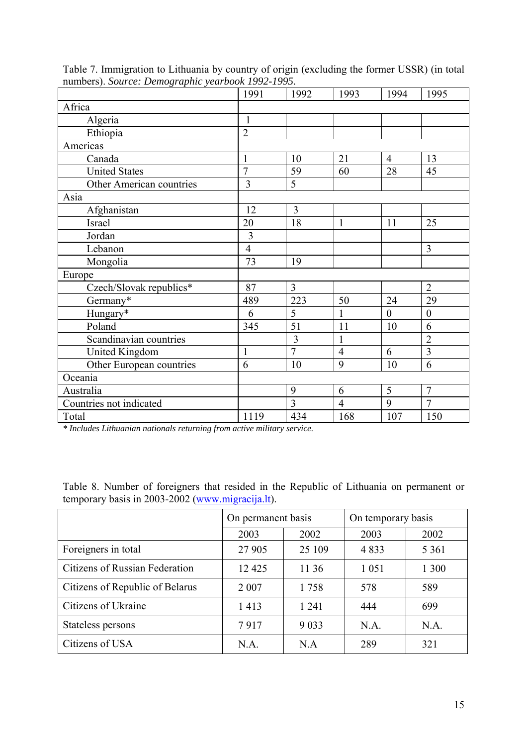Table 7. Immigration to Lithuania by country of origin (excluding the former USSR) (in total numbers). *Source: Demographic yearbook 1992-1995.*

| | 1991 | 1992 | 1993 | 1994 | 1995 |
|---|---|---|---|---|---|
| Africa | | | | | |
| Algeria | 1 | | | | |
| Ethiopia | 2 | | | | |
| Americas | | | | | |
| Canada | 1 | 10 | 21 | 4 | 13 |
| United States | 7 | 59 | 60 | 28 | 45 |
| Other American countries | 3 | 5 | | | |
| Asia | | | | | |
| Afghanistan | 12 | 3 | | | |
| Israel | 20 | 18 | 1 | 11 | 25 |
| Jordan | 3 | | | | |
| Lebanon | 4 | | | | 3 |
| Mongolia | 73 | 19 | | | |
| Europe | | | | | |
| Czech/Slovak republics* | 87 | 3 | | | 2 |
| Germany* | 489 | 223 | 50 | 24 | 29 |
| Hungary* | 6 | 5 | 1 | 0 | 0 |
| Poland | 345 | 51 | 11 | 10 | 6 |
| Scandinavian countries | | 3 | 1 | | 2 |
| United Kingdom | 1 | 7 | 4 | 6 | 3 |
| Other European countries | 6 | 10 | 9 | 10 | 6 |
| Oceania | | | | | |
| Australia | | 9 | 6 | 5 | 7 |
| Countries not indicated | | 3 | 4 | 9 | 7 |
| Total | 1119 | 434 | 168 | 107 | 150 |

*\* Includes Lithuanian nationals returning from active military service.*

Table 8. Number of foreigners that resided in the Republic of Lithuania on permanent or temporary basis in 2003-2002 (www.migracija.lt).

| | On permanent basis | | On temporary basis | |
|---|---|---|---|---|
| | 2003 | 2002 | 2003 | 2002 |
| Foreigners in total | 27 905 | 25 109 | 4 833 | 5 361 |
| Citizens of Russian Federation | 12 425 | 11 36 | 1 051 | 1 300 |
| Citizens of Republic of Belarus | 2 007 | 1 758 | 578 | 589 |
| Citizens of Ukraine | 1 413 | 1 241 | 444 | 699 |
| Stateless persons | 7 917 | 9 033 | N.A. | N.A. |
| Citizens of USA | N.A. | N.A | 289 | 321 |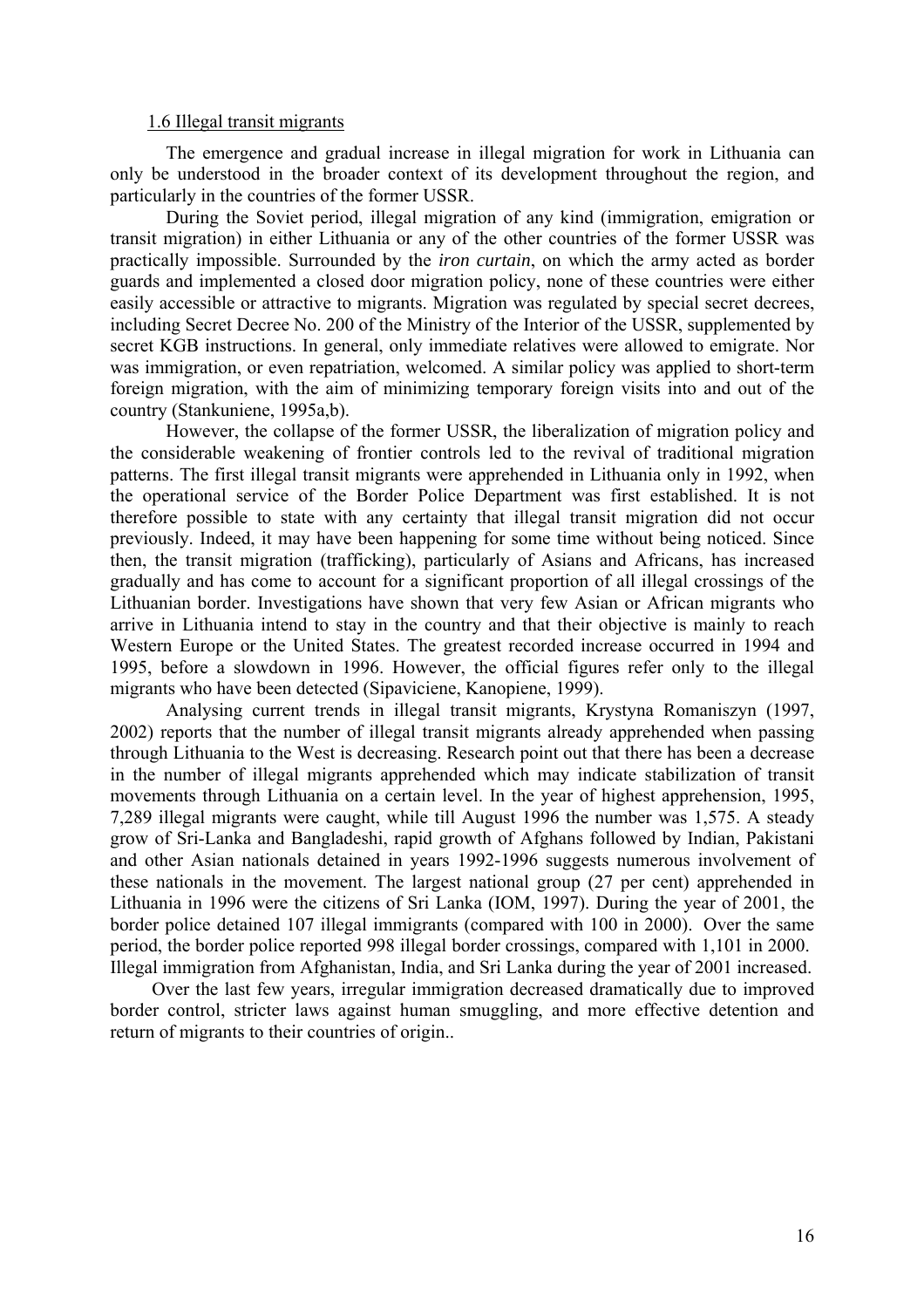## 1.6 Illegal transit migrants

The emergence and gradual increase in illegal migration for work in Lithuania can only be understood in the broader context of its development throughout the region, and particularly in the countries of the former USSR.

During the Soviet period, illegal migration of any kind (immigration, emigration or transit migration) in either Lithuania or any of the other countries of the former USSR was practically impossible. Surrounded by the *iron curtain*, on which the army acted as border guards and implemented a closed door migration policy, none of these countries were either easily accessible or attractive to migrants. Migration was regulated by special secret decrees, including Secret Decree No. 200 of the Ministry of the Interior of the USSR, supplemented by secret KGB instructions. In general, only immediate relatives were allowed to emigrate. Nor was immigration, or even repatriation, welcomed. A similar policy was applied to short-term foreign migration, with the aim of minimizing temporary foreign visits into and out of the country (Stankuniene, 1995a,b).

However, the collapse of the former USSR, the liberalization of migration policy and the considerable weakening of frontier controls led to the revival of traditional migration patterns. The first illegal transit migrants were apprehended in Lithuania only in 1992, when the operational service of the Border Police Department was first established. It is not therefore possible to state with any certainty that illegal transit migration did not occur previously. Indeed, it may have been happening for some time without being noticed. Since then, the transit migration (trafficking), particularly of Asians and Africans, has increased gradually and has come to account for a significant proportion of all illegal crossings of the Lithuanian border. Investigations have shown that very few Asian or African migrants who arrive in Lithuania intend to stay in the country and that their objective is mainly to reach Western Europe or the United States. The greatest recorded increase occurred in 1994 and 1995, before a slowdown in 1996. However, the official figures refer only to the illegal migrants who have been detected (Sipaviciene, Kanopiene, 1999).

Analysing current trends in illegal transit migrants, Krystyna Romaniszyn (1997, 2002) reports that the number of illegal transit migrants already apprehended when passing through Lithuania to the West is decreasing. Research point out that there has been a decrease in the number of illegal migrants apprehended which may indicate stabilization of transit movements through Lithuania on a certain level. In the year of highest apprehension, 1995, 7,289 illegal migrants were caught, while till August 1996 the number was 1,575. A steady grow of Sri-Lanka and Bangladeshi, rapid growth of Afghans followed by Indian, Pakistani and other Asian nationals detained in years 1992-1996 suggests numerous involvement of these nationals in the movement. The largest national group (27 per cent) apprehended in Lithuania in 1996 were the citizens of Sri Lanka (IOM, 1997). During the year of 2001, the border police detained 107 illegal immigrants (compared with 100 in 2000). Over the same period, the border police reported 998 illegal border crossings, compared with 1,101 in 2000. Illegal immigration from Afghanistan, India, and Sri Lanka during the year of 2001 increased.

Over the last few years, irregular immigration decreased dramatically due to improved border control, stricter laws against human smuggling, and more effective detention and return of migrants to their countries of origin..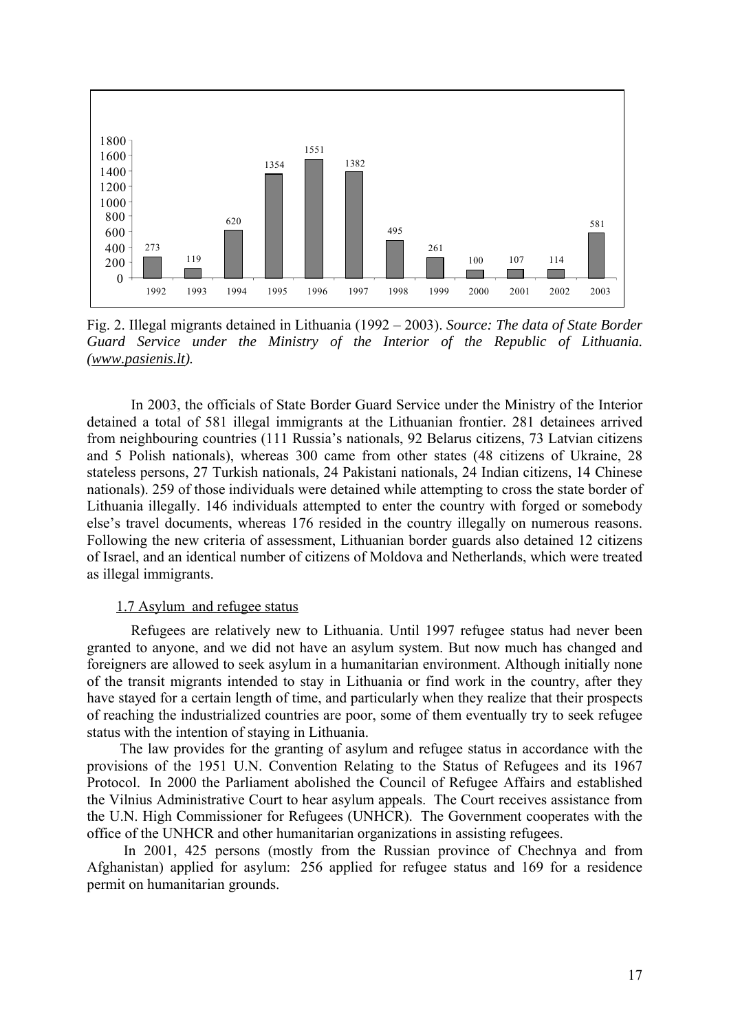| Year | 1992 | 1993 | 1994 | 1995 | 1996 | 1997 | 1998 | 1999 | 2000 | 2001 | 2002 | 2003 |
|---|---|---|---|---|---|---|---|---|---|---|---|---|
| Illegal migrants detained | 273 | 119 | 620 | 1354 | 1551 | 1382 | 495 | 261 | 100 | 107 | 114 | 581 |

Fig. 2. Illegal migrants detained in Lithuania (1992 – 2003). *Source: The data of State Border Guard Service under the Ministry of the Interior of the Republic of Lithuania. (www.pasienis.lt).*

In 2003, the officials of State Border Guard Service under the Ministry of the Interior detained a total of 581 illegal immigrants at the Lithuanian frontier. 281 detainees arrived from neighbouring countries (111 Russia's nationals, 92 Belarus citizens, 73 Latvian citizens and 5 Polish nationals), whereas 300 came from other states (48 citizens of Ukraine, 28 stateless persons, 27 Turkish nationals, 24 Pakistani nationals, 24 Indian citizens, 14 Chinese nationals). 259 of those individuals were detained while attempting to cross the state border of Lithuania illegally. 146 individuals attempted to enter the country with forged or somebody else's travel documents, whereas 176 resided in the country illegally on numerous reasons. Following the new criteria of assessment, Lithuanian border guards also detained 12 citizens of Israel, and an identical number of citizens of Moldova and Netherlands, which were treated as illegal immigrants.

### 1.7 Asylum and refugee status

Refugees are relatively new to Lithuania. Until 1997 refugee status had never been granted to anyone, and we did not have an asylum system. But now much has changed and foreigners are allowed to seek asylum in a humanitarian environment. Although initially none of the transit migrants intended to stay in Lithuania or find work in the country, after they have stayed for a certain length of time, and particularly when they realize that their prospects of reaching the industrialized countries are poor, some of them eventually try to seek refugee status with the intention of staying in Lithuania.

The law provides for the granting of asylum and refugee status in accordance with the provisions of the 1951 U.N. Convention Relating to the Status of Refugees and its 1967 Protocol. In 2000 the Parliament abolished the Council of Refugee Affairs and established the Vilnius Administrative Court to hear asylum appeals. The Court receives assistance from the U.N. High Commissioner for Refugees (UNHCR). The Government cooperates with the office of the UNHCR and other humanitarian organizations in assisting refugees.

In 2001, 425 persons (mostly from the Russian province of Chechnya and from Afghanistan) applied for asylum: 256 applied for refugee status and 169 for a residence permit on humanitarian grounds.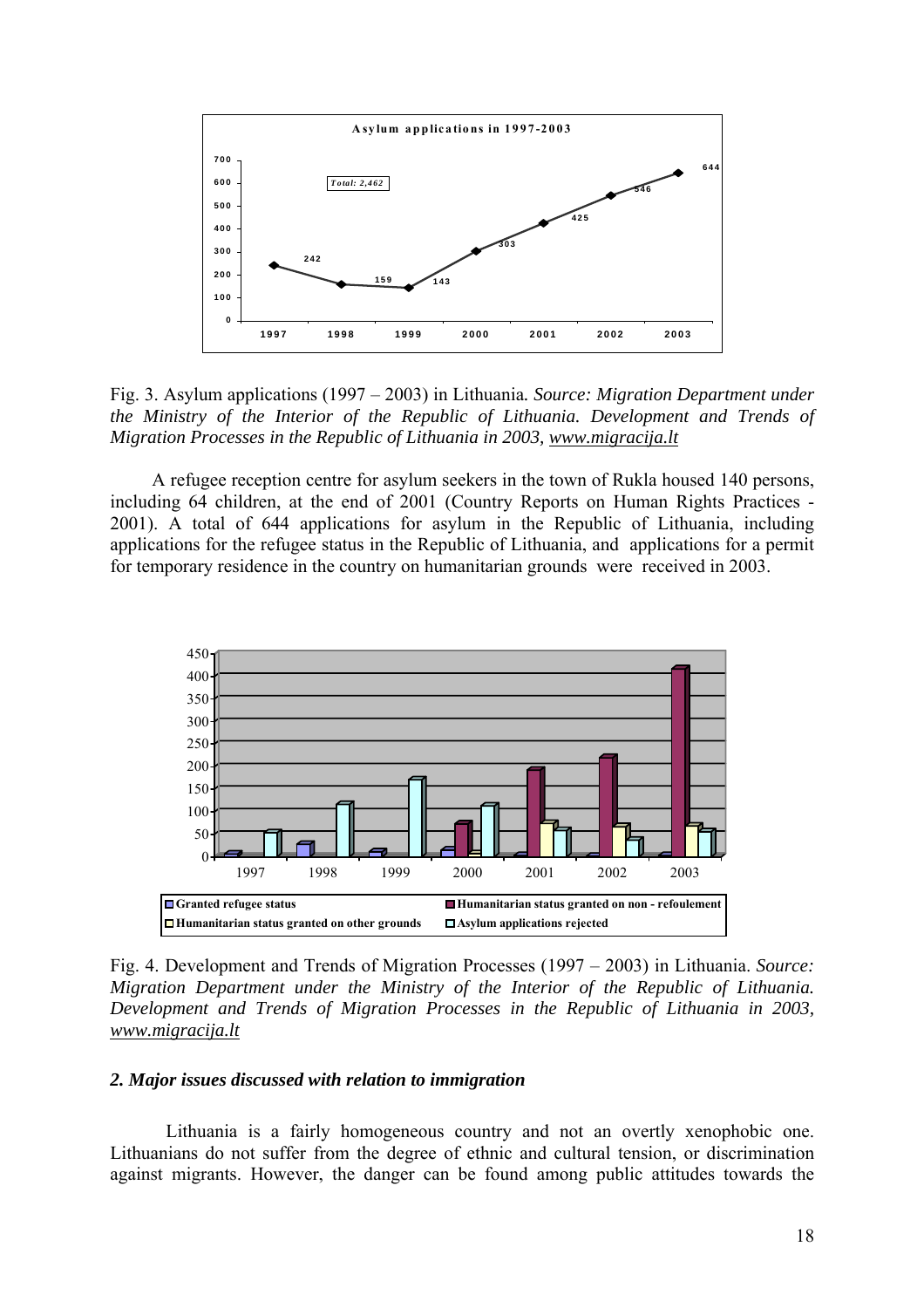Fig. 3. Asylum applications (1997 – 2003) in Lithuania. *Source: Migration Department under the Ministry of the Interior of the Republic of Lithuania. Development and Trends of Migration Processes in the Republic of Lithuania in 2003, www.migracija.lt*

A refugee reception centre for asylum seekers in the town of Rukla housed 140 persons, including 64 children, at the end of 2001 (Country Reports on Human Rights Practices - 2001). A total of 644 applications for asylum in the Republic of Lithuania, including applications for the refugee status in the Republic of Lithuania, and applications for a permit for temporary residence in the country on humanitarian grounds were received in 2003.

Fig. 4. Development and Trends of Migration Processes (1997 – 2003) in Lithuania. *Source: Migration Department under the Ministry of the Interior of the Republic of Lithuania. Development and Trends of Migration Processes in the Republic of Lithuania in 2003, www.migracija.lt*

### *2. Major issues discussed with relation to immigration*

Lithuania is a fairly homogeneous country and not an overtly xenophobic one. Lithuanians do not suffer from the degree of ethnic and cultural tension, or discrimination against migrants. However, the danger can be found among public attitudes towards the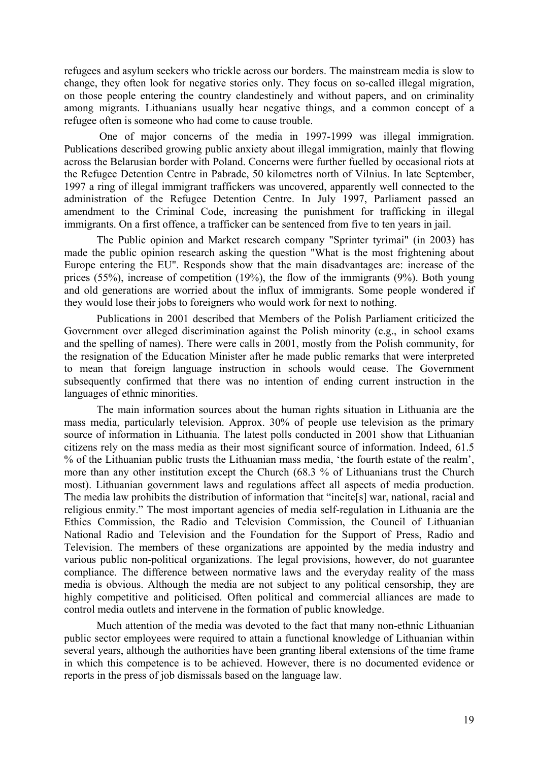refugees and asylum seekers who trickle across our borders. The mainstream media is slow to change, they often look for negative stories only. They focus on so-called illegal migration, on those people entering the country clandestinely and without papers, and on criminality among migrants. Lithuanians usually hear negative things, and a common concept of a refugee often is someone who had come to cause trouble.

One of major concerns of the media in 1997-1999 was illegal immigration. Publications described growing public anxiety about illegal immigration, mainly that flowing across the Belarusian border with Poland. Concerns were further fuelled by occasional riots at the Refugee Detention Centre in Pabrade, 50 kilometres north of Vilnius. In late September, 1997 a ring of illegal immigrant traffickers was uncovered, apparently well connected to the administration of the Refugee Detention Centre. In July 1997, Parliament passed an amendment to the Criminal Code, increasing the punishment for trafficking in illegal immigrants. On a first offence, a trafficker can be sentenced from five to ten years in jail.

The Public opinion and Market research company "Sprinter tyrimai" (in 2003) has made the public opinion research asking the question "What is the most frightening about Europe entering the EU". Responds show that the main disadvantages are: increase of the prices (55%), increase of competition (19%), the flow of the immigrants (9%). Both young and old generations are worried about the influx of immigrants. Some people wondered if they would lose their jobs to foreigners who would work for next to nothing.

Publications in 2001 described that Members of the Polish Parliament criticized the Government over alleged discrimination against the Polish minority (e.g., in school exams and the spelling of names). There were calls in 2001, mostly from the Polish community, for the resignation of the Education Minister after he made public remarks that were interpreted to mean that foreign language instruction in schools would cease. The Government subsequently confirmed that there was no intention of ending current instruction in the languages of ethnic minorities.

The main information sources about the human rights situation in Lithuania are the mass media, particularly television. Approx. 30% of people use television as the primary source of information in Lithuania. The latest polls conducted in 2001 show that Lithuanian citizens rely on the mass media as their most significant source of information. Indeed, 61.5 % of the Lithuanian public trusts the Lithuanian mass media, 'the fourth estate of the realm', more than any other institution except the Church (68.3 % of Lithuanians trust the Church most). Lithuanian government laws and regulations affect all aspects of media production. The media law prohibits the distribution of information that "incite[s] war, national, racial and religious enmity." The most important agencies of media self-regulation in Lithuania are the Ethics Commission, the Radio and Television Commission, the Council of Lithuanian National Radio and Television and the Foundation for the Support of Press, Radio and Television. The members of these organizations are appointed by the media industry and various public non-political organizations. The legal provisions, however, do not guarantee compliance. The difference between normative laws and the everyday reality of the mass media is obvious. Although the media are not subject to any political censorship, they are highly competitive and politicised. Often political and commercial alliances are made to control media outlets and intervene in the formation of public knowledge.

Much attention of the media was devoted to the fact that many non-ethnic Lithuanian public sector employees were required to attain a functional knowledge of Lithuanian within several years, although the authorities have been granting liberal extensions of the time frame in which this competence is to be achieved. However, there is no documented evidence or reports in the press of job dismissals based on the language law.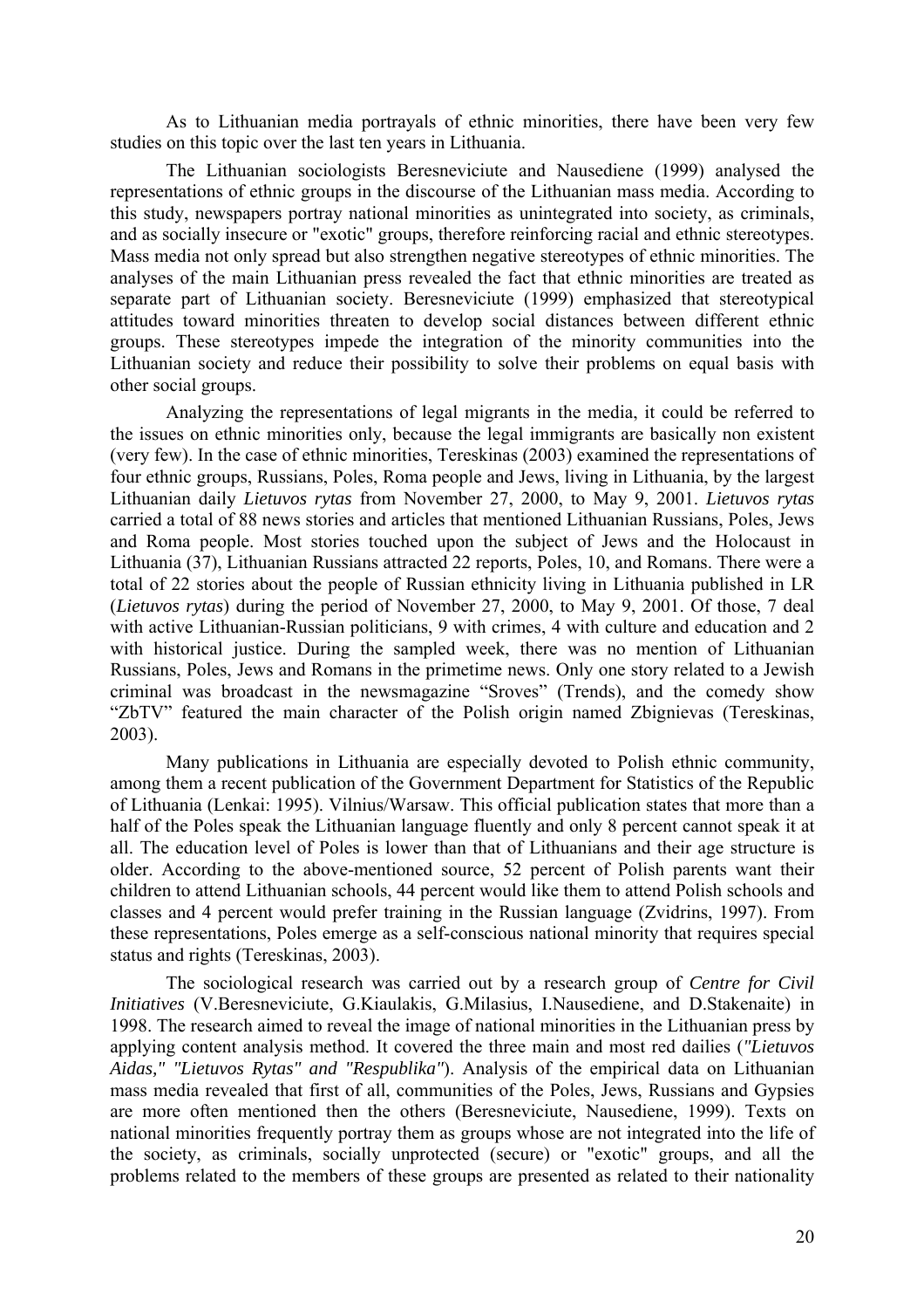As to Lithuanian media portrayals of ethnic minorities, there have been very few studies on this topic over the last ten years in Lithuania.

The Lithuanian sociologists Beresneviciute and Nausediene (1999) analysed the representations of ethnic groups in the discourse of the Lithuanian mass media. According to this study, newspapers portray national minorities as unintegrated into society, as criminals, and as socially insecure or "exotic" groups, therefore reinforcing racial and ethnic stereotypes. Mass media not only spread but also strengthen negative stereotypes of ethnic minorities. The analyses of the main Lithuanian press revealed the fact that ethnic minorities are treated as separate part of Lithuanian society. Beresneviciute (1999) emphasized that stereotypical attitudes toward minorities threaten to develop social distances between different ethnic groups. These stereotypes impede the integration of the minority communities into the Lithuanian society and reduce their possibility to solve their problems on equal basis with other social groups.

Analyzing the representations of legal migrants in the media, it could be referred to the issues on ethnic minorities only, because the legal immigrants are basically non existent (very few). In the case of ethnic minorities, Tereskinas (2003) examined the representations of four ethnic groups, Russians, Poles, Roma people and Jews, living in Lithuania, by the largest Lithuanian daily *Lietuvos rytas* from November 27, 2000, to May 9, 2001. *Lietuvos rytas* carried a total of 88 news stories and articles that mentioned Lithuanian Russians, Poles, Jews and Roma people. Most stories touched upon the subject of Jews and the Holocaust in Lithuania (37), Lithuanian Russians attracted 22 reports, Poles, 10, and Romans. There were a total of 22 stories about the people of Russian ethnicity living in Lithuania published in LR (*Lietuvos rytas*) during the period of November 27, 2000, to May 9, 2001. Of those, 7 deal with active Lithuanian-Russian politicians, 9 with crimes, 4 with culture and education and 2 with historical justice. During the sampled week, there was no mention of Lithuanian Russians, Poles, Jews and Romans in the primetime news. Only one story related to a Jewish criminal was broadcast in the newsmagazine "Sroves" (Trends), and the comedy show "ZbTV" featured the main character of the Polish origin named Zbignievas (Tereskinas, 2003).

Many publications in Lithuania are especially devoted to Polish ethnic community, among them a recent publication of the Government Department for Statistics of the Republic of Lithuania (Lenkai: 1995). Vilnius/Warsaw. This official publication states that more than a half of the Poles speak the Lithuanian language fluently and only 8 percent cannot speak it at all. The education level of Poles is lower than that of Lithuanians and their age structure is older. According to the above-mentioned source, 52 percent of Polish parents want their children to attend Lithuanian schools, 44 percent would like them to attend Polish schools and classes and 4 percent would prefer training in the Russian language (Zvidrins, 1997). From these representations, Poles emerge as a self-conscious national minority that requires special status and rights (Tereskinas, 2003).

The sociological research was carried out by a research group of *Centre for Civil Initiatives* (V.Beresneviciute, G.Kiaulakis, G.Milasius, I.Nausediene, and D.Stakenaite) in 1998. The research aimed to reveal the image of national minorities in the Lithuanian press by applying content analysis method. It covered the three main and most red dailies (*"Lietuvos Aidas," "Lietuvos Rytas" and "Respublika"*). Analysis of the empirical data on Lithuanian mass media revealed that first of all, communities of the Poles, Jews, Russians and Gypsies are more often mentioned then the others (Beresneviciute, Nausediene, 1999). Texts on national minorities frequently portray them as groups whose are not integrated into the life of the society, as criminals, socially unprotected (secure) or "exotic" groups, and all the problems related to the members of these groups are presented as related to their nationality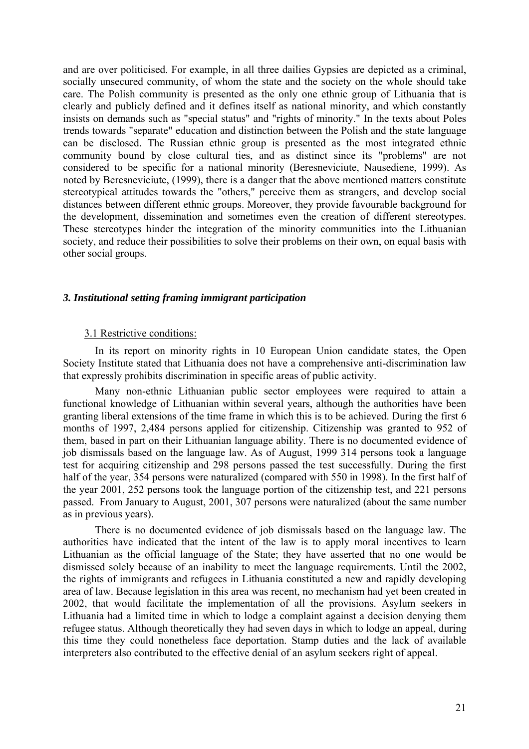and are over politicised. For example, in all three dailies Gypsies are depicted as a criminal, socially unsecured community, of whom the state and the society on the whole should take care. The Polish community is presented as the only one ethnic group of Lithuania that is clearly and publicly defined and it defines itself as national minority, and which constantly insists on demands such as "special status" and "rights of minority." In the texts about Poles trends towards "separate" education and distinction between the Polish and the state language can be disclosed. The Russian ethnic group is presented as the most integrated ethnic community bound by close cultural ties, and as distinct since its "problems" are not considered to be specific for a national minority (Beresneviciute, Nausediene, 1999). As noted by Beresneviciute, (1999), there is a danger that the above mentioned matters constitute stereotypical attitudes towards the "others," perceive them as strangers, and develop social distances between different ethnic groups. Moreover, they provide favourable background for the development, dissemination and sometimes even the creation of different stereotypes. These stereotypes hinder the integration of the minority communities into the Lithuanian society, and reduce their possibilities to solve their problems on their own, on equal basis with other social groups.

### *3. Institutional setting framing immigrant participation*

#### 3.1 Restrictive conditions:

In its report on minority rights in 10 European Union candidate states, the Open Society Institute stated that Lithuania does not have a comprehensive anti-discrimination law that expressly prohibits discrimination in specific areas of public activity.

Many non-ethnic Lithuanian public sector employees were required to attain a functional knowledge of Lithuanian within several years, although the authorities have been granting liberal extensions of the time frame in which this is to be achieved. During the first 6 months of 1997, 2,484 persons applied for citizenship. Citizenship was granted to 952 of them, based in part on their Lithuanian language ability. There is no documented evidence of job dismissals based on the language law. As of August, 1999 314 persons took a language test for acquiring citizenship and 298 persons passed the test successfully. During the first half of the year, 354 persons were naturalized (compared with 550 in 1998). In the first half of the year 2001, 252 persons took the language portion of the citizenship test, and 221 persons passed. From January to August, 2001, 307 persons were naturalized (about the same number as in previous years).

There is no documented evidence of job dismissals based on the language law. The authorities have indicated that the intent of the law is to apply moral incentives to learn Lithuanian as the official language of the State; they have asserted that no one would be dismissed solely because of an inability to meet the language requirements. Until the 2002, the rights of immigrants and refugees in Lithuania constituted a new and rapidly developing area of law. Because legislation in this area was recent, no mechanism had yet been created in 2002, that would facilitate the implementation of all the provisions. Asylum seekers in Lithuania had a limited time in which to lodge a complaint against a decision denying them refugee status. Although theoretically they had seven days in which to lodge an appeal, during this time they could nonetheless face deportation. Stamp duties and the lack of available interpreters also contributed to the effective denial of an asylum seekers right of appeal.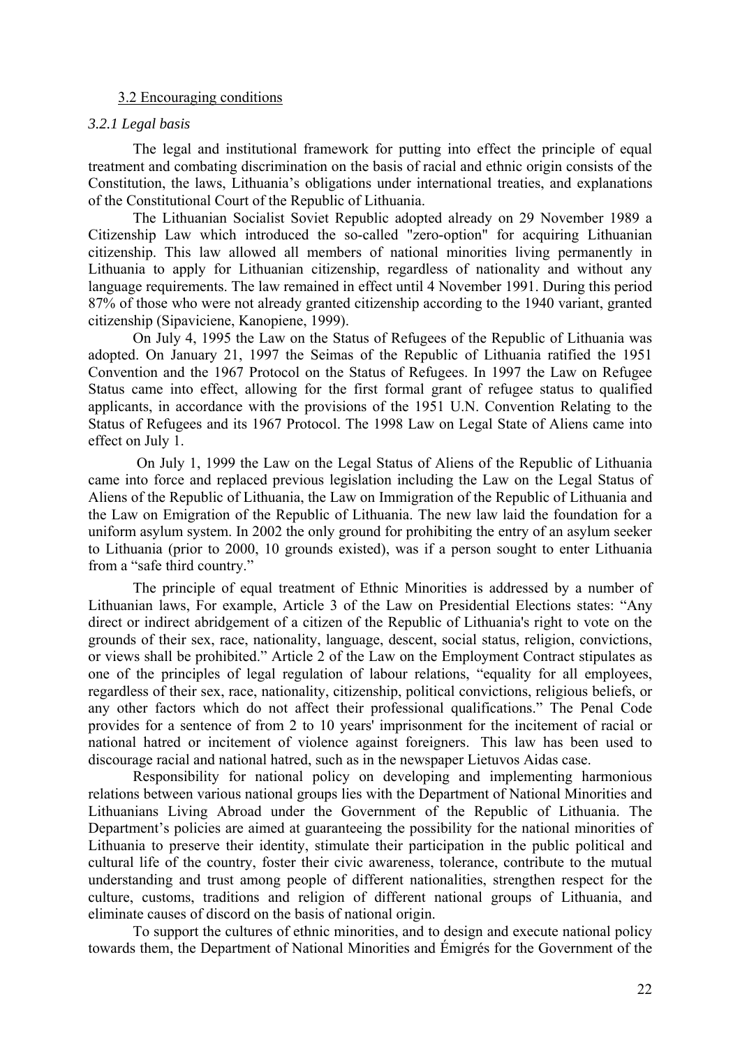3.2 Encouraging conditions

*3.2.1 Legal basis*

The legal and institutional framework for putting into effect the principle of equal treatment and combating discrimination on the basis of racial and ethnic origin consists of the Constitution, the laws, Lithuania's obligations under international treaties, and explanations of the Constitutional Court of the Republic of Lithuania.

The Lithuanian Socialist Soviet Republic adopted already on 29 November 1989 a Citizenship Law which introduced the so-called "zero-option" for acquiring Lithuanian citizenship. This law allowed all members of national minorities living permanently in Lithuania to apply for Lithuanian citizenship, regardless of nationality and without any language requirements. The law remained in effect until 4 November 1991. During this period 87% of those who were not already granted citizenship according to the 1940 variant, granted citizenship (Sipaviciene, Kanopiene, 1999).

On July 4, 1995 the Law on the Status of Refugees of the Republic of Lithuania was adopted. On January 21, 1997 the Seimas of the Republic of Lithuania ratified the 1951 Convention and the 1967 Protocol on the Status of Refugees. In 1997 the Law on Refugee Status came into effect, allowing for the first formal grant of refugee status to qualified applicants, in accordance with the provisions of the 1951 U.N. Convention Relating to the Status of Refugees and its 1967 Protocol. The 1998 Law on Legal State of Aliens came into effect on July 1.

On July 1, 1999 the Law on the Legal Status of Aliens of the Republic of Lithuania came into force and replaced previous legislation including the Law on the Legal Status of Aliens of the Republic of Lithuania, the Law on Immigration of the Republic of Lithuania and the Law on Emigration of the Republic of Lithuania. The new law laid the foundation for a uniform asylum system. In 2002 the only ground for prohibiting the entry of an asylum seeker to Lithuania (prior to 2000, 10 grounds existed), was if a person sought to enter Lithuania from a "safe third country."

The principle of equal treatment of Ethnic Minorities is addressed by a number of Lithuanian laws, For example, Article 3 of the Law on Presidential Elections states: "Any direct or indirect abridgement of a citizen of the Republic of Lithuania's right to vote on the grounds of their sex, race, nationality, language, descent, social status, religion, convictions, or views shall be prohibited." Article 2 of the Law on the Employment Contract stipulates as one of the principles of legal regulation of labour relations, "equality for all employees, regardless of their sex, race, nationality, citizenship, political convictions, religious beliefs, or any other factors which do not affect their professional qualifications." The Penal Code provides for a sentence of from 2 to 10 years' imprisonment for the incitement of racial or national hatred or incitement of violence against foreigners. This law has been used to discourage racial and national hatred, such as in the newspaper Lietuvos Aidas case.

Responsibility for national policy on developing and implementing harmonious relations between various national groups lies with the Department of National Minorities and Lithuanians Living Abroad under the Government of the Republic of Lithuania. The Department's policies are aimed at guaranteeing the possibility for the national minorities of Lithuania to preserve their identity, stimulate their participation in the public political and cultural life of the country, foster their civic awareness, tolerance, contribute to the mutual understanding and trust among people of different nationalities, strengthen respect for the culture, customs, traditions and religion of different national groups of Lithuania, and eliminate causes of discord on the basis of national origin.

To support the cultures of ethnic minorities, and to design and execute national policy towards them, the Department of National Minorities and Émigrés for the Government of the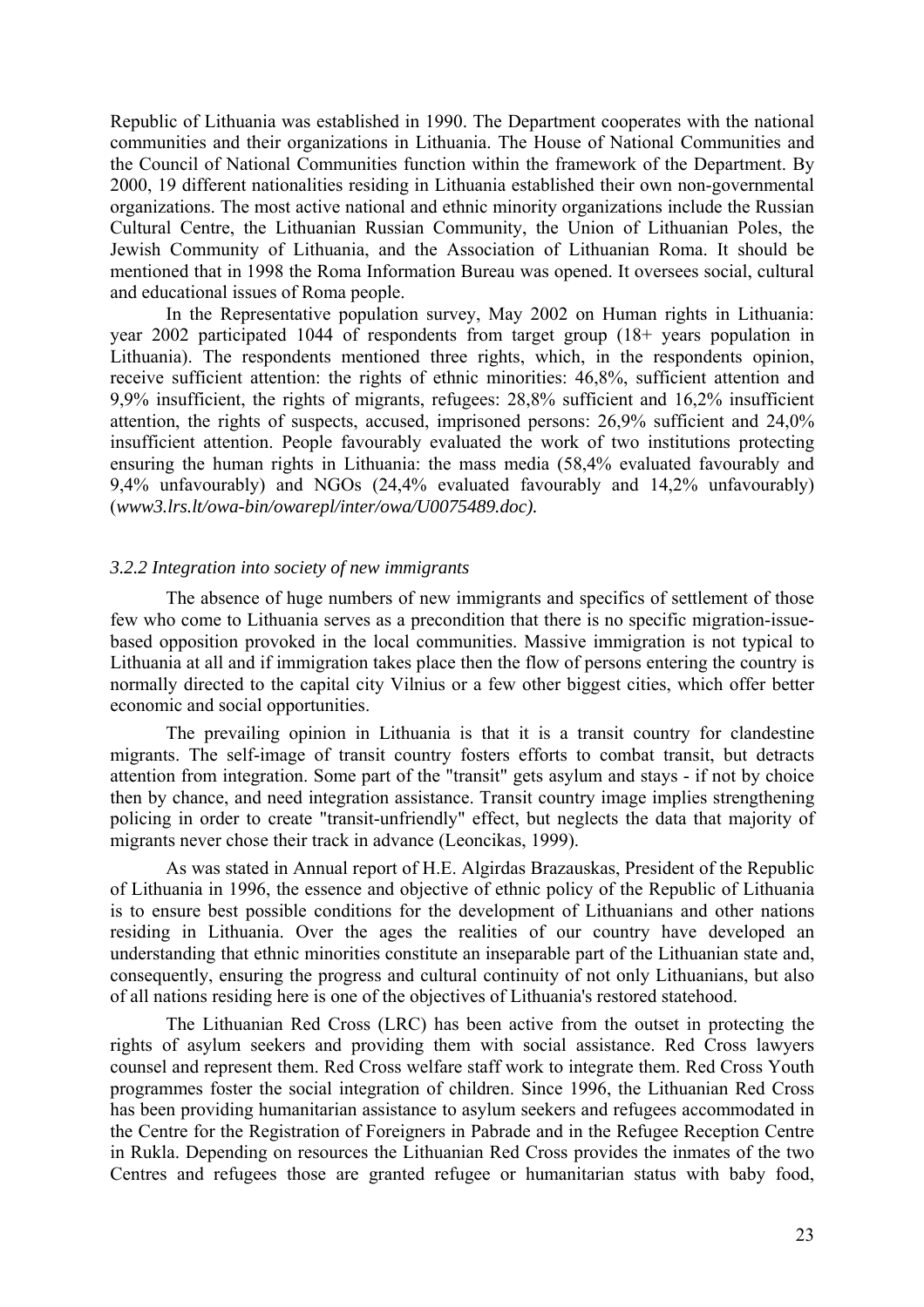Republic of Lithuania was established in 1990. The Department cooperates with the national communities and their organizations in Lithuania. The House of National Communities and the Council of National Communities function within the framework of the Department. By 2000, 19 different nationalities residing in Lithuania established their own non-governmental organizations. The most active national and ethnic minority organizations include the Russian Cultural Centre, the Lithuanian Russian Community, the Union of Lithuanian Poles, the Jewish Community of Lithuania, and the Association of Lithuanian Roma. It should be mentioned that in 1998 the Roma Information Bureau was opened. It oversees social, cultural and educational issues of Roma people.

In the Representative population survey, May 2002 on Human rights in Lithuania: year 2002 participated 1044 of respondents from target group (18+ years population in Lithuania). The respondents mentioned three rights, which, in the respondents opinion, receive sufficient attention: the rights of ethnic minorities: 46,8%, sufficient attention and 9,9% insufficient, the rights of migrants, refugees: 28,8% sufficient and 16,2% insufficient attention, the rights of suspects, accused, imprisoned persons: 26,9% sufficient and 24,0% insufficient attention. People favourably evaluated the work of two institutions protecting ensuring the human rights in Lithuania: the mass media (58,4% evaluated favourably and 9,4% unfavourably) and NGOs (24,4% evaluated favourably and 14,2% unfavourably) (*www3.lrs.lt/owa-bin/owarepl/inter/owa/U0075489.doc).*

### *3.2.2 Integration into society of new immigrants*

The absence of huge numbers of new immigrants and specifics of settlement of those few who come to Lithuania serves as a precondition that there is no specific migration-issue-based opposition provoked in the local communities. Massive immigration is not typical to Lithuania at all and if immigration takes place then the flow of persons entering the country is normally directed to the capital city Vilnius or a few other biggest cities, which offer better economic and social opportunities.

The prevailing opinion in Lithuania is that it is a transit country for clandestine migrants. The self-image of transit country fosters efforts to combat transit, but detracts attention from integration. Some part of the "transit" gets asylum and stays - if not by choice then by chance, and need integration assistance. Transit country image implies strengthening policing in order to create "transit-unfriendly" effect, but neglects the data that majority of migrants never chose their track in advance (Leoncikas, 1999).

As was stated in Annual report of H.E. Algirdas Brazauskas, President of the Republic of Lithuania in 1996, the essence and objective of ethnic policy of the Republic of Lithuania is to ensure best possible conditions for the development of Lithuanians and other nations residing in Lithuania. Over the ages the realities of our country have developed an understanding that ethnic minorities constitute an inseparable part of the Lithuanian state and, consequently, ensuring the progress and cultural continuity of not only Lithuanians, but also of all nations residing here is one of the objectives of Lithuania's restored statehood.

The Lithuanian Red Cross (LRC) has been active from the outset in protecting the rights of asylum seekers and providing them with social assistance. Red Cross lawyers counsel and represent them. Red Cross welfare staff work to integrate them. Red Cross Youth programmes foster the social integration of children. Since 1996, the Lithuanian Red Cross has been providing humanitarian assistance to asylum seekers and refugees accommodated in the Centre for the Registration of Foreigners in Pabrade and in the Refugee Reception Centre in Rukla. Depending on resources the Lithuanian Red Cross provides the inmates of the two Centres and refugees those are granted refugee or humanitarian status with baby food,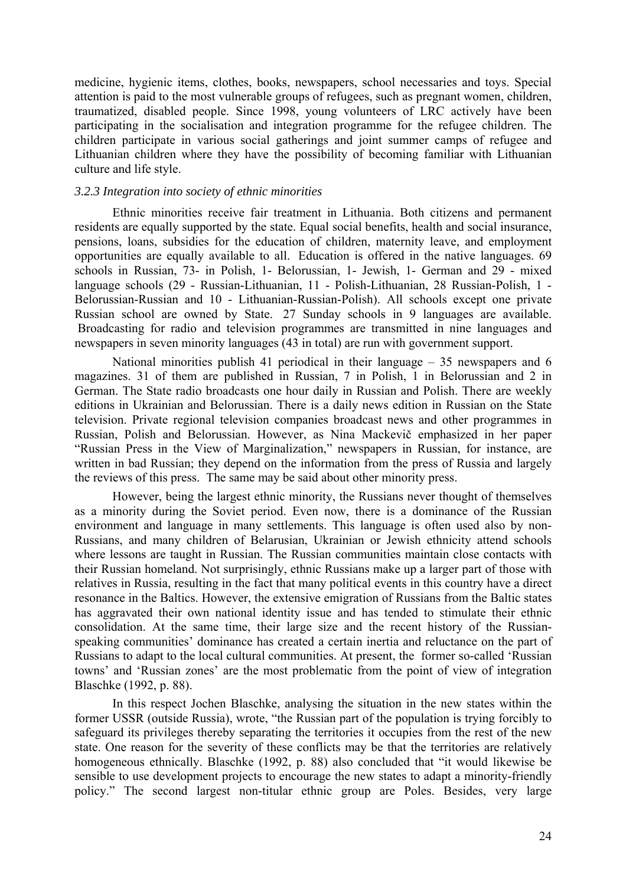medicine, hygienic items, clothes, books, newspapers, school necessaries and toys. Special attention is paid to the most vulnerable groups of refugees, such as pregnant women, children, traumatized, disabled people. Since 1998, young volunteers of LRC actively have been participating in the socialisation and integration programme for the refugee children. The children participate in various social gatherings and joint summer camps of refugee and Lithuanian children where they have the possibility of becoming familiar with Lithuanian culture and life style.

### *3.2.3 Integration into society of ethnic minorities*

Ethnic minorities receive fair treatment in Lithuania. Both citizens and permanent residents are equally supported by the state. Equal social benefits, health and social insurance, pensions, loans, subsidies for the education of children, maternity leave, and employment opportunities are equally available to all. Education is offered in the native languages. 69 schools in Russian, 73- in Polish, 1- Belorussian, 1- Jewish, 1- German and 29 - mixed language schools (29 - Russian-Lithuanian, 11 - Polish-Lithuanian, 28 Russian-Polish, 1 - Belorussian-Russian and 10 - Lithuanian-Russian-Polish). All schools except one private Russian school are owned by State. 27 Sunday schools in 9 languages are available. Broadcasting for radio and television programmes are transmitted in nine languages and newspapers in seven minority languages (43 in total) are run with government support.

National minorities publish 41 periodical in their language – 35 newspapers and 6 magazines. 31 of them are published in Russian, 7 in Polish, 1 in Belorussian and 2 in German. The State radio broadcasts one hour daily in Russian and Polish. There are weekly editions in Ukrainian and Belorussian. There is a daily news edition in Russian on the State television. Private regional television companies broadcast news and other programmes in Russian, Polish and Belorussian. However, as Nina Mackevič emphasized in her paper "Russian Press in the View of Marginalization," newspapers in Russian, for instance, are written in bad Russian; they depend on the information from the press of Russia and largely the reviews of this press. The same may be said about other minority press.

However, being the largest ethnic minority, the Russians never thought of themselves as a minority during the Soviet period. Even now, there is a dominance of the Russian environment and language in many settlements. This language is often used also by non-Russians, and many children of Belarusian, Ukrainian or Jewish ethnicity attend schools where lessons are taught in Russian. The Russian communities maintain close contacts with their Russian homeland. Not surprisingly, ethnic Russians make up a larger part of those with relatives in Russia, resulting in the fact that many political events in this country have a direct resonance in the Baltics. However, the extensive emigration of Russians from the Baltic states has aggravated their own national identity issue and has tended to stimulate their ethnic consolidation. At the same time, their large size and the recent history of the Russian-speaking communities' dominance has created a certain inertia and reluctance on the part of Russians to adapt to the local cultural communities. At present, the former so-called 'Russian towns' and 'Russian zones' are the most problematic from the point of view of integration Blaschke (1992, p. 88).

In this respect Jochen Blaschke, analysing the situation in the new states within the former USSR (outside Russia), wrote, "the Russian part of the population is trying forcibly to safeguard its privileges thereby separating the territories it occupies from the rest of the new state. One reason for the severity of these conflicts may be that the territories are relatively homogeneous ethnically. Blaschke (1992, p. 88) also concluded that "it would likewise be sensible to use development projects to encourage the new states to adapt a minority-friendly policy." The second largest non-titular ethnic group are Poles. Besides, very large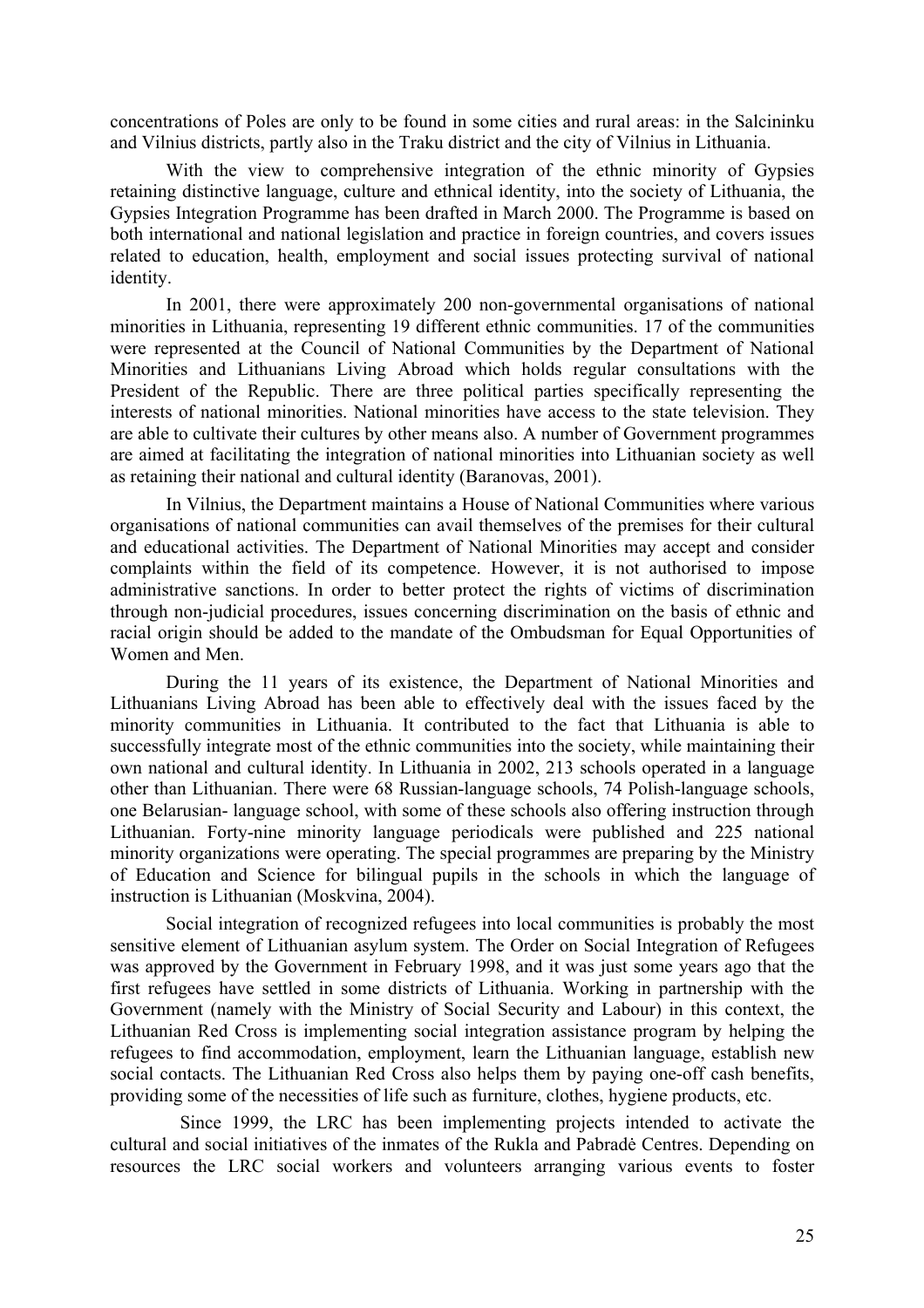concentrations of Poles are only to be found in some cities and rural areas: in the Salcininku and Vilnius districts, partly also in the Traku district and the city of Vilnius in Lithuania.

With the view to comprehensive integration of the ethnic minority of Gypsies retaining distinctive language, culture and ethnical identity, into the society of Lithuania, the Gypsies Integration Programme has been drafted in March 2000. The Programme is based on both international and national legislation and practice in foreign countries, and covers issues related to education, health, employment and social issues protecting survival of national identity.

In 2001, there were approximately 200 non-governmental organisations of national minorities in Lithuania, representing 19 different ethnic communities. 17 of the communities were represented at the Council of National Communities by the Department of National Minorities and Lithuanians Living Abroad which holds regular consultations with the President of the Republic. There are three political parties specifically representing the interests of national minorities. National minorities have access to the state television. They are able to cultivate their cultures by other means also. A number of Government programmes are aimed at facilitating the integration of national minorities into Lithuanian society as well as retaining their national and cultural identity (Baranovas, 2001).

In Vilnius, the Department maintains a House of National Communities where various organisations of national communities can avail themselves of the premises for their cultural and educational activities. The Department of National Minorities may accept and consider complaints within the field of its competence. However, it is not authorised to impose administrative sanctions. In order to better protect the rights of victims of discrimination through non-judicial procedures, issues concerning discrimination on the basis of ethnic and racial origin should be added to the mandate of the Ombudsman for Equal Opportunities of Women and Men.

During the 11 years of its existence, the Department of National Minorities and Lithuanians Living Abroad has been able to effectively deal with the issues faced by the minority communities in Lithuania. It contributed to the fact that Lithuania is able to successfully integrate most of the ethnic communities into the society, while maintaining their own national and cultural identity. In Lithuania in 2002, 213 schools operated in a language other than Lithuanian. There were 68 Russian-language schools, 74 Polish-language schools, one Belarusian- language school, with some of these schools also offering instruction through Lithuanian. Forty-nine minority language periodicals were published and 225 national minority organizations were operating. The special programmes are preparing by the Ministry of Education and Science for bilingual pupils in the schools in which the language of instruction is Lithuanian (Moskvina, 2004).

Social integration of recognized refugees into local communities is probably the most sensitive element of Lithuanian asylum system. The Order on Social Integration of Refugees was approved by the Government in February 1998, and it was just some years ago that the first refugees have settled in some districts of Lithuania. Working in partnership with the Government (namely with the Ministry of Social Security and Labour) in this context, the Lithuanian Red Cross is implementing social integration assistance program by helping the refugees to find accommodation, employment, learn the Lithuanian language, establish new social contacts. The Lithuanian Red Cross also helps them by paying one-off cash benefits, providing some of the necessities of life such as furniture, clothes, hygiene products, etc.

Since 1999, the LRC has been implementing projects intended to activate the cultural and social initiatives of the inmates of the Rukla and Pabradė Centres. Depending on resources the LRC social workers and volunteers arranging various events to foster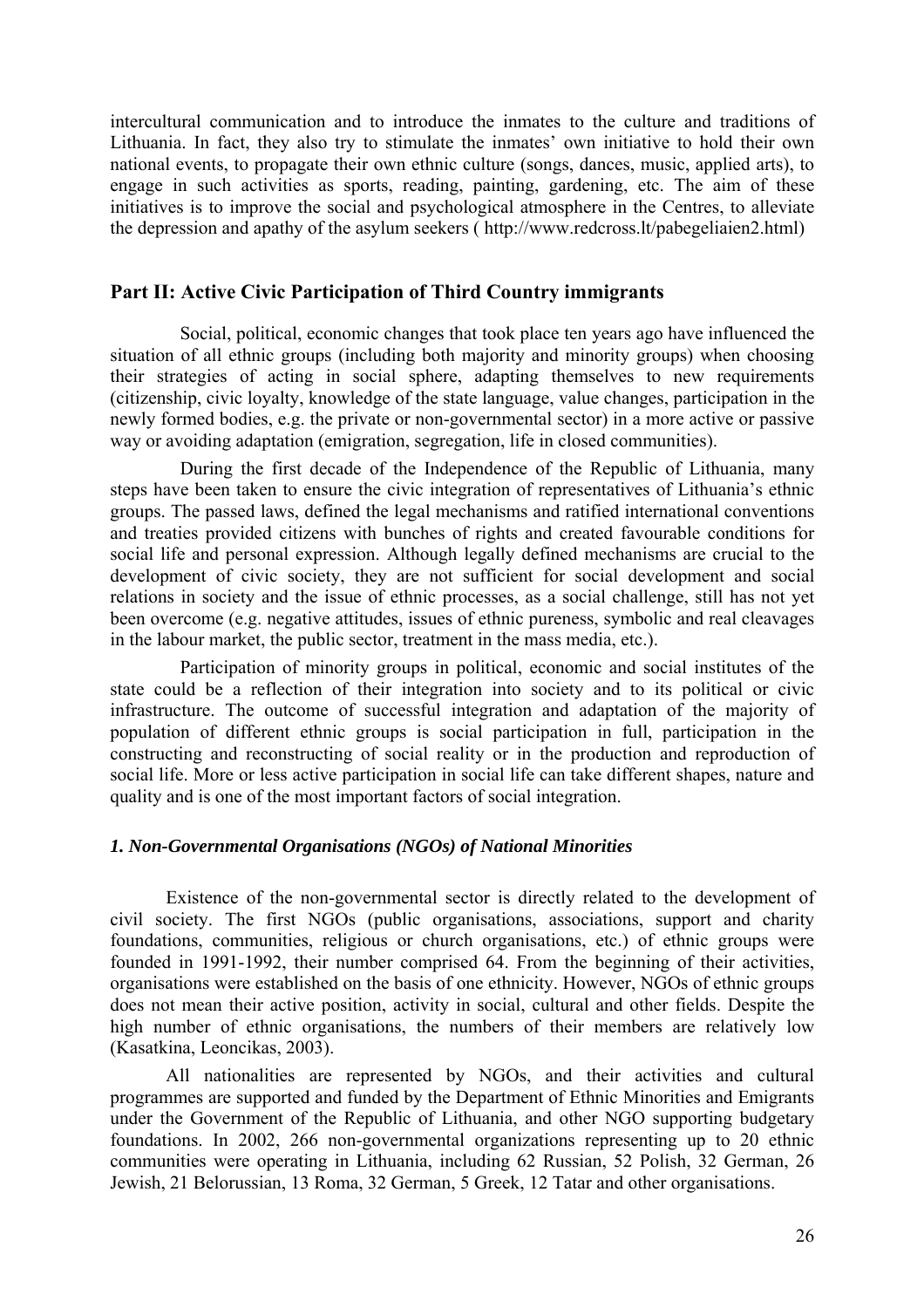intercultural communication and to introduce the inmates to the culture and traditions of Lithuania. In fact, they also try to stimulate the inmates' own initiative to hold their own national events, to propagate their own ethnic culture (songs, dances, music, applied arts), to engage in such activities as sports, reading, painting, gardening, etc. The aim of these initiatives is to improve the social and psychological atmosphere in the Centres, to alleviate the depression and apathy of the asylum seekers ( http://www.redcross.lt/pabegeliaien2.html)

## Part II: Active Civic Participation of Third Country immigrants

Social, political, economic changes that took place ten years ago have influenced the situation of all ethnic groups (including both majority and minority groups) when choosing their strategies of acting in social sphere, adapting themselves to new requirements (citizenship, civic loyalty, knowledge of the state language, value changes, participation in the newly formed bodies, e.g. the private or non-governmental sector) in a more active or passive way or avoiding adaptation (emigration, segregation, life in closed communities).

During the first decade of the Independence of the Republic of Lithuania, many steps have been taken to ensure the civic integration of representatives of Lithuania's ethnic groups. The passed laws, defined the legal mechanisms and ratified international conventions and treaties provided citizens with bunches of rights and created favourable conditions for social life and personal expression. Although legally defined mechanisms are crucial to the development of civic society, they are not sufficient for social development and social relations in society and the issue of ethnic processes, as a social challenge, still has not yet been overcome (e.g. negative attitudes, issues of ethnic pureness, symbolic and real cleavages in the labour market, the public sector, treatment in the mass media, etc.).

Participation of minority groups in political, economic and social institutes of the state could be a reflection of their integration into society and to its political or civic infrastructure. The outcome of successful integration and adaptation of the majority of population of different ethnic groups is social participation in full, participation in the constructing and reconstructing of social reality or in the production and reproduction of social life. More or less active participation in social life can take different shapes, nature and quality and is one of the most important factors of social integration.

### *1. Non-Governmental Organisations (NGOs) of National Minorities*

Existence of the non-governmental sector is directly related to the development of civil society. The first NGOs (public organisations, associations, support and charity foundations, communities, religious or church organisations, etc.) of ethnic groups were founded in 1991-1992, their number comprised 64. From the beginning of their activities, organisations were established on the basis of one ethnicity. However, NGOs of ethnic groups does not mean their active position, activity in social, cultural and other fields. Despite the high number of ethnic organisations, the numbers of their members are relatively low (Kasatkina, Leoncikas, 2003).

All nationalities are represented by NGOs, and their activities and cultural programmes are supported and funded by the Department of Ethnic Minorities and Emigrants under the Government of the Republic of Lithuania, and other NGO supporting budgetary foundations. In 2002, 266 non-governmental organizations representing up to 20 ethnic communities were operating in Lithuania, including 62 Russian, 52 Polish, 32 German, 26 Jewish, 21 Belorussian, 13 Roma, 32 German, 5 Greek, 12 Tatar and other organisations.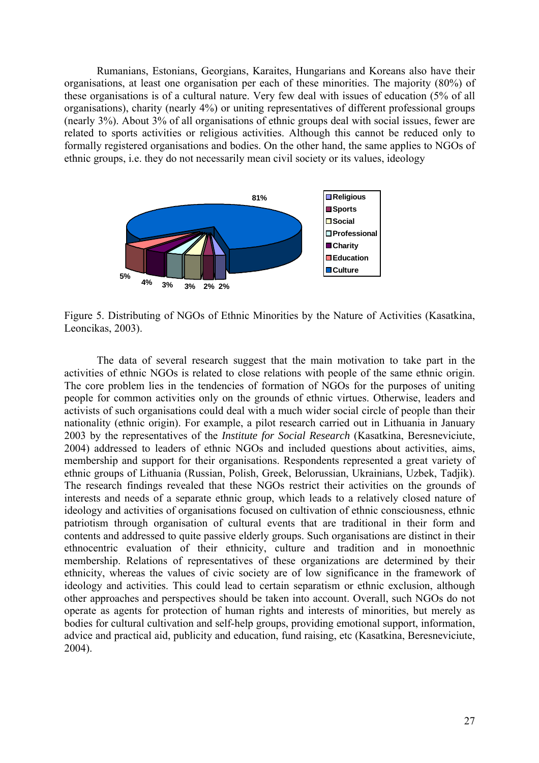Rumanians, Estonians, Georgians, Karaites, Hungarians and Koreans also have their organisations, at least one organisation per each of these minorities. The majority (80%) of these organisations is of a cultural nature. Very few deal with issues of education (5% of all organisations), charity (nearly 4%) or uniting representatives of different professional groups (nearly 3%). About 3% of all organisations of ethnic groups deal with social issues, fewer are related to sports activities or religious activities. Although this cannot be reduced only to formally registered organisations and bodies. On the other hand, the same applies to NGOs of ethnic groups, i.e. they do not necessarily mean civil society or its values, ideology

Figure 5. Distributing of NGOs of Ethnic Minorities by the Nature of Activities (Kasatkina, Leoncikas, 2003).

The data of several research suggest that the main motivation to take part in the activities of ethnic NGOs is related to close relations with people of the same ethnic origin. The core problem lies in the tendencies of formation of NGOs for the purposes of uniting people for common activities only on the grounds of ethnic virtues. Otherwise, leaders and activists of such organisations could deal with a much wider social circle of people than their nationality (ethnic origin). For example, a pilot research carried out in Lithuania in January 2003 by the representatives of the *Institute for Social Research* (Kasatkina, Beresneviciute, 2004) addressed to leaders of ethnic NGOs and included questions about activities, aims, membership and support for their organisations. Respondents represented a great variety of ethnic groups of Lithuania (Russian, Polish, Greek, Belorussian, Ukrainians, Uzbek, Tadjik). The research findings revealed that these NGOs restrict their activities on the grounds of interests and needs of a separate ethnic group, which leads to a relatively closed nature of ideology and activities of organisations focused on cultivation of ethnic consciousness, ethnic patriotism through organisation of cultural events that are traditional in their form and contents and addressed to quite passive elderly groups. Such organisations are distinct in their ethnocentric evaluation of their ethnicity, culture and tradition and in monoethnic membership. Relations of representatives of these organizations are determined by their ethnicity, whereas the values of civic society are of low significance in the framework of ideology and activities. This could lead to certain separatism or ethnic exclusion, although other approaches and perspectives should be taken into account. Overall, such NGOs do not operate as agents for protection of human rights and interests of minorities, but merely as bodies for cultural cultivation and self-help groups, providing emotional support, information, advice and practical aid, publicity and education, fund raising, etc (Kasatkina, Beresneviciute, 2004).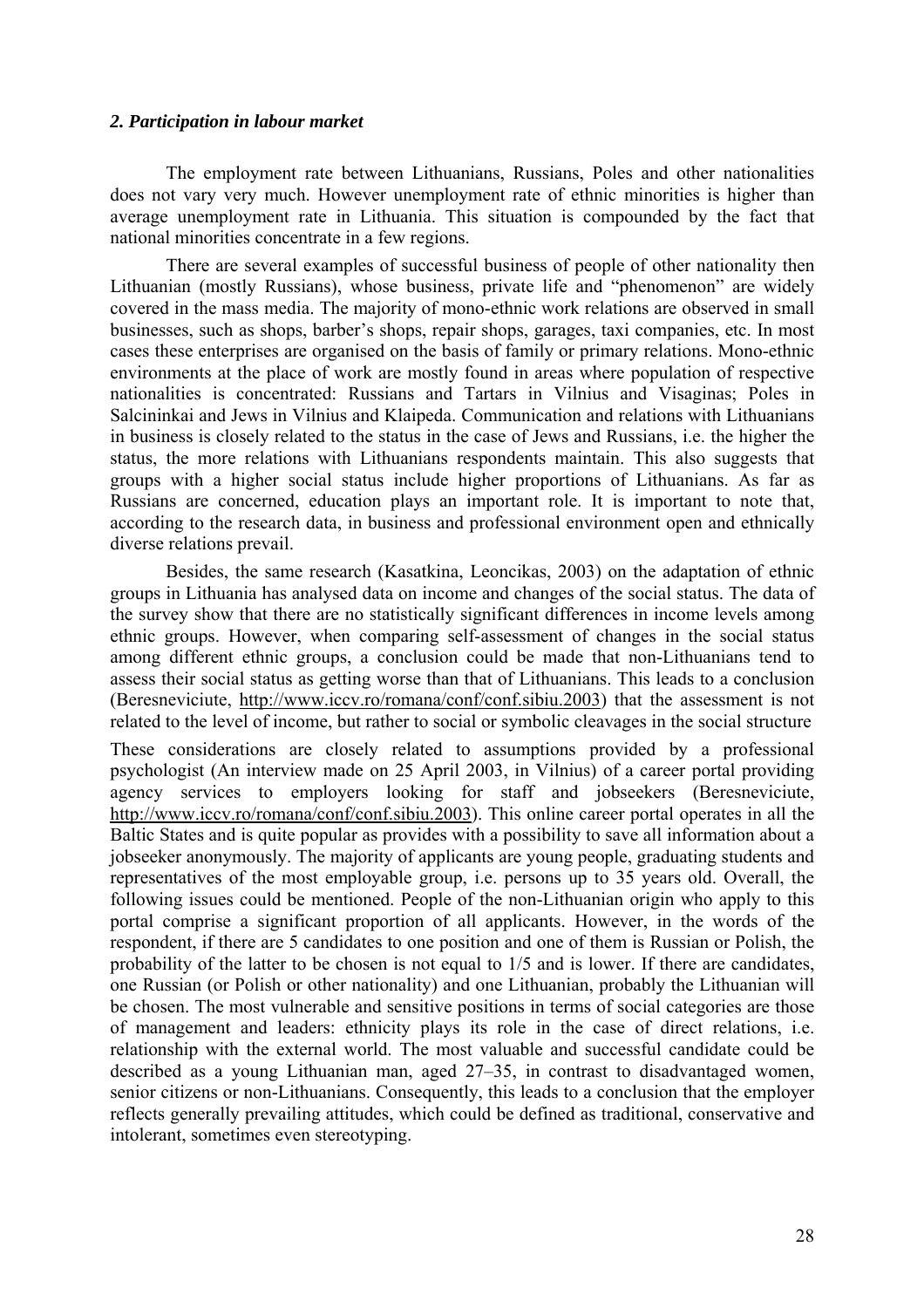### *2. Participation in labour market*

The employment rate between Lithuanians, Russians, Poles and other nationalities does not vary very much. However unemployment rate of ethnic minorities is higher than average unemployment rate in Lithuania. This situation is compounded by the fact that national minorities concentrate in a few regions.

There are several examples of successful business of people of other nationality then Lithuanian (mostly Russians), whose business, private life and "phenomenon" are widely covered in the mass media. The majority of mono-ethnic work relations are observed in small businesses, such as shops, barber's shops, repair shops, garages, taxi companies, etc. In most cases these enterprises are organised on the basis of family or primary relations. Mono-ethnic environments at the place of work are mostly found in areas where population of respective nationalities is concentrated: Russians and Tartars in Vilnius and Visaginas; Poles in Salcininkai and Jews in Vilnius and Klaipeda. Communication and relations with Lithuanians in business is closely related to the status in the case of Jews and Russians, i.e. the higher the status, the more relations with Lithuanians respondents maintain. This also suggests that groups with a higher social status include higher proportions of Lithuanians. As far as Russians are concerned, education plays an important role. It is important to note that, according to the research data, in business and professional environment open and ethnically diverse relations prevail.

Besides, the same research (Kasatkina, Leoncikas, 2003) on the adaptation of ethnic groups in Lithuania has analysed data on income and changes of the social status. The data of the survey show that there are no statistically significant differences in income levels among ethnic groups. However, when comparing self-assessment of changes in the social status among different ethnic groups, a conclusion could be made that non-Lithuanians tend to assess their social status as getting worse than that of Lithuanians. This leads to a conclusion (Beresneviciute, http://www.iccv.ro/romana/conf/conf.sibiu.2003) that the assessment is not related to the level of income, but rather to social or symbolic cleavages in the social structure

These considerations are closely related to assumptions provided by a professional psychologist (An interview made on 25 April 2003, in Vilnius) of a career portal providing agency services to employers looking for staff and jobseekers (Beresneviciute, http://www.iccv.ro/romana/conf/conf.sibiu.2003). This online career portal operates in all the Baltic States and is quite popular as provides with a possibility to save all information about a jobseeker anonymously. The majority of applicants are young people, graduating students and representatives of the most employable group, i.e. persons up to 35 years old. Overall, the following issues could be mentioned. People of the non-Lithuanian origin who apply to this portal comprise a significant proportion of all applicants. However, in the words of the respondent, if there are 5 candidates to one position and one of them is Russian or Polish, the probability of the latter to be chosen is not equal to 1/5 and is lower. If there are candidates, one Russian (or Polish or other nationality) and one Lithuanian, probably the Lithuanian will be chosen. The most vulnerable and sensitive positions in terms of social categories are those of management and leaders: ethnicity plays its role in the case of direct relations, i.e. relationship with the external world. The most valuable and successful candidate could be described as a young Lithuanian man, aged 27–35, in contrast to disadvantaged women, senior citizens or non-Lithuanians. Consequently, this leads to a conclusion that the employer reflects generally prevailing attitudes, which could be defined as traditional, conservative and intolerant, sometimes even stereotyping.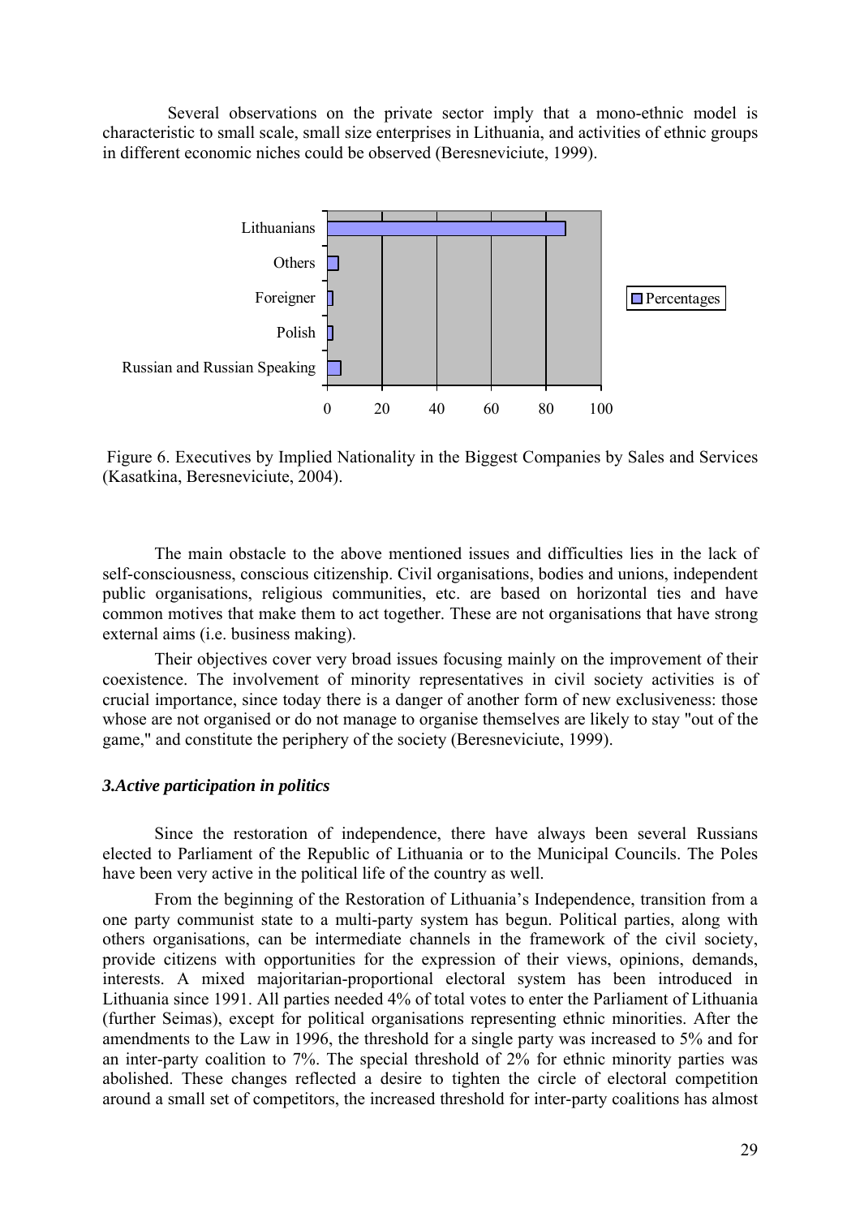Several observations on the private sector imply that a mono-ethnic model is characteristic to small scale, small size enterprises in Lithuania, and activities of ethnic groups in different economic niches could be observed (Beresneviciute, 1999).

Figure 6. Executives by Implied Nationality in the Biggest Companies by Sales and Services (Kasatkina, Beresneviciute, 2004).

The main obstacle to the above mentioned issues and difficulties lies in the lack of self-consciousness, conscious citizenship. Civil organisations, bodies and unions, independent public organisations, religious communities, etc. are based on horizontal ties and have common motives that make them to act together. These are not organisations that have strong external aims (i.e. business making).

Their objectives cover very broad issues focusing mainly on the improvement of their coexistence. The involvement of minority representatives in civil society activities is of crucial importance, since today there is a danger of another form of new exclusiveness: those whose are not organised or do not manage to organise themselves are likely to stay "out of the game," and constitute the periphery of the society (Beresneviciute, 1999).

### *3.Active participation in politics*

Since the restoration of independence, there have always been several Russians elected to Parliament of the Republic of Lithuania or to the Municipal Councils. The Poles have been very active in the political life of the country as well.

From the beginning of the Restoration of Lithuania's Independence, transition from a one party communist state to a multi-party system has begun. Political parties, along with others organisations, can be intermediate channels in the framework of the civil society, provide citizens with opportunities for the expression of their views, opinions, demands, interests. A mixed majoritarian-proportional electoral system has been introduced in Lithuania since 1991. All parties needed 4% of total votes to enter the Parliament of Lithuania (further Seimas), except for political organisations representing ethnic minorities. After the amendments to the Law in 1996, the threshold for a single party was increased to 5% and for an inter-party coalition to 7%. The special threshold of 2% for ethnic minority parties was abolished. These changes reflected a desire to tighten the circle of electoral competition around a small set of competitors, the increased threshold for inter-party coalitions has almost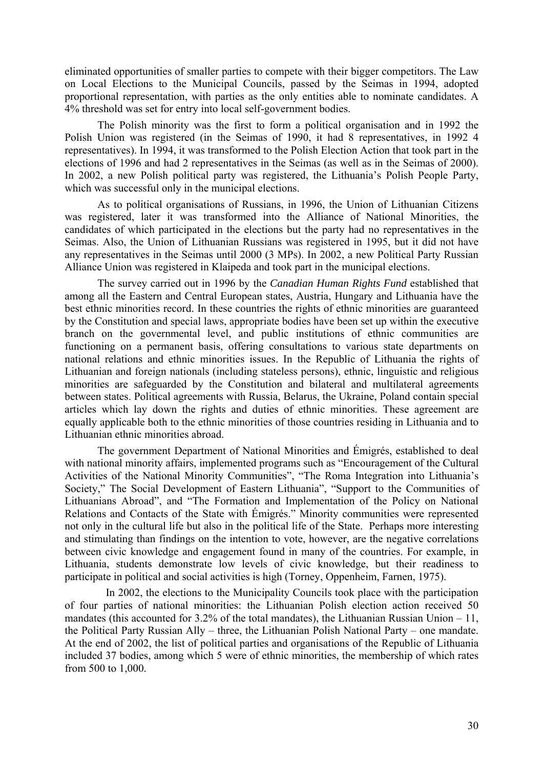eliminated opportunities of smaller parties to compete with their bigger competitors. The Law on Local Elections to the Municipal Councils, passed by the Seimas in 1994, adopted proportional representation, with parties as the only entities able to nominate candidates. A 4% threshold was set for entry into local self-government bodies.

The Polish minority was the first to form a political organisation and in 1992 the Polish Union was registered (in the Seimas of 1990, it had 8 representatives, in 1992 4 representatives). In 1994, it was transformed to the Polish Election Action that took part in the elections of 1996 and had 2 representatives in the Seimas (as well as in the Seimas of 2000). In 2002, a new Polish political party was registered, the Lithuania's Polish People Party, which was successful only in the municipal elections.

As to political organisations of Russians, in 1996, the Union of Lithuanian Citizens was registered, later it was transformed into the Alliance of National Minorities, the candidates of which participated in the elections but the party had no representatives in the Seimas. Also, the Union of Lithuanian Russians was registered in 1995, but it did not have any representatives in the Seimas until 2000 (3 MPs). In 2002, a new Political Party Russian Alliance Union was registered in Klaipeda and took part in the municipal elections.

The survey carried out in 1996 by the *Canadian Human Rights Fund* established that among all the Eastern and Central European states, Austria, Hungary and Lithuania have the best ethnic minorities record. In these countries the rights of ethnic minorities are guaranteed by the Constitution and special laws, appropriate bodies have been set up within the executive branch on the governmental level, and public institutions of ethnic communities are functioning on a permanent basis, offering consultations to various state departments on national relations and ethnic minorities issues. In the Republic of Lithuania the rights of Lithuanian and foreign nationals (including stateless persons), ethnic, linguistic and religious minorities are safeguarded by the Constitution and bilateral and multilateral agreements between states. Political agreements with Russia, Belarus, the Ukraine, Poland contain special articles which lay down the rights and duties of ethnic minorities. These agreement are equally applicable both to the ethnic minorities of those countries residing in Lithuania and to Lithuanian ethnic minorities abroad.

The government Department of National Minorities and Émigrés, established to deal with national minority affairs, implemented programs such as "Encouragement of the Cultural Activities of the National Minority Communities", "The Roma Integration into Lithuania's Society," The Social Development of Eastern Lithuania", "Support to the Communities of Lithuanians Abroad", and "The Formation and Implementation of the Policy on National Relations and Contacts of the State with Émigrés." Minority communities were represented not only in the cultural life but also in the political life of the State. Perhaps more interesting and stimulating than findings on the intention to vote, however, are the negative correlations between civic knowledge and engagement found in many of the countries. For example, in Lithuania, students demonstrate low levels of civic knowledge, but their readiness to participate in political and social activities is high (Torney, Oppenheim, Farnen, 1975).

In 2002, the elections to the Municipality Councils took place with the participation of four parties of national minorities: the Lithuanian Polish election action received 50 mandates (this accounted for 3.2% of the total mandates), the Lithuanian Russian Union – 11, the Political Party Russian Ally – three, the Lithuanian Polish National Party – one mandate. At the end of 2002, the list of political parties and organisations of the Republic of Lithuania included 37 bodies, among which 5 were of ethnic minorities, the membership of which rates from 500 to 1,000.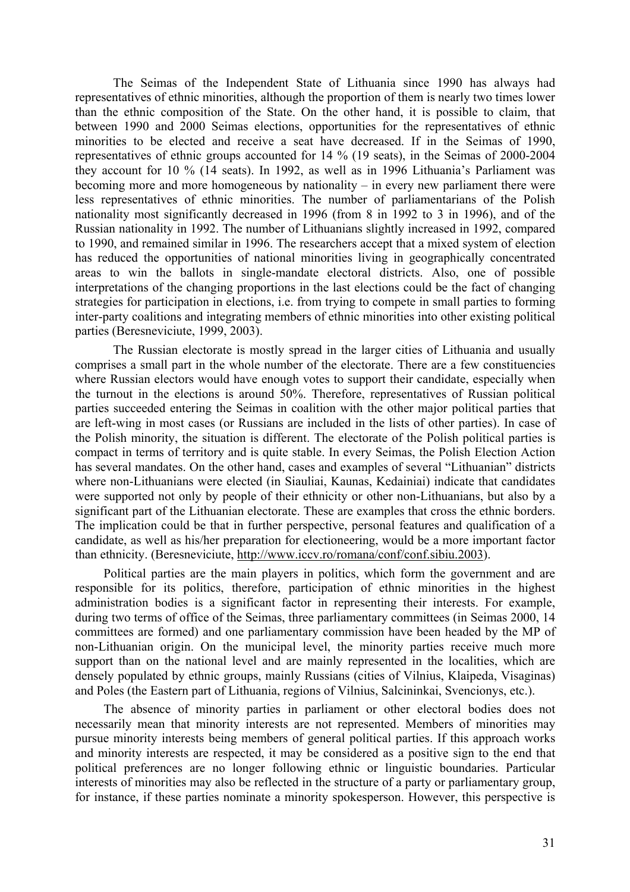The Seimas of the Independent State of Lithuania since 1990 has always had representatives of ethnic minorities, although the proportion of them is nearly two times lower than the ethnic composition of the State. On the other hand, it is possible to claim, that between 1990 and 2000 Seimas elections, opportunities for the representatives of ethnic minorities to be elected and receive a seat have decreased. If in the Seimas of 1990, representatives of ethnic groups accounted for 14 % (19 seats), in the Seimas of 2000-2004 they account for 10 % (14 seats). In 1992, as well as in 1996 Lithuania's Parliament was becoming more and more homogeneous by nationality – in every new parliament there were less representatives of ethnic minorities. The number of parliamentarians of the Polish nationality most significantly decreased in 1996 (from 8 in 1992 to 3 in 1996), and of the Russian nationality in 1992. The number of Lithuanians slightly increased in 1992, compared to 1990, and remained similar in 1996. The researchers accept that a mixed system of election has reduced the opportunities of national minorities living in geographically concentrated areas to win the ballots in single-mandate electoral districts. Also, one of possible interpretations of the changing proportions in the last elections could be the fact of changing strategies for participation in elections, i.e. from trying to compete in small parties to forming inter-party coalitions and integrating members of ethnic minorities into other existing political parties (Beresneviciute, 1999, 2003).

The Russian electorate is mostly spread in the larger cities of Lithuania and usually comprises a small part in the whole number of the electorate. There are a few constituencies where Russian electors would have enough votes to support their candidate, especially when the turnout in the elections is around 50%. Therefore, representatives of Russian political parties succeeded entering the Seimas in coalition with the other major political parties that are left-wing in most cases (or Russians are included in the lists of other parties). In case of the Polish minority, the situation is different. The electorate of the Polish political parties is compact in terms of territory and is quite stable. In every Seimas, the Polish Election Action has several mandates. On the other hand, cases and examples of several "Lithuanian" districts where non-Lithuanians were elected (in Siauliai, Kaunas, Kedainiai) indicate that candidates were supported not only by people of their ethnicity or other non-Lithuanians, but also by a significant part of the Lithuanian electorate. These are examples that cross the ethnic borders. The implication could be that in further perspective, personal features and qualification of a candidate, as well as his/her preparation for electioneering, would be a more important factor than ethnicity. (Beresneviciute, http://www.iccv.ro/romana/conf/conf.sibiu.2003).

Political parties are the main players in politics, which form the government and are responsible for its politics, therefore, participation of ethnic minorities in the highest administration bodies is a significant factor in representing their interests. For example, during two terms of office of the Seimas, three parliamentary committees (in Seimas 2000, 14 committees are formed) and one parliamentary commission have been headed by the MP of non-Lithuanian origin. On the municipal level, the minority parties receive much more support than on the national level and are mainly represented in the localities, which are densely populated by ethnic groups, mainly Russians (cities of Vilnius, Klaipeda, Visaginas) and Poles (the Eastern part of Lithuania, regions of Vilnius, Salcininkai, Svencionys, etc.).

The absence of minority parties in parliament or other electoral bodies does not necessarily mean that minority interests are not represented. Members of minorities may pursue minority interests being members of general political parties. If this approach works and minority interests are respected, it may be considered as a positive sign to the end that political preferences are no longer following ethnic or linguistic boundaries. Particular interests of minorities may also be reflected in the structure of a party or parliamentary group, for instance, if these parties nominate a minority spokesperson. However, this perspective is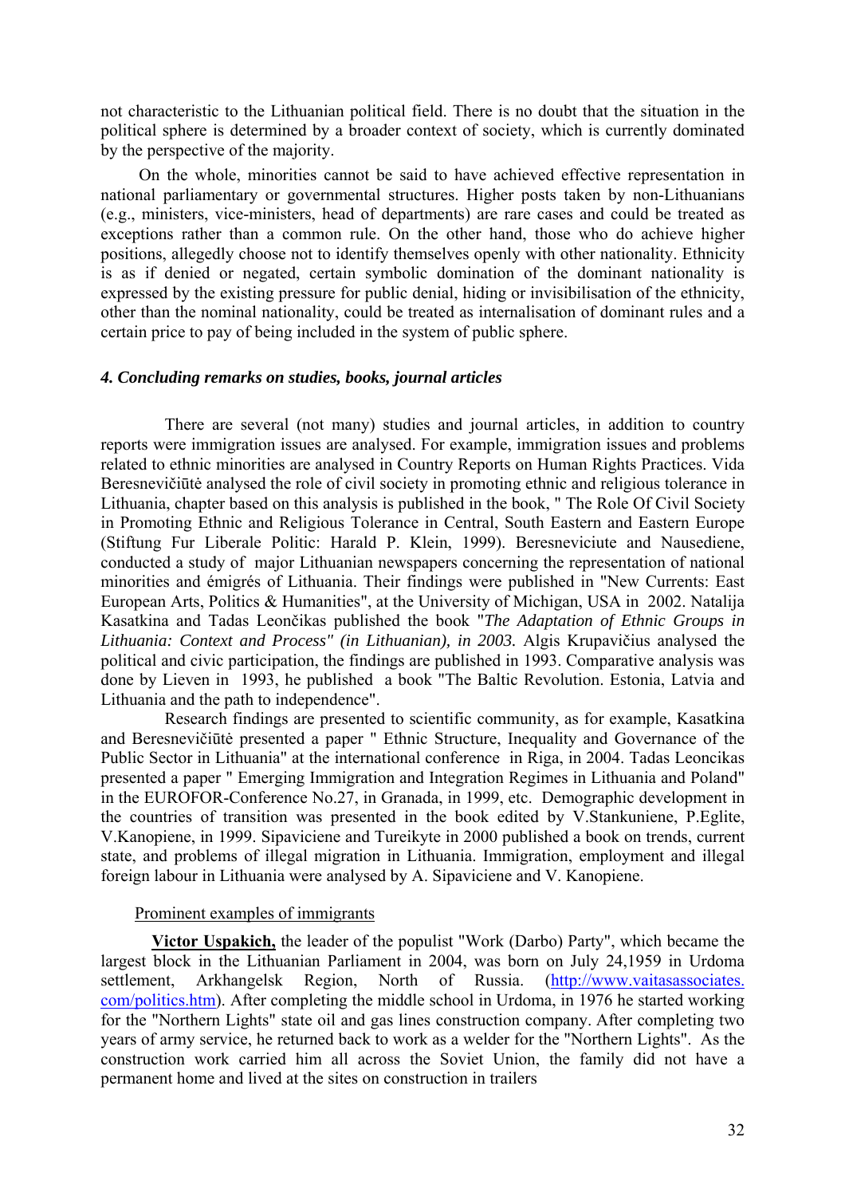not characteristic to the Lithuanian political field. There is no doubt that the situation in the political sphere is determined by a broader context of society, which is currently dominated by the perspective of the majority.

On the whole, minorities cannot be said to have achieved effective representation in national parliamentary or governmental structures. Higher posts taken by non-Lithuanians (e.g., ministers, vice-ministers, head of departments) are rare cases and could be treated as exceptions rather than a common rule. On the other hand, those who do achieve higher positions, allegedly choose not to identify themselves openly with other nationality. Ethnicity is as if denied or negated, certain symbolic domination of the dominant nationality is expressed by the existing pressure for public denial, hiding or invisibilisation of the ethnicity, other than the nominal nationality, could be treated as internalisation of dominant rules and a certain price to pay of being included in the system of public sphere.

#### *4. Concluding remarks on studies, books, journal articles*

There are several (not many) studies and journal articles, in addition to country reports were immigration issues are analysed. For example, immigration issues and problems related to ethnic minorities are analysed in Country Reports on Human Rights Practices. Vida Beresnevičiūtė analysed the role of civil society in promoting ethnic and religious tolerance in Lithuania, chapter based on this analysis is published in the book, " The Role Of Civil Society in Promoting Ethnic and Religious Tolerance in Central, South Eastern and Eastern Europe (Stiftung Fur Liberale Politic: Harald P. Klein, 1999). Beresneviciute and Nausediene, conducted a study of major Lithuanian newspapers concerning the representation of national minorities and émigrés of Lithuania. Their findings were published in "New Currents: East European Arts, Politics & Humanities", at the University of Michigan, USA in 2002. Natalija Kasatkina and Tadas Leončikas published the book "*The Adaptation of Ethnic Groups in Lithuania: Context and Process" (in Lithuanian), in 2003.* Algis Krupavičius analysed the political and civic participation, the findings are published in 1993. Comparative analysis was done by Lieven in 1993, he published a book "The Baltic Revolution. Estonia, Latvia and Lithuania and the path to independence".

Research findings are presented to scientific community, as for example, Kasatkina and Beresnevičiūtė presented a paper " Ethnic Structure, Inequality and Governance of the Public Sector in Lithuania" at the international conference in Riga, in 2004. Tadas Leoncikas presented a paper " Emerging Immigration and Integration Regimes in Lithuania and Poland" in the EUROFOR-Conference No.27, in Granada, in 1999, etc. Demographic development in the countries of transition was presented in the book edited by V.Stankuniene, P.Eglite, V.Kanopiene, in 1999. Sipaviciene and Tureikyte in 2000 published a book on trends, current state, and problems of illegal migration in Lithuania. Immigration, employment and illegal foreign labour in Lithuania were analysed by A. Sipaviciene and V. Kanopiene.

Prominent examples of immigrants

**Victor Uspakich,** the leader of the populist "Work (Darbo) Party", which became the largest block in the Lithuanian Parliament in 2004, was born on July 24,1959 in Urdoma settlement, Arkhangelsk Region, North of Russia. (http://www.vaitasassociates.com/politics.htm). After completing the middle school in Urdoma, in 1976 he started working for the "Northern Lights" state oil and gas lines construction company. After completing two years of army service, he returned back to work as a welder for the "Northern Lights". As the construction work carried him all across the Soviet Union, the family did not have a permanent home and lived at the sites on construction in trailers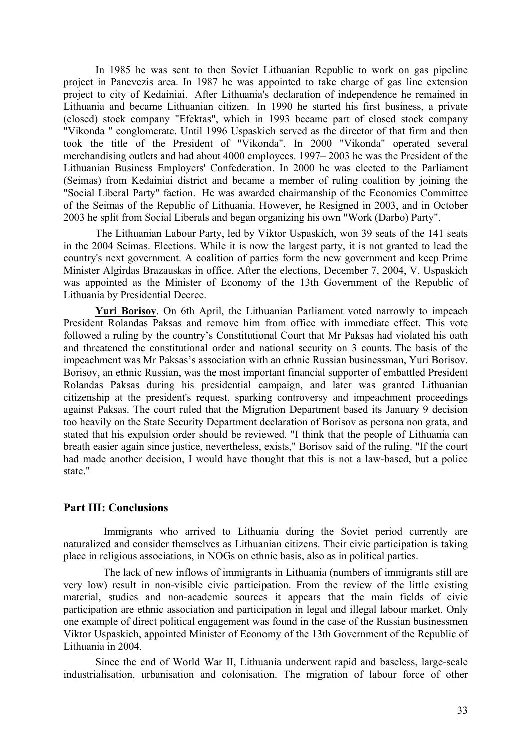In 1985 he was sent to then Soviet Lithuanian Republic to work on gas pipeline project in Panevezis area. In 1987 he was appointed to take charge of gas line extension project to city of Kedainiai. After Lithuania's declaration of independence he remained in Lithuania and became Lithuanian citizen. In 1990 he started his first business, a private (closed) stock company "Efektas", which in 1993 became part of closed stock company "Vikonda " conglomerate. Until 1996 Uspaskich served as the director of that firm and then took the title of the President of "Vikonda". In 2000 "Vikonda" operated several merchandising outlets and had about 4000 employees. 1997– 2003 he was the President of the Lithuanian Business Employers' Confederation. In 2000 he was elected to the Parliament (Seimas) from Kedainiai district and became a member of ruling coalition by joining the "Social Liberal Party" faction. He was awarded chairmanship of the Economics Committee of the Seimas of the Republic of Lithuania. However, he Resigned in 2003, and in October 2003 he split from Social Liberals and began organizing his own "Work (Darbo) Party".

The Lithuanian Labour Party, led by Viktor Uspaskich, won 39 seats of the 141 seats in the 2004 Seimas. Elections. While it is now the largest party, it is not granted to lead the country's next government. A coalition of parties form the new government and keep Prime Minister Algirdas Brazauskas in office. After the elections, December 7, 2004, V. Uspaskich was appointed as the Minister of Economy of the 13th Government of the Republic of Lithuania by Presidential Decree.

**Yuri Borisov**. On 6th April, the Lithuanian Parliament voted narrowly to impeach President Rolandas Paksas and remove him from office with immediate effect. This vote followed a ruling by the country's Constitutional Court that Mr Paksas had violated his oath and threatened the constitutional order and national security on 3 counts. The basis of the impeachment was Mr Paksas's association with an ethnic Russian businessman, Yuri Borisov. Borisov, an ethnic Russian, was the most important financial supporter of embattled President Rolandas Paksas during his presidential campaign, and later was granted Lithuanian citizenship at the president's request, sparking controversy and impeachment proceedings against Paksas. The court ruled that the Migration Department based its January 9 decision too heavily on the State Security Department declaration of Borisov as persona non grata, and stated that his expulsion order should be reviewed. "I think that the people of Lithuania can breath easier again since justice, nevertheless, exists," Borisov said of the ruling. "If the court had made another decision, I would have thought that this is not a law-based, but a police state."

## Part III: Conclusions

Immigrants who arrived to Lithuania during the Soviet period currently are naturalized and consider themselves as Lithuanian citizens. Their civic participation is taking place in religious associations, in NOGs on ethnic basis, also as in political parties.

The lack of new inflows of immigrants in Lithuania (numbers of immigrants still are very low) result in non-visible civic participation. From the review of the little existing material, studies and non-academic sources it appears that the main fields of civic participation are ethnic association and participation in legal and illegal labour market. Only one example of direct political engagement was found in the case of the Russian businessmen Viktor Uspaskich, appointed Minister of Economy of the 13th Government of the Republic of Lithuania in 2004.

Since the end of World War II, Lithuania underwent rapid and baseless, large-scale industrialisation, urbanisation and colonisation. The migration of labour force of other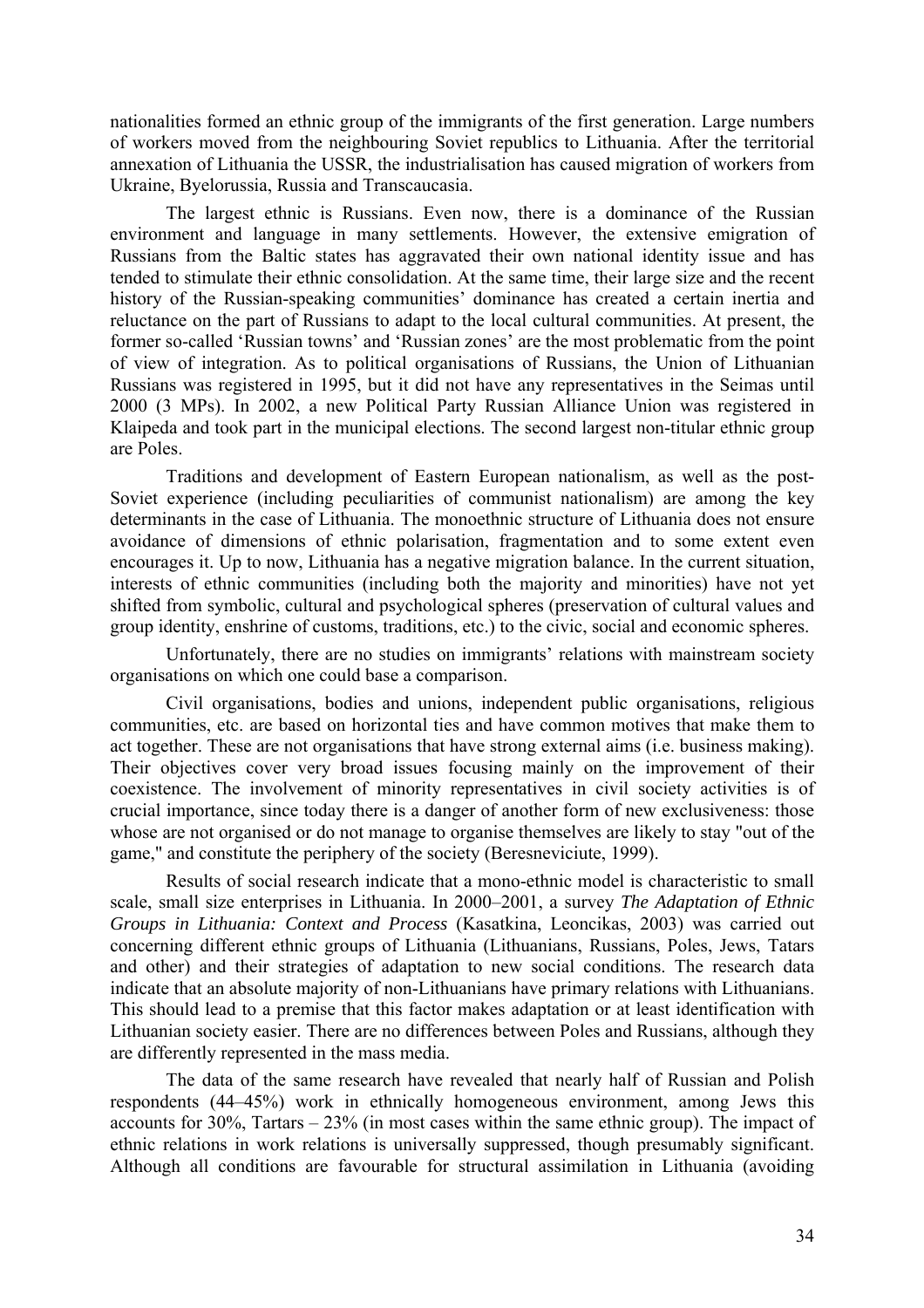nationalities formed an ethnic group of the immigrants of the first generation. Large numbers of workers moved from the neighbouring Soviet republics to Lithuania. After the territorial annexation of Lithuania the USSR, the industrialisation has caused migration of workers from Ukraine, Byelorussia, Russia and Transcaucasia.

The largest ethnic is Russians. Even now, there is a dominance of the Russian environment and language in many settlements. However, the extensive emigration of Russians from the Baltic states has aggravated their own national identity issue and has tended to stimulate their ethnic consolidation. At the same time, their large size and the recent history of the Russian-speaking communities' dominance has created a certain inertia and reluctance on the part of Russians to adapt to the local cultural communities. At present, the former so-called 'Russian towns' and 'Russian zones' are the most problematic from the point of view of integration. As to political organisations of Russians, the Union of Lithuanian Russians was registered in 1995, but it did not have any representatives in the Seimas until 2000 (3 MPs). In 2002, a new Political Party Russian Alliance Union was registered in Klaipeda and took part in the municipal elections. The second largest non-titular ethnic group are Poles.

Traditions and development of Eastern European nationalism, as well as the post-Soviet experience (including peculiarities of communist nationalism) are among the key determinants in the case of Lithuania. The monoethnic structure of Lithuania does not ensure avoidance of dimensions of ethnic polarisation, fragmentation and to some extent even encourages it. Up to now, Lithuania has a negative migration balance. In the current situation, interests of ethnic communities (including both the majority and minorities) have not yet shifted from symbolic, cultural and psychological spheres (preservation of cultural values and group identity, enshrine of customs, traditions, etc.) to the civic, social and economic spheres.

Unfortunately, there are no studies on immigrants' relations with mainstream society organisations on which one could base a comparison.

Civil organisations, bodies and unions, independent public organisations, religious communities, etc. are based on horizontal ties and have common motives that make them to act together. These are not organisations that have strong external aims (i.e. business making). Their objectives cover very broad issues focusing mainly on the improvement of their coexistence. The involvement of minority representatives in civil society activities is of crucial importance, since today there is a danger of another form of new exclusiveness: those whose are not organised or do not manage to organise themselves are likely to stay "out of the game," and constitute the periphery of the society (Beresneviciute, 1999).

Results of social research indicate that a mono-ethnic model is characteristic to small scale, small size enterprises in Lithuania. In 2000–2001, a survey *The Adaptation of Ethnic Groups in Lithuania: Context and Process* (Kasatkina, Leoncikas, 2003) was carried out concerning different ethnic groups of Lithuania (Lithuanians, Russians, Poles, Jews, Tatars and other) and their strategies of adaptation to new social conditions. The research data indicate that an absolute majority of non-Lithuanians have primary relations with Lithuanians. This should lead to a premise that this factor makes adaptation or at least identification with Lithuanian society easier. There are no differences between Poles and Russians, although they are differently represented in the mass media.

The data of the same research have revealed that nearly half of Russian and Polish respondents (44–45%) work in ethnically homogeneous environment, among Jews this accounts for 30%, Tartars – 23% (in most cases within the same ethnic group). The impact of ethnic relations in work relations is universally suppressed, though presumably significant. Although all conditions are favourable for structural assimilation in Lithuania (avoiding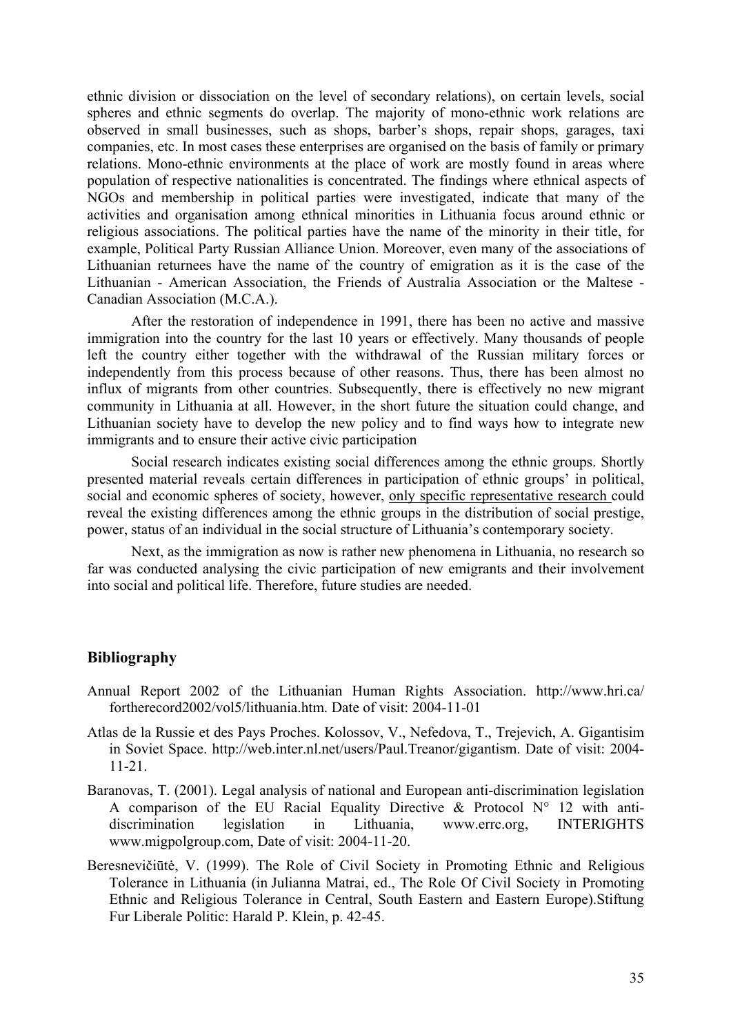ethnic division or dissociation on the level of secondary relations), on certain levels, social spheres and ethnic segments do overlap. The majority of mono-ethnic work relations are observed in small businesses, such as shops, barber's shops, repair shops, garages, taxi companies, etc. In most cases these enterprises are organised on the basis of family or primary relations. Mono-ethnic environments at the place of work are mostly found in areas where population of respective nationalities is concentrated. The findings where ethnical aspects of NGOs and membership in political parties were investigated, indicate that many of the activities and organisation among ethnical minorities in Lithuania focus around ethnic or religious associations. The political parties have the name of the minority in their title, for example, Political Party Russian Alliance Union. Moreover, even many of the associations of Lithuanian returnees have the name of the country of emigration as it is the case of the Lithuanian - American Association, the Friends of Australia Association or the Maltese - Canadian Association (M.C.A.).

After the restoration of independence in 1991, there has been no active and massive immigration into the country for the last 10 years or effectively. Many thousands of people left the country either together with the withdrawal of the Russian military forces or independently from this process because of other reasons. Thus, there has been almost no influx of migrants from other countries. Subsequently, there is effectively no new migrant community in Lithuania at all. However, in the short future the situation could change, and Lithuanian society have to develop the new policy and to find ways how to integrate new immigrants and to ensure their active civic participation

Social research indicates existing social differences among the ethnic groups. Shortly presented material reveals certain differences in participation of ethnic groups' in political, social and economic spheres of society, however, <u>only specific representative research</u> could reveal the existing differences among the ethnic groups in the distribution of social prestige, power, status of an individual in the social structure of Lithuania's contemporary society.

Next, as the immigration as now is rather new phenomena in Lithuania, no research so far was conducted analysing the civic participation of new emigrants and their involvement into social and political life. Therefore, future studies are needed.

## Bibliography

Annual Report 2002 of the Lithuanian Human Rights Association. http://www.hri.ca/fortherecord2002/vol5/lithuania.htm. Date of visit: 2004-11-01

Atlas de la Russie et des Pays Proches. Kolossov, V., Nefedova, T., Trejevich, A. Gigantisim in Soviet Space. http://web.inter.nl.net/users/Paul.Treanor/gigantism. Date of visit: 2004-11-21.

Baranovas, T. (2001). Legal analysis of national and European anti-discrimination legislation A comparison of the EU Racial Equality Directive & Protocol N° 12 with anti-discrimination legislation in Lithuania, www.errc.org, INTERIGHTS www.migpolgroup.com, Date of visit: 2004-11-20.

Beresnevičiūtė, V. (1999). The Role of Civil Society in Promoting Ethnic and Religious Tolerance in Lithuania (in Julianna Matrai, ed., The Role Of Civil Society in Promoting Ethnic and Religious Tolerance in Central, South Eastern and Eastern Europe).Stiftung Fur Liberale Politic: Harald P. Klein, p. 42-45.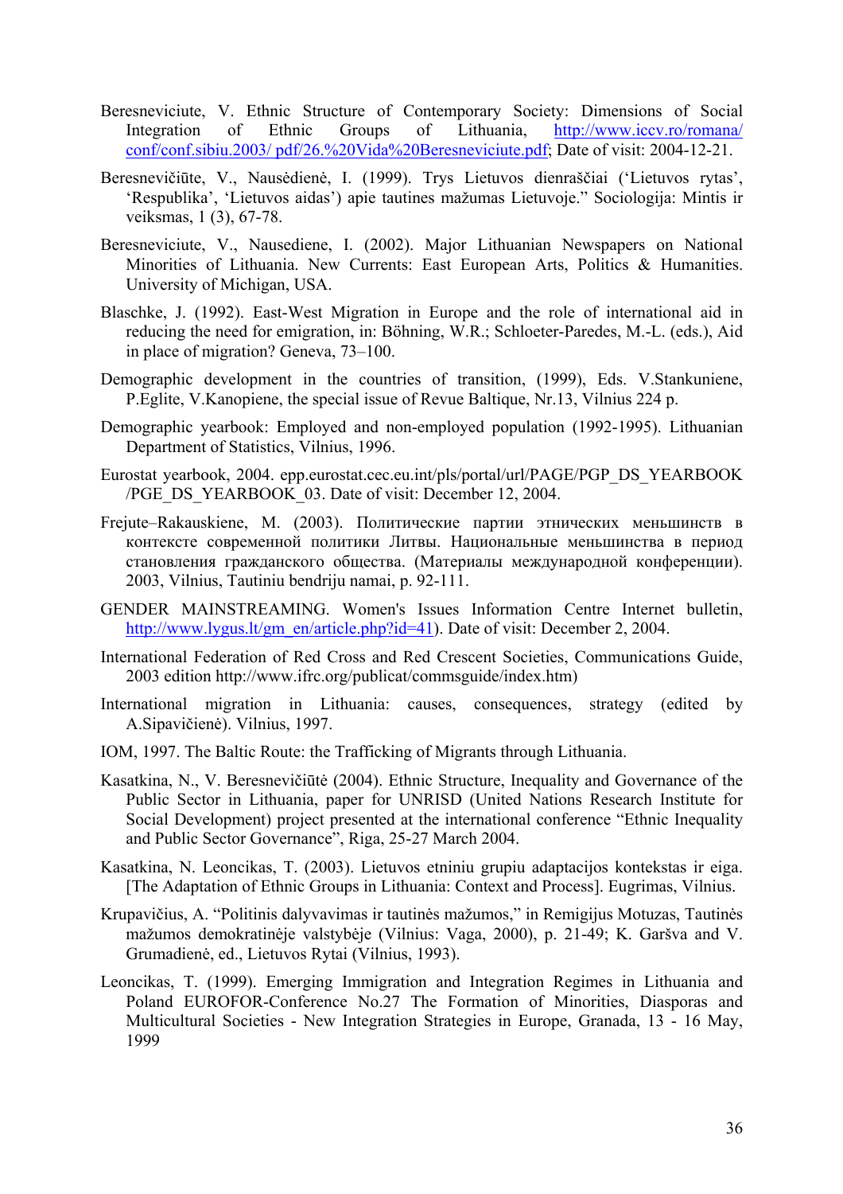Beresneviciute, V. Ethnic Structure of Contemporary Society: Dimensions of Social Integration of Ethnic Groups of Lithuania, http://www.iccv.ro/romana/conf/conf.sibiu.2003/ pdf/26.%20Vida%20Beresneviciute.pdf; Date of visit: 2004-12-21.

Beresnevičiūte, V., Nausėdienė, I. (1999). Trys Lietuvos dienraščiai ('Lietuvos rytas', 'Respublika', 'Lietuvos aidas') apie tautines mažumas Lietuvoje." Sociologija: Mintis ir veiksmas, 1 (3), 67-78.

Beresneviciute, V., Nausediene, I. (2002). Major Lithuanian Newspapers on National Minorities of Lithuania. New Currents: East European Arts, Politics & Humanities. University of Michigan, USA.

Blaschke, J. (1992). East-West Migration in Europe and the role of international aid in reducing the need for emigration, in: Böhning, W.R.; Schloeter-Paredes, M.-L. (eds.), Aid in place of migration? Geneva, 73–100.

Demographic development in the countries of transition, (1999), Eds. V.Stankuniene, P.Eglite, V.Kanopiene, the special issue of Revue Baltique, Nr.13, Vilnius 224 p.

Demographic yearbook: Employed and non-employed population (1992-1995). Lithuanian Department of Statistics, Vilnius, 1996.

Eurostat yearbook, 2004. epp.eurostat.cec.eu.int/pls/portal/url/PAGE/PGP_DS_YEARBOOK/PGE_DS_YEARBOOK_03. Date of visit: December 12, 2004.

Frejute–Rakauskiene, M. (2003). Политические партии этнических меньшинств в контексте современной политики Литвы. Национальные меньшинства в период становления гражданского общества. (Материалы международной конференции). 2003, Vilnius, Tautiniu bendriju namai, p. 92-111.

GENDER MAINSTREAMING. Women's Issues Information Centre Internet bulletin, http://www.lygus.lt/gm_en/article.php?id=41). Date of visit: December 2, 2004.

International Federation of Red Cross and Red Crescent Societies, Communications Guide, 2003 edition http://www.ifrc.org/publicat/commsguide/index.htm)

International migration in Lithuania: causes, consequences, strategy (edited by A.Sipavičienė). Vilnius, 1997.

IOM, 1997. The Baltic Route: the Trafficking of Migrants through Lithuania.

Kasatkina, N., V. Beresnevičiūtė (2004). Ethnic Structure, Inequality and Governance of the Public Sector in Lithuania, paper for UNRISD (United Nations Research Institute for Social Development) project presented at the international conference "Ethnic Inequality and Public Sector Governance", Riga, 25-27 March 2004.

Kasatkina, N. Leoncikas, T. (2003). Lietuvos etniniu grupiu adaptacijos kontekstas ir eiga. [The Adaptation of Ethnic Groups in Lithuania: Context and Process]. Eugrimas, Vilnius.

Krupavičius, A. "Politinis dalyvavimas ir tautinės mažumos," in Remigijus Motuzas, Tautinės mažumos demokratinėje valstybėje (Vilnius: Vaga, 2000), p. 21-49; K. Garšva and V. Grumadienė, ed., Lietuvos Rytai (Vilnius, 1993).

Leoncikas, T. (1999). Emerging Immigration and Integration Regimes in Lithuania and Poland EUROFOR-Conference No.27 The Formation of Minorities, Diasporas and Multicultural Societies - New Integration Strategies in Europe, Granada, 13 - 16 May, 1999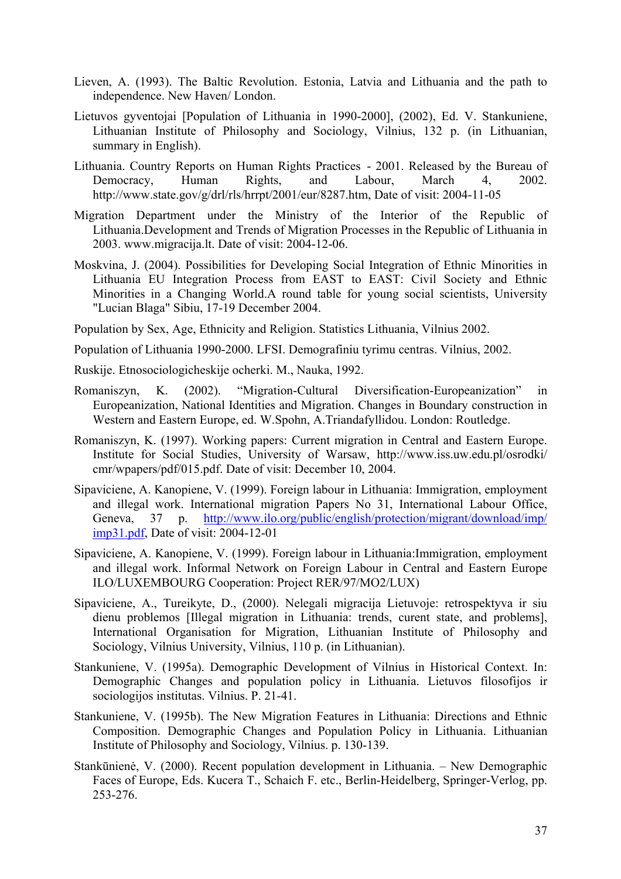Lieven, A. (1993). The Baltic Revolution. Estonia, Latvia and Lithuania and the path to independence. New Haven/ London.

Lietuvos gyventojai [Population of Lithuania in 1990-2000], (2002), Ed. V. Stankuniene, Lithuanian Institute of Philosophy and Sociology, Vilnius, 132 p. (in Lithuanian, summary in English).

Lithuania. Country Reports on Human Rights Practices - 2001. Released by the Bureau of Democracy, Human Rights, and Labour, March 4, 2002. http://www.state.gov/g/drl/rls/hrrpt/2001/eur/8287.htm, Date of visit: 2004-11-05

Migration Department under the Ministry of the Interior of the Republic of Lithuania.Development and Trends of Migration Processes in the Republic of Lithuania in 2003. www.migracija.lt. Date of visit: 2004-12-06.

Moskvina, J. (2004). Possibilities for Developing Social Integration of Ethnic Minorities in Lithuania EU Integration Process from EAST to EAST: Civil Society and Ethnic Minorities in a Changing World.A round table for young social scientists, University "Lucian Blaga" Sibiu, 17-19 December 2004.

Population by Sex, Age, Ethnicity and Religion. Statistics Lithuania, Vilnius 2002.

Population of Lithuania 1990-2000. LFSI. Demografiniu tyrimu centras. Vilnius, 2002.

Ruskije. Etnosociologicheskije ocherki. M., Nauka, 1992.

Romaniszyn, K. (2002). "Migration-Cultural Diversification-Europeanization" in Europeanization, National Identities and Migration. Changes in Boundary construction in Western and Eastern Europe, ed. W.Spohn, A.Triandafyllidou. London: Routledge.

Romaniszyn, K. (1997). Working papers: Current migration in Central and Eastern Europe. Institute for Social Studies, University of Warsaw, http://www.iss.uw.edu.pl/osrodki/cmr/wpapers/pdf/015.pdf. Date of visit: December 10, 2004.

Sipaviciene, A. Kanopiene, V. (1999). Foreign labour in Lithuania: Immigration, employment and illegal work. International migration Papers No 31, International Labour Office, Geneva, 37 p. http://www.ilo.org/public/english/protection/migrant/download/imp/imp31.pdf, Date of visit: 2004-12-01

Sipaviciene, A. Kanopiene, V. (1999). Foreign labour in Lithuania:Immigration, employment and illegal work. Informal Network on Foreign Labour in Central and Eastern Europe ILO/LUXEMBOURG Cooperation: Project RER/97/MO2/LUX)

Sipaviciene, A., Tureikyte, D., (2000). Nelegali migracija Lietuvoje: retrospektyva ir siu dienu problemos [Illegal migration in Lithuania: trends, curent state, and problems], International Organisation for Migration, Lithuanian Institute of Philosophy and Sociology, Vilnius University, Vilnius, 110 p. (in Lithuanian).

Stankuniene, V. (1995a). Demographic Development of Vilnius in Historical Context. In: Demographic Changes and population policy in Lithuania. Lietuvos filosofijos ir sociologijos institutas. Vilnius. P. 21-41.

Stankuniene, V. (1995b). The New Migration Features in Lithuania: Directions and Ethnic Composition. Demographic Changes and Population Policy in Lithuania. Lithuanian Institute of Philosophy and Sociology, Vilnius. p. 130-139.

Stankūnienė, V. (2000). Recent population development in Lithuania. – New Demographic Faces of Europe, Eds. Kucera T., Schaich F. etc., Berlin-Heidelberg, Springer-Verlog, pp. 253-276.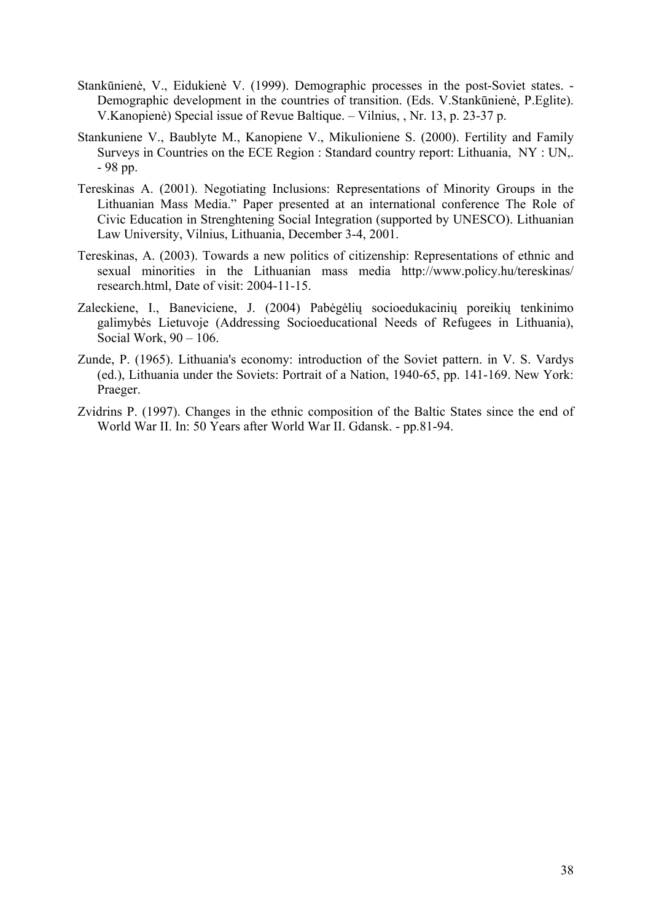Stankūnienė, V., Eidukienė V. (1999). Demographic processes in the post-Soviet states. - Demographic development in the countries of transition. (Eds. V.Stankūnienė, P.Eglite). V.Kanopienė) Special issue of Revue Baltique. – Vilnius, , Nr. 13, p. 23-37 p.

Stankuniene V., Baublyte M., Kanopiene V., Mikulioniene S. (2000). Fertility and Family Surveys in Countries on the ECE Region : Standard country report: Lithuania, NY : UN,. - 98 pp.

Tereskinas A. (2001). Negotiating Inclusions: Representations of Minority Groups in the Lithuanian Mass Media." Paper presented at an international conference The Role of Civic Education in Strenghtening Social Integration (supported by UNESCO). Lithuanian Law University, Vilnius, Lithuania, December 3-4, 2001.

Tereskinas, A. (2003). Towards a new politics of citizenship: Representations of ethnic and sexual minorities in the Lithuanian mass media http://www.policy.hu/tereskinas/research.html, Date of visit: 2004-11-15.

Zaleckiene, I., Baneviciene, J. (2004) Pabėgėlių socioedukacinių poreikių tenkinimo galimybės Lietuvoje (Addressing Socioeducational Needs of Refugees in Lithuania), Social Work, 90 – 106.

Zunde, P. (1965). Lithuania's economy: introduction of the Soviet pattern. in V. S. Vardys (ed.), Lithuania under the Soviets: Portrait of a Nation, 1940-65, pp. 141-169. New York: Praeger.

Zvidrins P. (1997). Changes in the ethnic composition of the Baltic States since the end of World War II. In: 50 Years after World War II. Gdansk. - pp.81-94.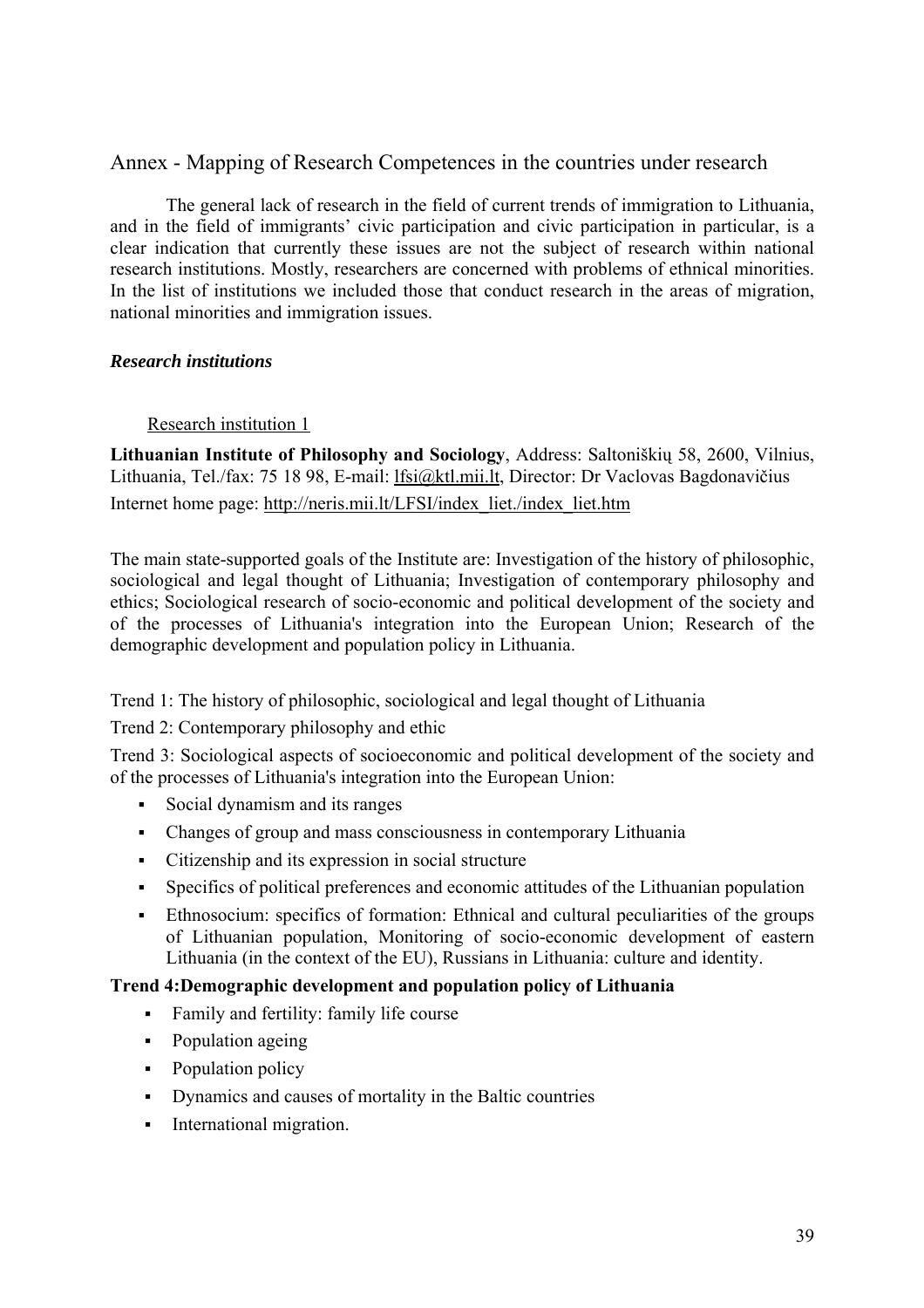# Annex - Mapping of Research Competences in the countries under research

The general lack of research in the field of current trends of immigration to Lithuania, and in the field of immigrants' civic participation and civic participation in particular, is a clear indication that currently these issues are not the subject of research within national research institutions. Mostly, researchers are concerned with problems of ethnical minorities. In the list of institutions we included those that conduct research in the areas of migration, national minorities and immigration issues.

***Research institutions***

Research institution 1

**Lithuanian Institute of Philosophy and Sociology**, Address: Saltoniškių 58, 2600, Vilnius, Lithuania, Tel./fax: 75 18 98, E-mail: lfsi@ktl.mii.lt, Director: Dr Vaclovas Bagdonavičius
Internet home page: http://neris.mii.lt/LFSI/index_liet./index_liet.htm

The main state-supported goals of the Institute are: Investigation of the history of philosophic, sociological and legal thought of Lithuania; Investigation of contemporary philosophy and ethics; Sociological research of socio-economic and political development of the society and of the processes of Lithuania's integration into the European Union; Research of the demographic development and population policy in Lithuania.

Trend 1: The history of philosophic, sociological and legal thought of Lithuania

Trend 2: Contemporary philosophy and ethic

Trend 3: Sociological aspects of socioeconomic and political development of the society and of the processes of Lithuania's integration into the European Union:

- Social dynamism and its ranges
- Changes of group and mass consciousness in contemporary Lithuania
- Citizenship and its expression in social structure
- Specifics of political preferences and economic attitudes of the Lithuanian population
- Ethnosocium: specifics of formation: Ethnical and cultural peculiarities of the groups of Lithuanian population, Monitoring of socio-economic development of eastern Lithuania (in the context of the EU), Russians in Lithuania: culture and identity.

**Trend 4:Demographic development and population policy of Lithuania**

- Family and fertility: family life course
- Population ageing
- Population policy
- Dynamics and causes of mortality in the Baltic countries
- International migration.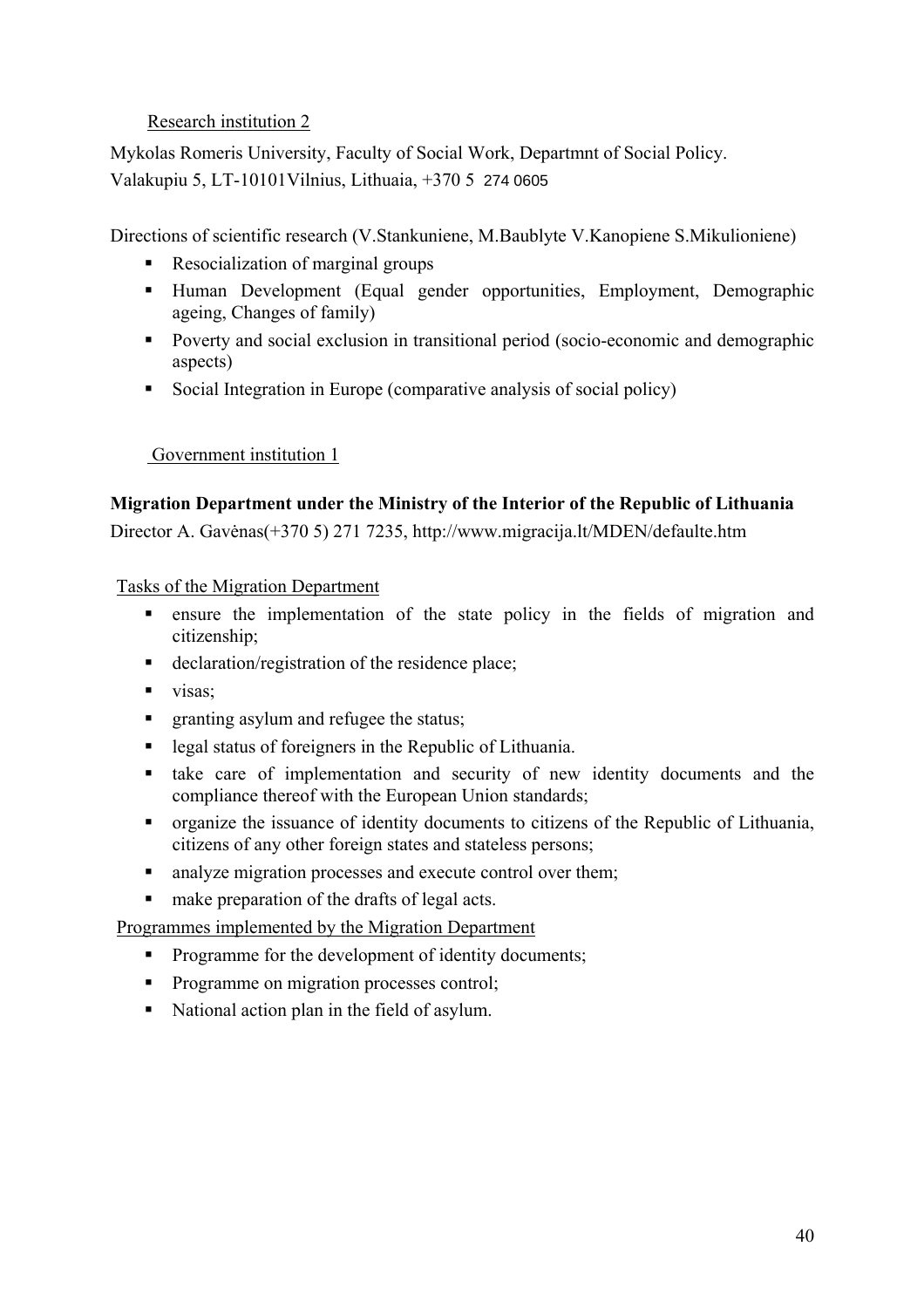Research institution 2

Mykolas Romeris University, Faculty of Social Work, Departmnt of Social Policy.
Valakupiu 5, LT-10101Vilnius, Lithuaia, +370 5 274 0605

Directions of scientific research (V.Stankuniene, M.Baublyte V.Kanopiene S.Mikulioniene)

- Resocialization of marginal groups
- Human Development (Equal gender opportunities, Employment, Demographic ageing, Changes of family)
- Poverty and social exclusion in transitional period (socio-economic and demographic aspects)
- Social Integration in Europe (comparative analysis of social policy)

Government institution 1

**Migration Department under the Ministry of the Interior of the Republic of Lithuania**

Director A. Gavėnas(+370 5) 271 7235, http://www.migracija.lt/MDEN/defaulte.htm

Tasks of the Migration Department

- ensure the implementation of the state policy in the fields of migration and citizenship;
- declaration/registration of the residence place;
- visas;
- granting asylum and refugee the status;
- legal status of foreigners in the Republic of Lithuania.
- take care of implementation and security of new identity documents and the compliance thereof with the European Union standards;
- organize the issuance of identity documents to citizens of the Republic of Lithuania, citizens of any other foreign states and stateless persons;
- analyze migration processes and execute control over them;
- make preparation of the drafts of legal acts.

Programmes implemented by the Migration Department

- Programme for the development of identity documents;
- Programme on migration processes control;
- National action plan in the field of asylum.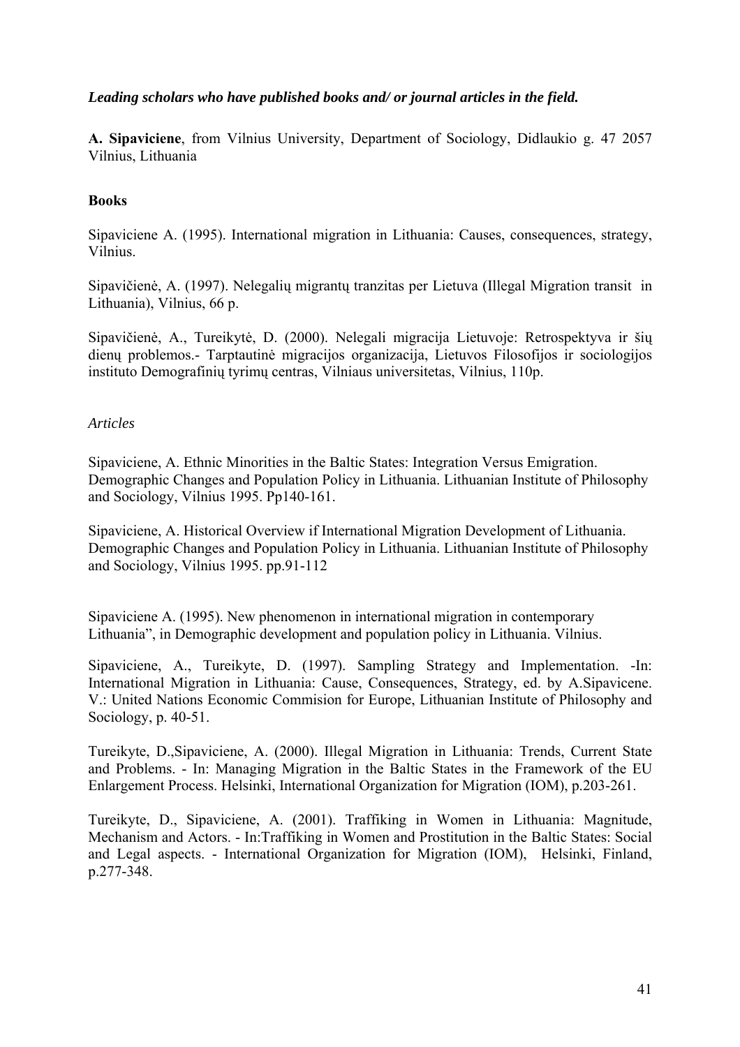***Leading scholars who have published books and/ or journal articles in the field.***

**A. Sipaviciene**, from Vilnius University, Department of Sociology, Didlaukio g. 47 2057 Vilnius, Lithuania

**Books**

Sipaviciene A. (1995). International migration in Lithuania: Causes, consequences, strategy, Vilnius.

Sipavičienė, A. (1997). Nelegalių migrantų tranzitas per Lietuva (Illegal Migration transit in Lithuania), Vilnius, 66 p.

Sipavičienė, A., Tureikytė, D. (2000). Nelegali migracija Lietuvoje: Retrospektyva ir šių dienų problemos.- Tarptautinė migracijos organizacija, Lietuvos Filosofijos ir sociologijos instituto Demografinių tyrimų centras, Vilniaus universitetas, Vilnius, 110p.

*Articles*

Sipaviciene, A. Ethnic Minorities in the Baltic States: Integration Versus Emigration. Demographic Changes and Population Policy in Lithuania. Lithuanian Institute of Philosophy and Sociology, Vilnius 1995. Pp140-161.

Sipaviciene, A. Historical Overview if International Migration Development of Lithuania. Demographic Changes and Population Policy in Lithuania. Lithuanian Institute of Philosophy and Sociology, Vilnius 1995. pp.91-112

Sipaviciene A. (1995). New phenomenon in international migration in contemporary Lithuania", in Demographic development and population policy in Lithuania. Vilnius.

Sipaviciene, A., Tureikyte, D. (1997). Sampling Strategy and Implementation. -In: International Migration in Lithuania: Cause, Consequences, Strategy, ed. by A.Sipavicene. V.: United Nations Economic Commision for Europe, Lithuanian Institute of Philosophy and Sociology, p. 40-51.

Tureikyte, D.,Sipaviciene, A. (2000). Illegal Migration in Lithuania: Trends, Current State and Problems. - In: Managing Migration in the Baltic States in the Framework of the EU Enlargement Process. Helsinki, International Organization for Migration (IOM), p.203-261.

Tureikyte, D., Sipaviciene, A. (2001). Traffiking in Women in Lithuania: Magnitude, Mechanism and Actors. - In:Traffiking in Women and Prostitution in the Baltic States: Social and Legal aspects. - International Organization for Migration (IOM), Helsinki, Finland, p.277-348.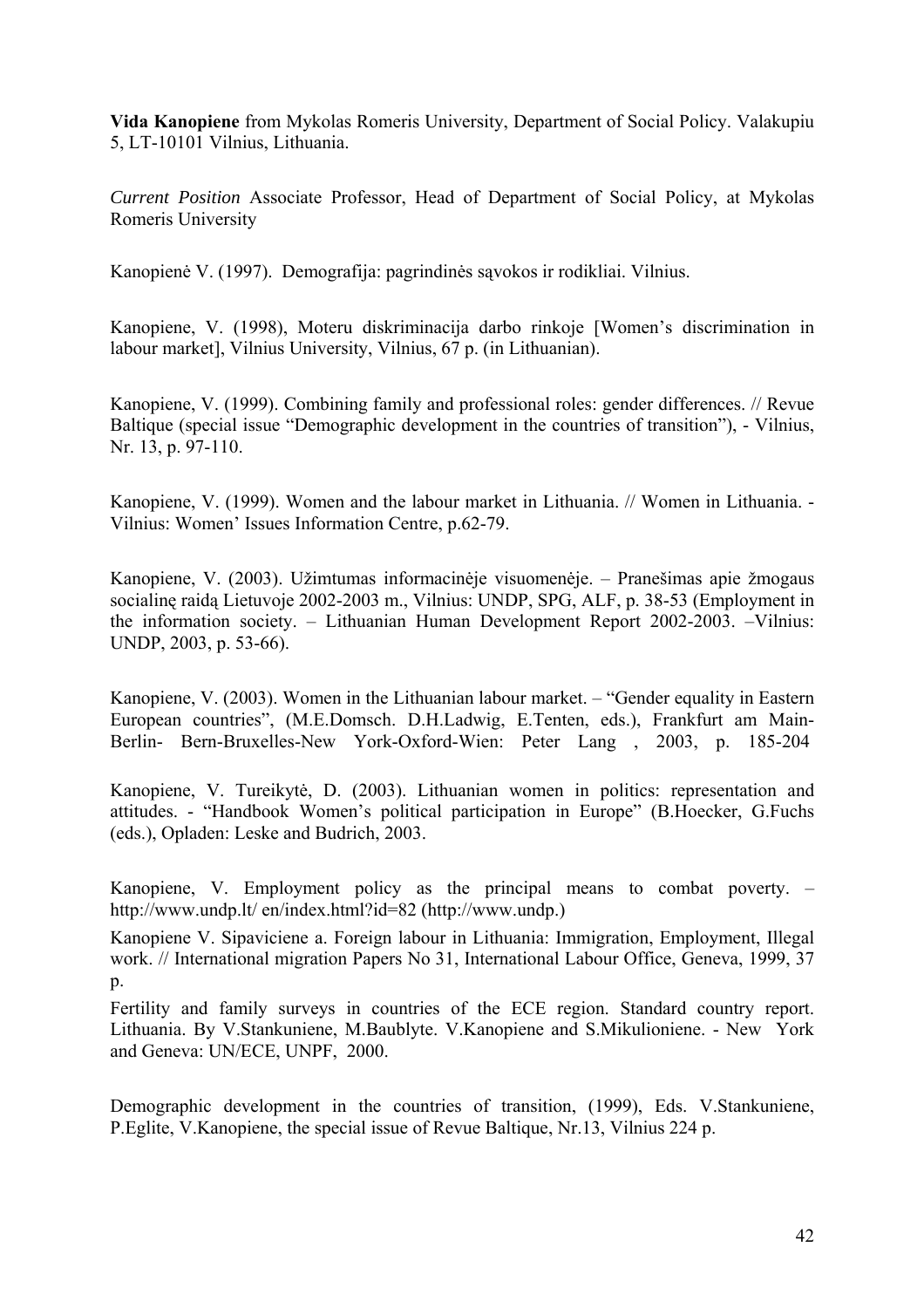**Vida Kanopiene** from Mykolas Romeris University, Department of Social Policy. Valakupiu 5, LT-10101 Vilnius, Lithuania.

*Current Position* Associate Professor, Head of Department of Social Policy, at Mykolas Romeris University

Kanopienė V. (1997). Demografija: pagrindinės sąvokos ir rodikliai. Vilnius.

Kanopiene, V. (1998), Moteru diskriminacija darbo rinkoje [Women's discrimination in labour market], Vilnius University, Vilnius, 67 p. (in Lithuanian).

Kanopiene, V. (1999). Combining family and professional roles: gender differences. // Revue Baltique (special issue "Demographic development in the countries of transition"), - Vilnius, Nr. 13, p. 97-110.

Kanopiene, V. (1999). Women and the labour market in Lithuania. // Women in Lithuania. - Vilnius: Women' Issues Information Centre, p.62-79.

Kanopiene, V. (2003). Užimtumas informacinėje visuomenėje. – Pranešimas apie žmogaus socialinę raidą Lietuvoje 2002-2003 m., Vilnius: UNDP, SPG, ALF, p. 38-53 (Employment in the information society. – Lithuanian Human Development Report 2002-2003. –Vilnius: UNDP, 2003, p. 53-66).

Kanopiene, V. (2003). Women in the Lithuanian labour market. – "Gender equality in Eastern European countries", (M.E.Domsch. D.H.Ladwig, E.Tenten, eds.), Frankfurt am Main-Berlin- Bern-Bruxelles-New York-Oxford-Wien: Peter Lang , 2003, p. 185-204

Kanopiene, V. Tureikytė, D. (2003). Lithuanian women in politics: representation and attitudes. - "Handbook Women's political participation in Europe" (B.Hoecker, G.Fuchs (eds.), Opladen: Leske and Budrich, 2003.

Kanopiene, V. Employment policy as the principal means to combat poverty. – http://www.undp.lt/ en/index.html?id=82 (http://www.undp.)

Kanopiene V. Sipaviciene a. Foreign labour in Lithuania: Immigration, Employment, Illegal work. // International migration Papers No 31, International Labour Office, Geneva, 1999, 37 p.

Fertility and family surveys in countries of the ECE region. Standard country report. Lithuania. By V.Stankuniene, M.Baublyte. V.Kanopiene and S.Mikulioniene. - New York and Geneva: UN/ECE, UNPF, 2000.

Demographic development in the countries of transition, (1999), Eds. V.Stankuniene, P.Eglite, V.Kanopiene, the special issue of Revue Baltique, Nr.13, Vilnius 224 p.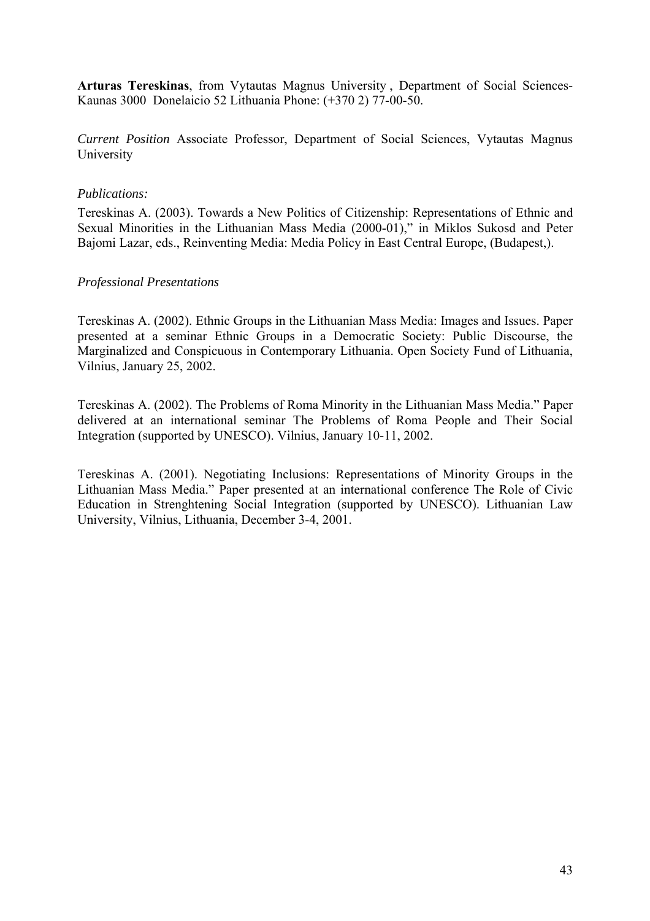**Arturas Tereskinas**, from Vytautas Magnus University , Department of Social Sciences- Kaunas 3000 Donelaicio 52 Lithuania Phone: (+370 2) 77-00-50.

*Current Position* Associate Professor, Department of Social Sciences, Vytautas Magnus University

*Publications:*

Tereskinas A. (2003). Towards a New Politics of Citizenship: Representations of Ethnic and Sexual Minorities in the Lithuanian Mass Media (2000-01)," in Miklos Sukosd and Peter Bajomi Lazar, eds., Reinventing Media: Media Policy in East Central Europe, (Budapest,).

*Professional Presentations*

Tereskinas A. (2002). Ethnic Groups in the Lithuanian Mass Media: Images and Issues. Paper presented at a seminar Ethnic Groups in a Democratic Society: Public Discourse, the Marginalized and Conspicuous in Contemporary Lithuania. Open Society Fund of Lithuania, Vilnius, January 25, 2002.

Tereskinas A. (2002). The Problems of Roma Minority in the Lithuanian Mass Media." Paper delivered at an international seminar The Problems of Roma People and Their Social Integration (supported by UNESCO). Vilnius, January 10-11, 2002.

Tereskinas A. (2001). Negotiating Inclusions: Representations of Minority Groups in the Lithuanian Mass Media." Paper presented at an international conference The Role of Civic Education in Strenghtening Social Integration (supported by UNESCO). Lithuanian Law University, Vilnius, Lithuania, December 3-4, 2001.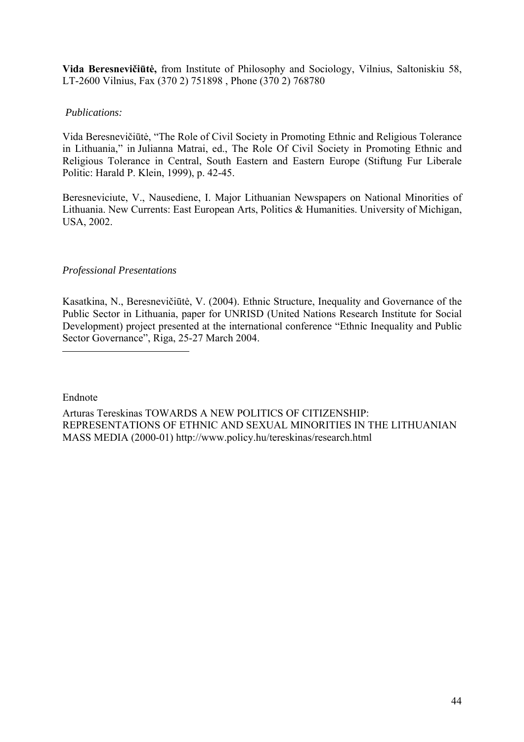**Vida Beresnevičiūtė,** from Institute of Philosophy and Sociology, Vilnius, Saltoniskiu 58, LT-2600 Vilnius, Fax (370 2) 751898 , Phone (370 2) 768780

*Publications:*

Vida Beresnevičiūtė, "The Role of Civil Society in Promoting Ethnic and Religious Tolerance in Lithuania," in Julianna Matrai, ed., The Role Of Civil Society in Promoting Ethnic and Religious Tolerance in Central, South Eastern and Eastern Europe (Stiftung Fur Liberale Politic: Harald P. Klein, 1999), p. 42-45.

Beresneviciute, V., Nausediene, I. Major Lithuanian Newspapers on National Minorities of Lithuania. New Currents: East European Arts, Politics & Humanities. University of Michigan, USA, 2002.

*Professional Presentations*

Kasatkina, N., Beresnevičiūtė, V. (2004). Ethnic Structure, Inequality and Governance of the Public Sector in Lithuania, paper for UNRISD (United Nations Research Institute for Social Development) project presented at the international conference "Ethnic Inequality and Public Sector Governance", Riga, 25-27 March 2004.

---

Endnote

Arturas Tereskinas TOWARDS A NEW POLITICS OF CITIZENSHIP: REPRESENTATIONS OF ETHNIC AND SEXUAL MINORITIES IN THE LITHUANIAN MASS MEDIA (2000-01) http://www.policy.hu/tereskinas/research.html